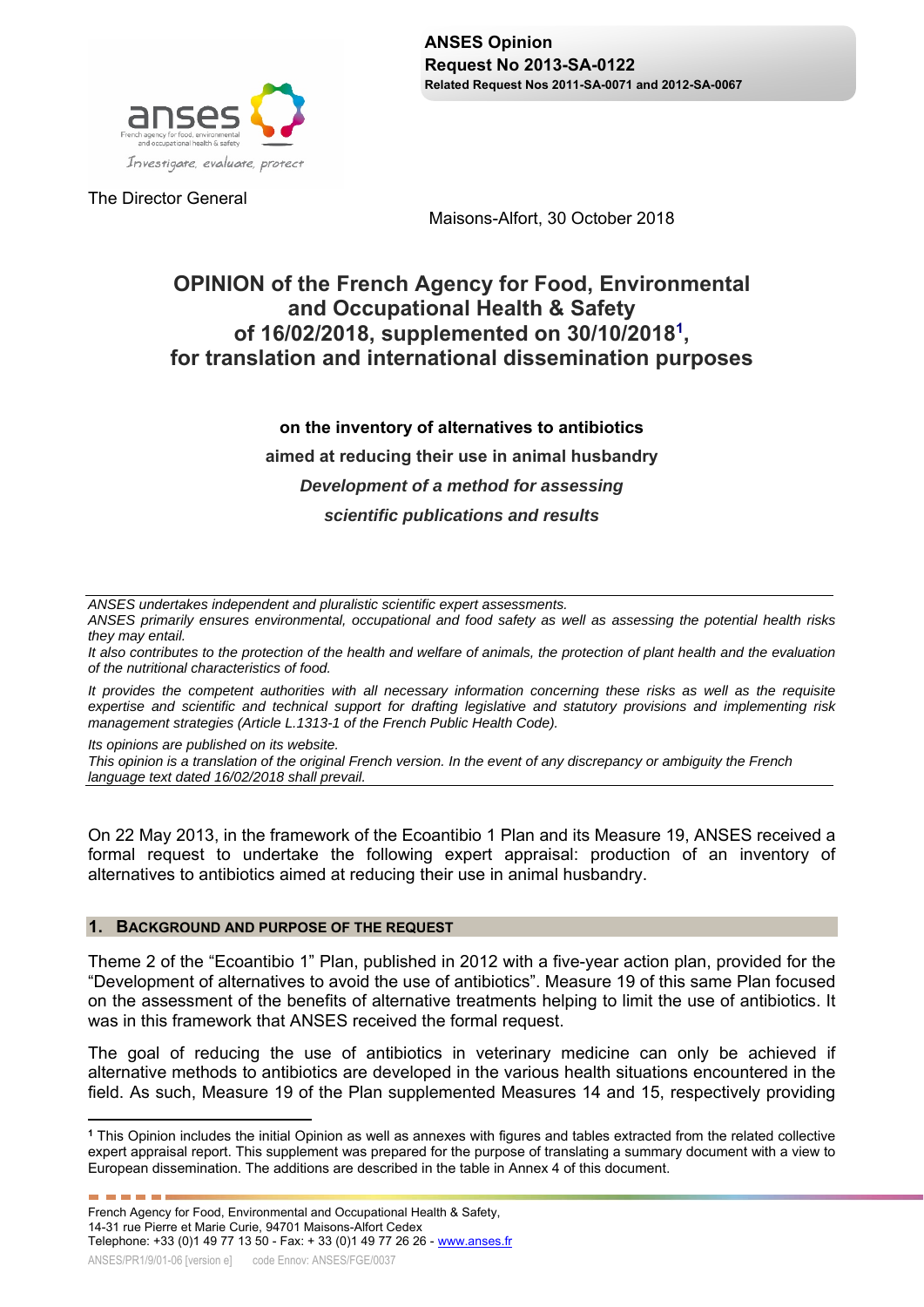**ANSES Opinion**
**Request No 2013-SA-0122**
**Related Request Nos 2011-SA-0071 and 2012-SA-0067**

The Director General

Maisons-Alfort, 30 October 2018

# OPINION of the French Agency for Food, Environmental and Occupational Health & Safety of 16/02/2018, supplemented on 30/10/2018[1], for translation and international dissemination purposes

**on the inventory of alternatives to antibiotics**

**aimed at reducing their use in animal husbandry**

***Development of a method for assessing***

***scientific publications and results***

---

*ANSES undertakes independent and pluralistic scientific expert assessments.*

*ANSES primarily ensures environmental, occupational and food safety as well as assessing the potential health risks they may entail.*

*It also contributes to the protection of the health and welfare of animals, the protection of plant health and the evaluation of the nutritional characteristics of food.*

*It provides the competent authorities with all necessary information concerning these risks as well as the requisite expertise and scientific and technical support for drafting legislative and statutory provisions and implementing risk management strategies (Article L.1313-1 of the French Public Health Code).*

*Its opinions are published on its website.*

*This opinion is a translation of the original French version. In the event of any discrepancy or ambiguity the French language text dated 16/02/2018 shall prevail.*

---

On 22 May 2013, in the framework of the Ecoantibio 1 Plan and its Measure 19, ANSES received a formal request to undertake the following expert appraisal: production of an inventory of alternatives to antibiotics aimed at reducing their use in animal husbandry.

## 1. BACKGROUND AND PURPOSE OF THE REQUEST

Theme 2 of the "Ecoantibio 1" Plan, published in 2012 with a five-year action plan, provided for the "Development of alternatives to avoid the use of antibiotics". Measure 19 of this same Plan focused on the assessment of the benefits of alternative treatments helping to limit the use of antibiotics. It was in this framework that ANSES received the formal request.

The goal of reducing the use of antibiotics in veterinary medicine can only be achieved if alternative methods to antibiotics are developed in the various health situations encountered in the field. As such, Measure 19 of the Plan supplemented Measures 14 and 15, respectively providing

---

[1] This Opinion includes the initial Opinion as well as annexes with figures and tables extracted from the related collective expert appraisal report. This supplement was prepared for the purpose of translating a summary document with a view to European dissemination. The additions are described in the table in Annex 4 of this document.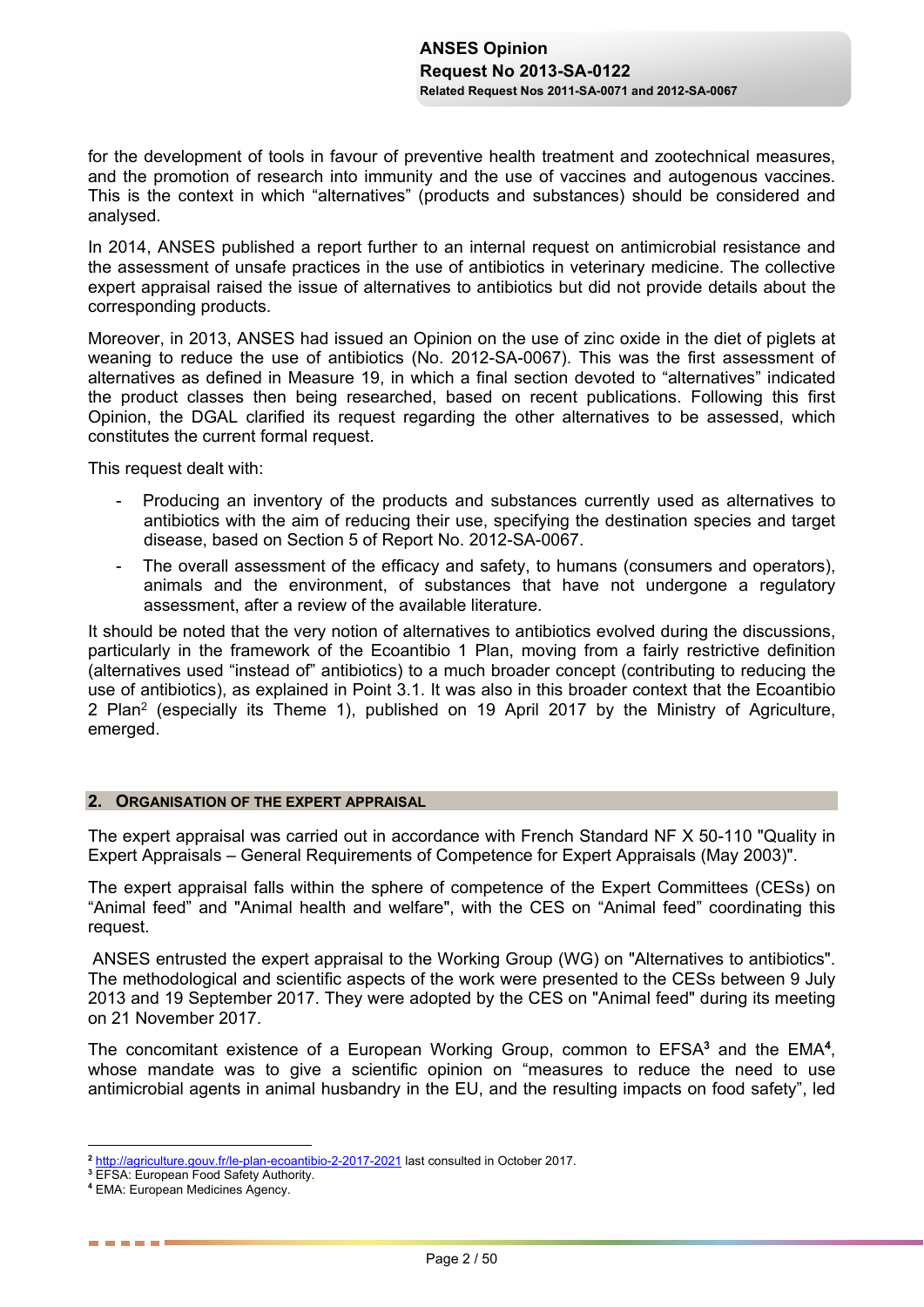for the development of tools in favour of preventive health treatment and zootechnical measures, and the promotion of research into immunity and the use of vaccines and autogenous vaccines. This is the context in which "alternatives" (products and substances) should be considered and analysed.

In 2014, ANSES published a report further to an internal request on antimicrobial resistance and the assessment of unsafe practices in the use of antibiotics in veterinary medicine. The collective expert appraisal raised the issue of alternatives to antibiotics but did not provide details about the corresponding products.

Moreover, in 2013, ANSES had issued an Opinion on the use of zinc oxide in the diet of piglets at weaning to reduce the use of antibiotics (No. 2012-SA-0067). This was the first assessment of alternatives as defined in Measure 19, in which a final section devoted to "alternatives" indicated the product classes then being researched, based on recent publications. Following this first Opinion, the DGAL clarified its request regarding the other alternatives to be assessed, which constitutes the current formal request.

This request dealt with:

- Producing an inventory of the products and substances currently used as alternatives to antibiotics with the aim of reducing their use, specifying the destination species and target disease, based on Section 5 of Report No. 2012-SA-0067.
- The overall assessment of the efficacy and safety, to humans (consumers and operators), animals and the environment, of substances that have not undergone a regulatory assessment, after a review of the available literature.

It should be noted that the very notion of alternatives to antibiotics evolved during the discussions, particularly in the framework of the Ecoantibio 1 Plan, moving from a fairly restrictive definition (alternatives used "instead of" antibiotics) to a much broader concept (contributing to reducing the use of antibiotics), as explained in Point 3.1. It was also in this broader context that the Ecoantibio 2 Plan[2] (especially its Theme 1), published on 19 April 2017 by the Ministry of Agriculture, emerged.

## 2. Organisation of the expert appraisal

The expert appraisal was carried out in accordance with French Standard NF X 50-110 "Quality in Expert Appraisals – General Requirements of Competence for Expert Appraisals (May 2003)".

The expert appraisal falls within the sphere of competence of the Expert Committees (CESs) on "Animal feed" and "Animal health and welfare", with the CES on "Animal feed" coordinating this request.

ANSES entrusted the expert appraisal to the Working Group (WG) on "Alternatives to antibiotics". The methodological and scientific aspects of the work were presented to the CESs between 9 July 2013 and 19 September 2017. They were adopted by the CES on "Animal feed" during its meeting on 21 November 2017.

The concomitant existence of a European Working Group, common to EFSA[3] and the EMA[4], whose mandate was to give a scientific opinion on "measures to reduce the need to use antimicrobial agents in animal husbandry in the EU, and the resulting impacts on food safety", led

---

[2] http://agriculture.gouv.fr/le-plan-ecoantibio-2-2017-2021 last consulted in October 2017.

[3] EFSA: European Food Safety Authority.

[4] EMA: European Medicines Agency.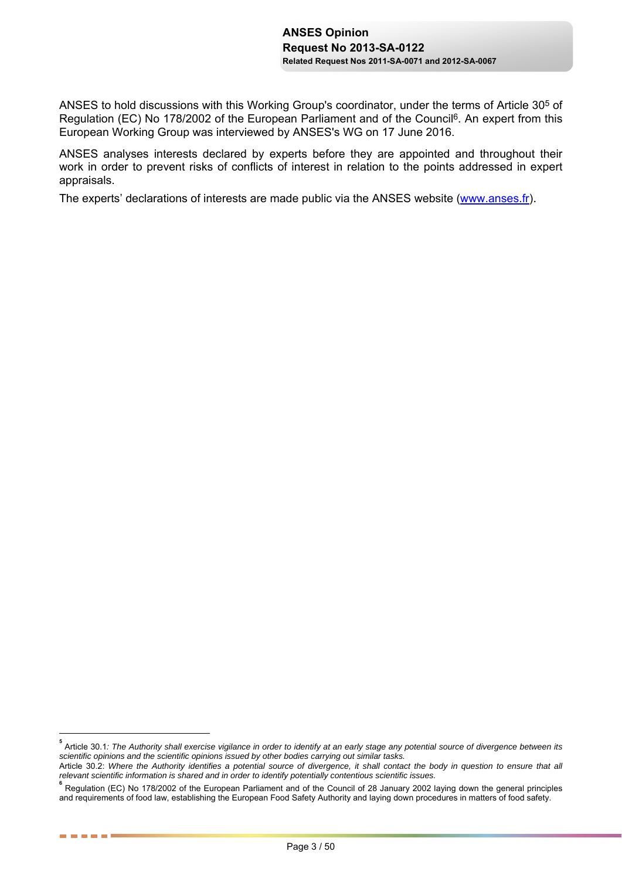ANSES to hold discussions with this Working Group's coordinator, under the terms of Article 30[5] of Regulation (EC) No 178/2002 of the European Parliament and of the Council[6]. An expert from this European Working Group was interviewed by ANSES's WG on 17 June 2016.

ANSES analyses interests declared by experts before they are appointed and throughout their work in order to prevent risks of conflicts of interest in relation to the points addressed in expert appraisals.

The experts' declarations of interests are made public via the ANSES website (www.anses.fr).

---

[5] Article 30.1*: The Authority shall exercise vigilance in order to identify at an early stage any potential source of divergence between its scientific opinions and the scientific opinions issued by other bodies carrying out similar tasks.*
Article 30.2: *Where the Authority identifies a potential source of divergence, it shall contact the body in question to ensure that all relevant scientific information is shared and in order to identify potentially contentious scientific issues.*

[6] Regulation (EC) No 178/2002 of the European Parliament and of the Council of 28 January 2002 laying down the general principles and requirements of food law, establishing the European Food Safety Authority and laying down procedures in matters of food safety.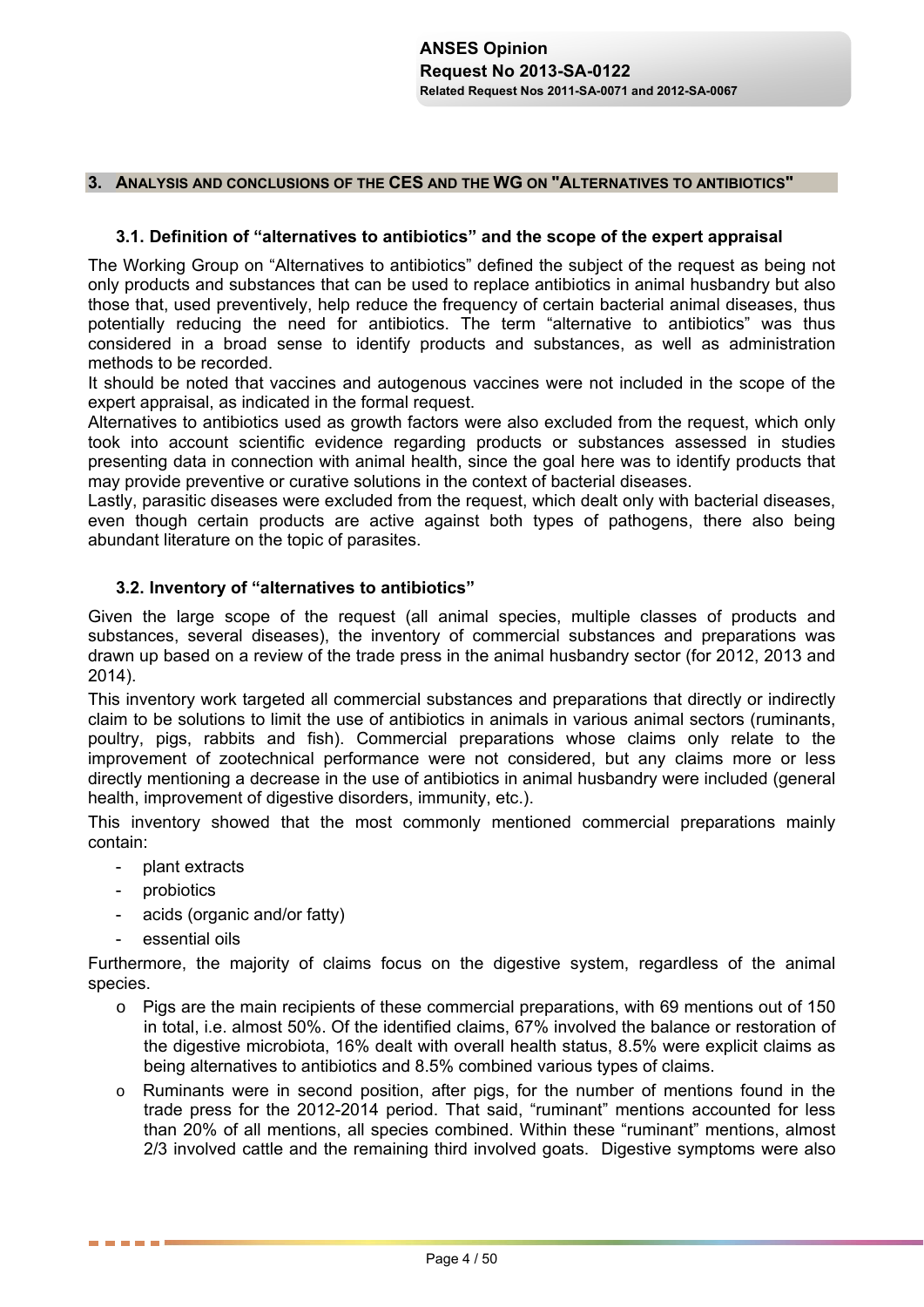## 3. Analysis and conclusions of the CES and the WG on "Alternatives to antibiotics"

### 3.1. Definition of "alternatives to antibiotics" and the scope of the expert appraisal

The Working Group on "Alternatives to antibiotics" defined the subject of the request as being not only products and substances that can be used to replace antibiotics in animal husbandry but also those that, used preventively, help reduce the frequency of certain bacterial animal diseases, thus potentially reducing the need for antibiotics. The term "alternative to antibiotics" was thus considered in a broad sense to identify products and substances, as well as administration methods to be recorded.

It should be noted that vaccines and autogenous vaccines were not included in the scope of the expert appraisal, as indicated in the formal request.

Alternatives to antibiotics used as growth factors were also excluded from the request, which only took into account scientific evidence regarding products or substances assessed in studies presenting data in connection with animal health, since the goal here was to identify products that may provide preventive or curative solutions in the context of bacterial diseases.

Lastly, parasitic diseases were excluded from the request, which dealt only with bacterial diseases, even though certain products are active against both types of pathogens, there also being abundant literature on the topic of parasites.

### 3.2. Inventory of "alternatives to antibiotics"

Given the large scope of the request (all animal species, multiple classes of products and substances, several diseases), the inventory of commercial substances and preparations was drawn up based on a review of the trade press in the animal husbandry sector (for 2012, 2013 and 2014).

This inventory work targeted all commercial substances and preparations that directly or indirectly claim to be solutions to limit the use of antibiotics in animals in various animal sectors (ruminants, poultry, pigs, rabbits and fish). Commercial preparations whose claims only relate to the improvement of zootechnical performance were not considered, but any claims more or less directly mentioning a decrease in the use of antibiotics in animal husbandry were included (general health, improvement of digestive disorders, immunity, etc.).

This inventory showed that the most commonly mentioned commercial preparations mainly contain:

- plant extracts
- probiotics
- acids (organic and/or fatty)
- essential oils

Furthermore, the majority of claims focus on the digestive system, regardless of the animal species.

- Pigs are the main recipients of these commercial preparations, with 69 mentions out of 150 in total, i.e. almost 50%. Of the identified claims, 67% involved the balance or restoration of the digestive microbiota, 16% dealt with overall health status, 8.5% were explicit claims as being alternatives to antibiotics and 8.5% combined various types of claims.
- Ruminants were in second position, after pigs, for the number of mentions found in the trade press for the 2012-2014 period. That said, "ruminant" mentions accounted for less than 20% of all mentions, all species combined. Within these "ruminant" mentions, almost 2/3 involved cattle and the remaining third involved goats. Digestive symptoms were also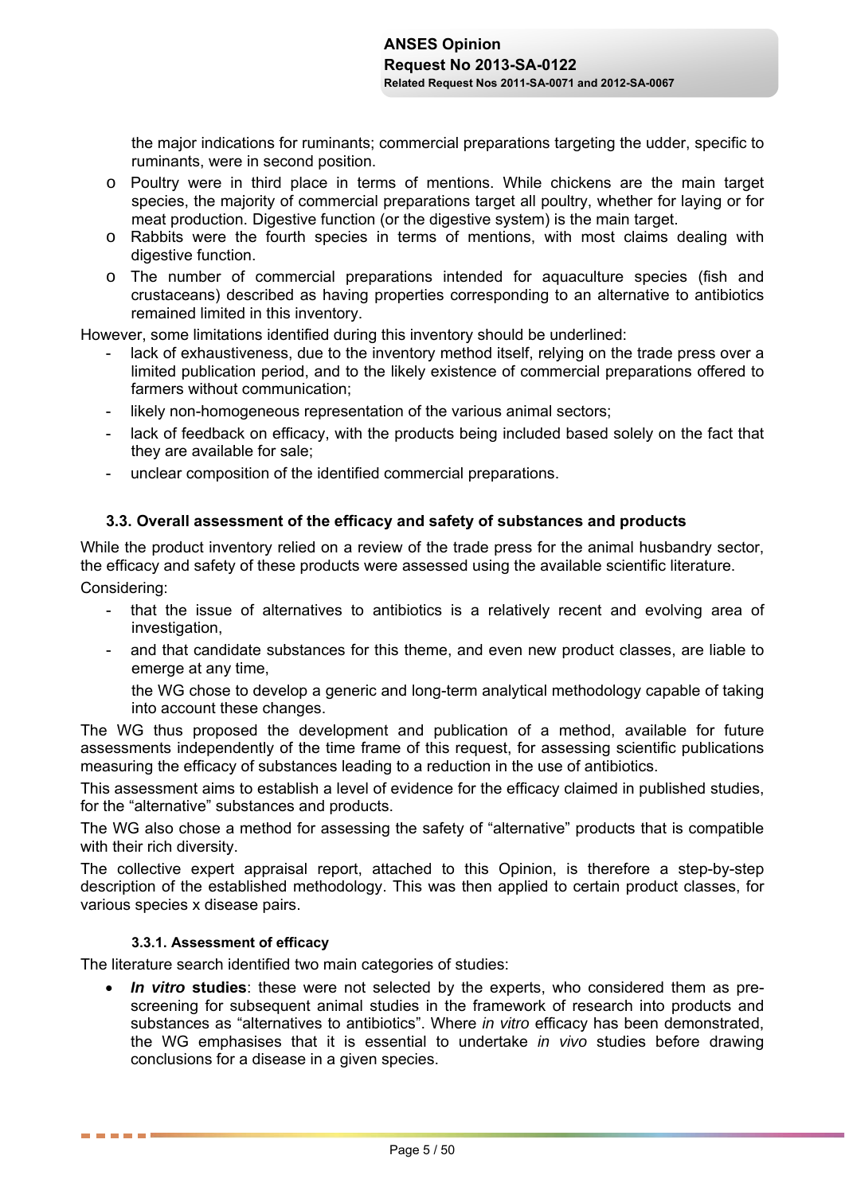the major indications for ruminants; commercial preparations targeting the udder, specific to ruminants, were in second position.

- Poultry were in third place in terms of mentions. While chickens are the main target species, the majority of commercial preparations target all poultry, whether for laying or for meat production. Digestive function (or the digestive system) is the main target.
- Rabbits were the fourth species in terms of mentions, with most claims dealing with digestive function.
- The number of commercial preparations intended for aquaculture species (fish and crustaceans) described as having properties corresponding to an alternative to antibiotics remained limited in this inventory.

However, some limitations identified during this inventory should be underlined:

- lack of exhaustiveness, due to the inventory method itself, relying on the trade press over a limited publication period, and to the likely existence of commercial preparations offered to farmers without communication;
- likely non-homogeneous representation of the various animal sectors;
- lack of feedback on efficacy, with the products being included based solely on the fact that they are available for sale;
- unclear composition of the identified commercial preparations.

### 3.3. Overall assessment of the efficacy and safety of substances and products

While the product inventory relied on a review of the trade press for the animal husbandry sector, the efficacy and safety of these products were assessed using the available scientific literature.

Considering:

- that the issue of alternatives to antibiotics is a relatively recent and evolving area of investigation,
- and that candidate substances for this theme, and even new product classes, are liable to emerge at any time,

  the WG chose to develop a generic and long-term analytical methodology capable of taking into account these changes.

The WG thus proposed the development and publication of a method, available for future assessments independently of the time frame of this request, for assessing scientific publications measuring the efficacy of substances leading to a reduction in the use of antibiotics.

This assessment aims to establish a level of evidence for the efficacy claimed in published studies, for the "alternative" substances and products.

The WG also chose a method for assessing the safety of "alternative" products that is compatible with their rich diversity.

The collective expert appraisal report, attached to this Opinion, is therefore a step-by-step description of the established methodology. This was then applied to certain product classes, for various species x disease pairs.

#### 3.3.1. Assessment of efficacy

The literature search identified two main categories of studies:

- ***In vitro* studies**: these were not selected by the experts, who considered them as pre-screening for subsequent animal studies in the framework of research into products and substances as "alternatives to antibiotics". Where *in vitro* efficacy has been demonstrated, the WG emphasises that it is essential to undertake *in vivo* studies before drawing conclusions for a disease in a given species.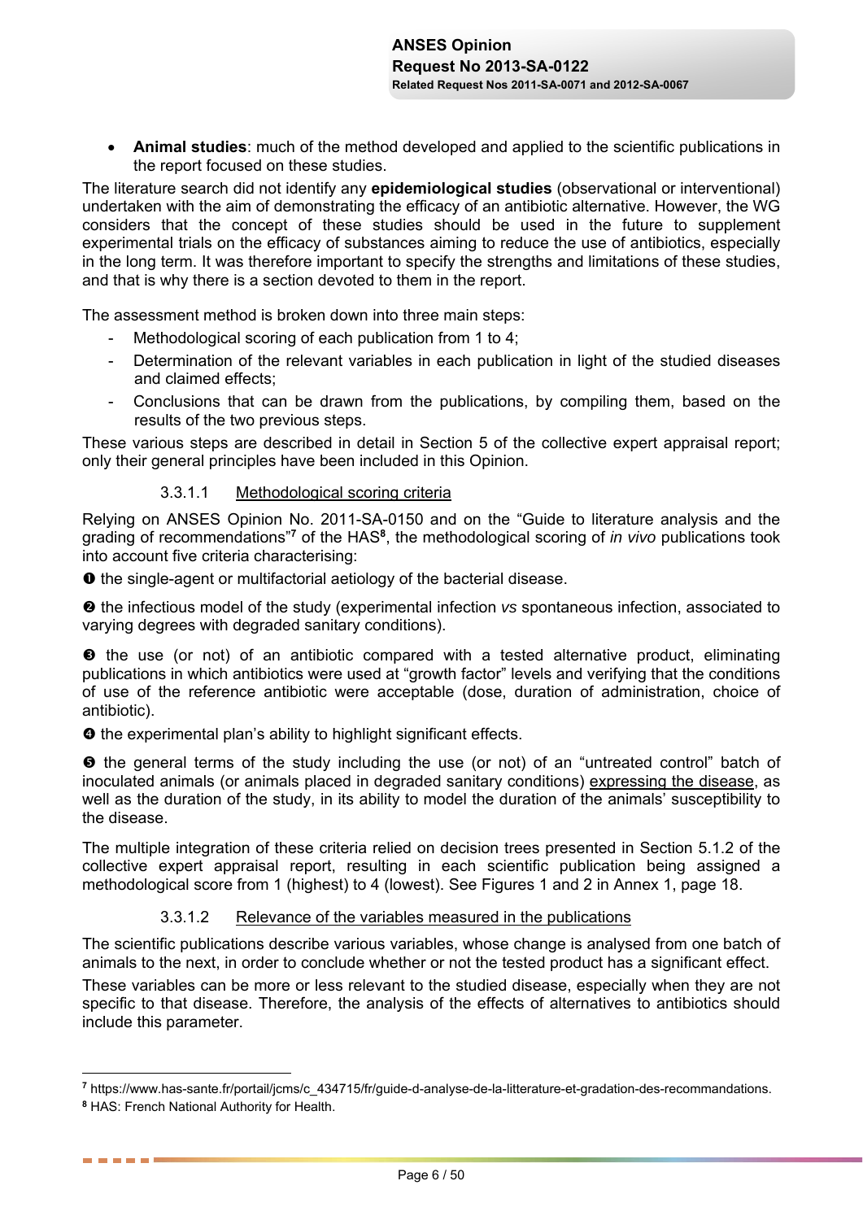- **Animal studies**: much of the method developed and applied to the scientific publications in the report focused on these studies.

The literature search did not identify any **epidemiological studies** (observational or interventional) undertaken with the aim of demonstrating the efficacy of an antibiotic alternative. However, the WG considers that the concept of these studies should be used in the future to supplement experimental trials on the efficacy of substances aiming to reduce the use of antibiotics, especially in the long term. It was therefore important to specify the strengths and limitations of these studies, and that is why there is a section devoted to them in the report.

The assessment method is broken down into three main steps:

- Methodological scoring of each publication from 1 to 4;
- Determination of the relevant variables in each publication in light of the studied diseases and claimed effects;
- Conclusions that can be drawn from the publications, by compiling them, based on the results of the two previous steps.

These various steps are described in detail in Section 5 of the collective expert appraisal report; only their general principles have been included in this Opinion.

#### 3.3.1.1 Methodological scoring criteria

Relying on ANSES Opinion No. 2011-SA-0150 and on the "Guide to literature analysis and the grading of recommendations"[7] of the HAS[8], the methodological scoring of *in vivo* publications took into account five criteria characterising:

➊ the single-agent or multifactorial aetiology of the bacterial disease.

➋ the infectious model of the study (experimental infection *vs* spontaneous infection, associated to varying degrees with degraded sanitary conditions).

➌ the use (or not) of an antibiotic compared with a tested alternative product, eliminating publications in which antibiotics were used at "growth factor" levels and verifying that the conditions of use of the reference antibiotic were acceptable (dose, duration of administration, choice of antibiotic).

➍ the experimental plan's ability to highlight significant effects.

➎ the general terms of the study including the use (or not) of an "untreated control" batch of inoculated animals (or animals placed in degraded sanitary conditions) expressing the disease, as well as the duration of the study, in its ability to model the duration of the animals' susceptibility to the disease.

The multiple integration of these criteria relied on decision trees presented in Section 5.1.2 of the collective expert appraisal report, resulting in each scientific publication being assigned a methodological score from 1 (highest) to 4 (lowest). See Figures 1 and 2 in Annex 1, page 18.

#### 3.3.1.2 Relevance of the variables measured in the publications

The scientific publications describe various variables, whose change is analysed from one batch of animals to the next, in order to conclude whether or not the tested product has a significant effect.

These variables can be more or less relevant to the studied disease, especially when they are not specific to that disease. Therefore, the analysis of the effects of alternatives to antibiotics should include this parameter.

---

[7] https://www.has-sante.fr/portail/jcms/c_434715/fr/guide-d-analyse-de-la-litterature-et-gradation-des-recommandations.

[8] HAS: French National Authority for Health.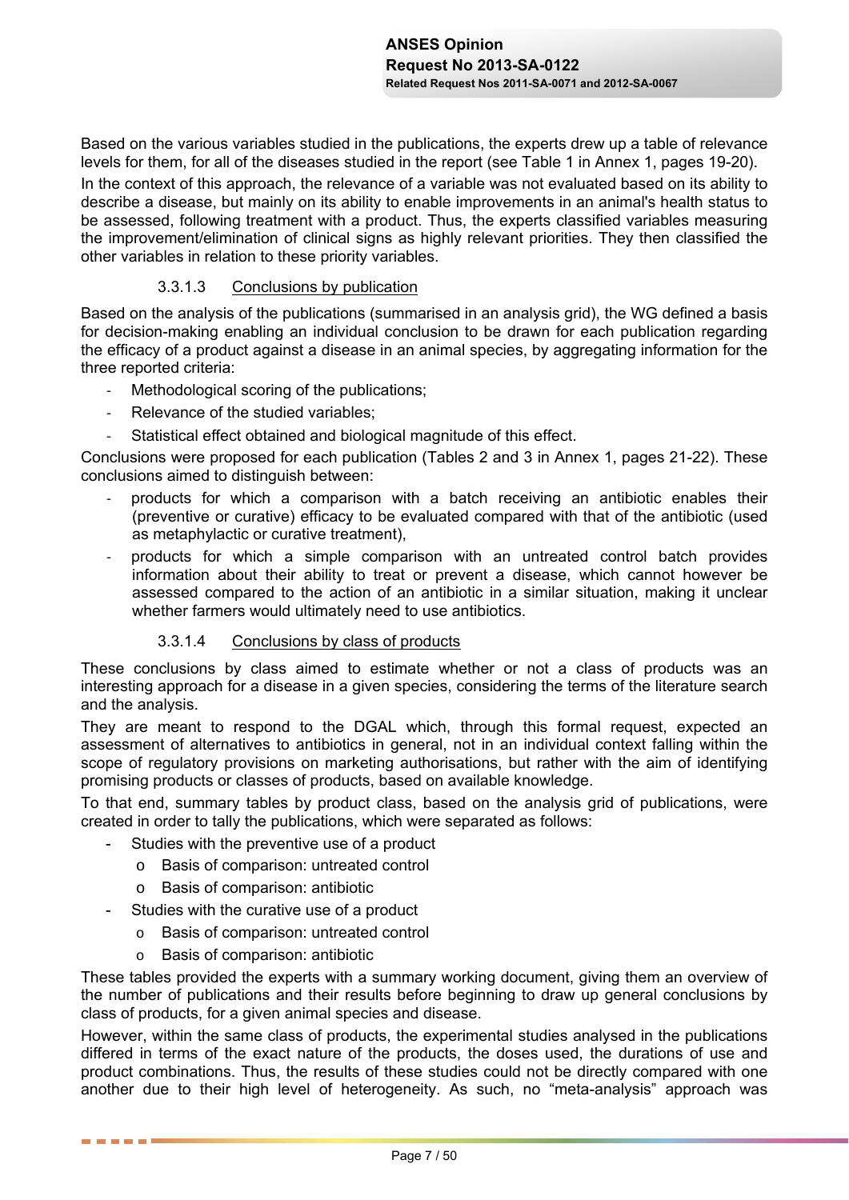Based on the various variables studied in the publications, the experts drew up a table of relevance levels for them, for all of the diseases studied in the report (see Table 1 in Annex 1, pages 19-20).

In the context of this approach, the relevance of a variable was not evaluated based on its ability to describe a disease, but mainly on its ability to enable improvements in an animal's health status to be assessed, following treatment with a product. Thus, the experts classified variables measuring the improvement/elimination of clinical signs as highly relevant priorities. They then classified the other variables in relation to these priority variables.

#### 3.3.1.3 Conclusions by publication

Based on the analysis of the publications (summarised in an analysis grid), the WG defined a basis for decision-making enabling an individual conclusion to be drawn for each publication regarding the efficacy of a product against a disease in an animal species, by aggregating information for the three reported criteria:

- Methodological scoring of the publications;
- Relevance of the studied variables;
- Statistical effect obtained and biological magnitude of this effect.

Conclusions were proposed for each publication (Tables 2 and 3 in Annex 1, pages 21-22). These conclusions aimed to distinguish between:

- products for which a comparison with a batch receiving an antibiotic enables their (preventive or curative) efficacy to be evaluated compared with that of the antibiotic (used as metaphylactic or curative treatment),
- products for which a simple comparison with an untreated control batch provides information about their ability to treat or prevent a disease, which cannot however be assessed compared to the action of an antibiotic in a similar situation, making it unclear whether farmers would ultimately need to use antibiotics.

#### 3.3.1.4 Conclusions by class of products

These conclusions by class aimed to estimate whether or not a class of products was an interesting approach for a disease in a given species, considering the terms of the literature search and the analysis.

They are meant to respond to the DGAL which, through this formal request, expected an assessment of alternatives to antibiotics in general, not in an individual context falling within the scope of regulatory provisions on marketing authorisations, but rather with the aim of identifying promising products or classes of products, based on available knowledge.

To that end, summary tables by product class, based on the analysis grid of publications, were created in order to tally the publications, which were separated as follows:

- Studies with the preventive use of a product
  - Basis of comparison: untreated control
  - Basis of comparison: antibiotic
- Studies with the curative use of a product
  - Basis of comparison: untreated control
  - Basis of comparison: antibiotic

These tables provided the experts with a summary working document, giving them an overview of the number of publications and their results before beginning to draw up general conclusions by class of products, for a given animal species and disease.

However, within the same class of products, the experimental studies analysed in the publications differed in terms of the exact nature of the products, the doses used, the durations of use and product combinations. Thus, the results of these studies could not be directly compared with one another due to their high level of heterogeneity. As such, no "meta-analysis" approach was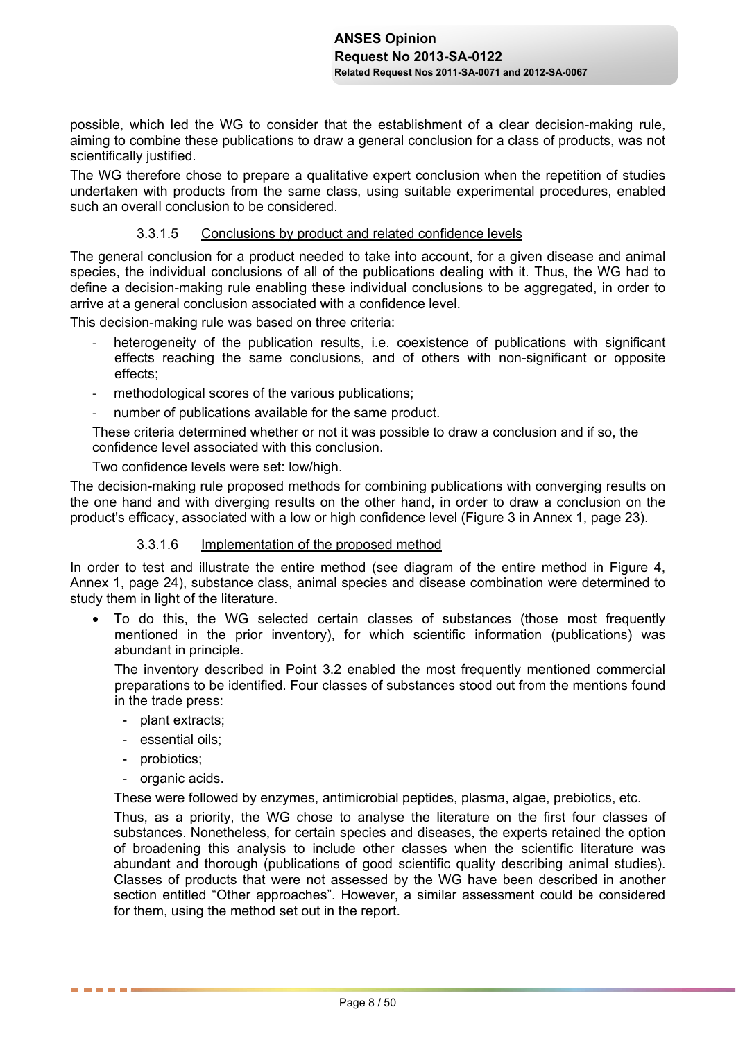possible, which led the WG to consider that the establishment of a clear decision-making rule, aiming to combine these publications to draw a general conclusion for a class of products, was not scientifically justified.

The WG therefore chose to prepare a qualitative expert conclusion when the repetition of studies undertaken with products from the same class, using suitable experimental procedures, enabled such an overall conclusion to be considered.

#### 3.3.1.5 Conclusions by product and related confidence levels

The general conclusion for a product needed to take into account, for a given disease and animal species, the individual conclusions of all of the publications dealing with it. Thus, the WG had to define a decision-making rule enabling these individual conclusions to be aggregated, in order to arrive at a general conclusion associated with a confidence level.

This decision-making rule was based on three criteria:

- heterogeneity of the publication results, i.e. coexistence of publications with significant effects reaching the same conclusions, and of others with non-significant or opposite effects;
- methodological scores of the various publications;
- number of publications available for the same product.

These criteria determined whether or not it was possible to draw a conclusion and if so, the confidence level associated with this conclusion.

Two confidence levels were set: low/high.

The decision-making rule proposed methods for combining publications with converging results on the one hand and with diverging results on the other hand, in order to draw a conclusion on the product's efficacy, associated with a low or high confidence level (Figure 3 in Annex 1, page 23).

#### 3.3.1.6 Implementation of the proposed method

In order to test and illustrate the entire method (see diagram of the entire method in Figure 4, Annex 1, page 24), substance class, animal species and disease combination were determined to study them in light of the literature.

- To do this, the WG selected certain classes of substances (those most frequently mentioned in the prior inventory), for which scientific information (publications) was abundant in principle.

  The inventory described in Point 3.2 enabled the most frequently mentioned commercial preparations to be identified. Four classes of substances stood out from the mentions found in the trade press:

  - plant extracts;
  - essential oils;
  - probiotics;
  - organic acids.

  These were followed by enzymes, antimicrobial peptides, plasma, algae, prebiotics, etc.

  Thus, as a priority, the WG chose to analyse the literature on the first four classes of substances. Nonetheless, for certain species and diseases, the experts retained the option of broadening this analysis to include other classes when the scientific literature was abundant and thorough (publications of good scientific quality describing animal studies). Classes of products that were not assessed by the WG have been described in another section entitled "Other approaches". However, a similar assessment could be considered for them, using the method set out in the report.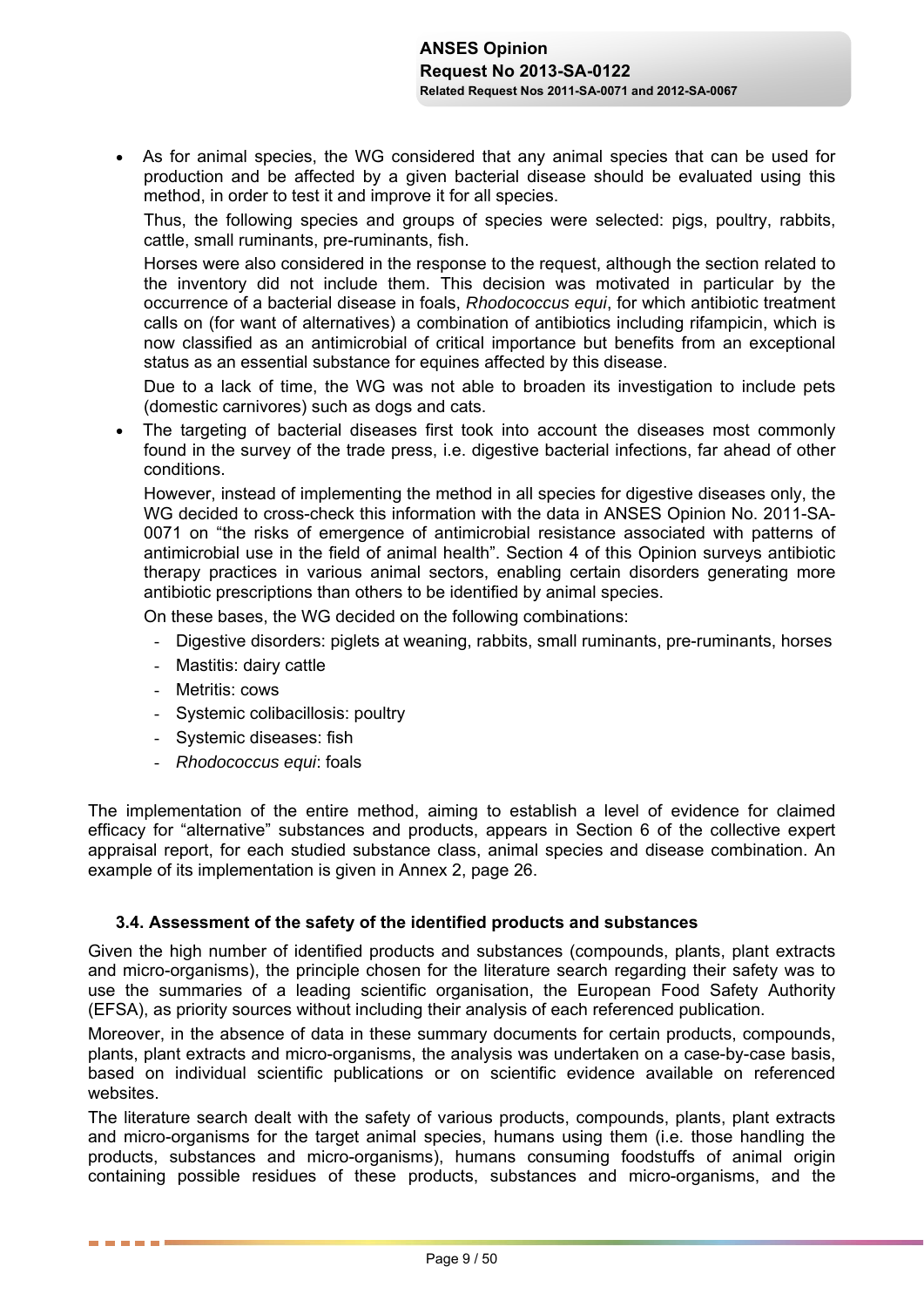- As for animal species, the WG considered that any animal species that can be used for production and be affected by a given bacterial disease should be evaluated using this method, in order to test it and improve it for all species.

  Thus, the following species and groups of species were selected: pigs, poultry, rabbits, cattle, small ruminants, pre-ruminants, fish.

  Horses were also considered in the response to the request, although the section related to the inventory did not include them. This decision was motivated in particular by the occurrence of a bacterial disease in foals, *Rhodococcus equi*, for which antibiotic treatment calls on (for want of alternatives) a combination of antibiotics including rifampicin, which is now classified as an antimicrobial of critical importance but benefits from an exceptional status as an essential substance for equines affected by this disease.

  Due to a lack of time, the WG was not able to broaden its investigation to include pets (domestic carnivores) such as dogs and cats.

- The targeting of bacterial diseases first took into account the diseases most commonly found in the survey of the trade press, i.e. digestive bacterial infections, far ahead of other conditions.

  However, instead of implementing the method in all species for digestive diseases only, the WG decided to cross-check this information with the data in ANSES Opinion No. 2011-SA-0071 on “the risks of emergence of antimicrobial resistance associated with patterns of antimicrobial use in the field of animal health”. Section 4 of this Opinion surveys antibiotic therapy practices in various animal sectors, enabling certain disorders generating more antibiotic prescriptions than others to be identified by animal species.

  On these bases, the WG decided on the following combinations:

  - Digestive disorders: piglets at weaning, rabbits, small ruminants, pre-ruminants, horses
  - Mastitis: dairy cattle
  - Metritis: cows
  - Systemic colibacillosis: poultry
  - Systemic diseases: fish
  - *Rhodococcus equi*: foals

The implementation of the entire method, aiming to establish a level of evidence for claimed efficacy for “alternative” substances and products, appears in Section 6 of the collective expert appraisal report, for each studied substance class, animal species and disease combination. An example of its implementation is given in Annex 2, page 26.

### 3.4. Assessment of the safety of the identified products and substances

Given the high number of identified products and substances (compounds, plants, plant extracts and micro-organisms), the principle chosen for the literature search regarding their safety was to use the summaries of a leading scientific organisation, the European Food Safety Authority (EFSA), as priority sources without including their analysis of each referenced publication.

Moreover, in the absence of data in these summary documents for certain products, compounds, plants, plant extracts and micro-organisms, the analysis was undertaken on a case-by-case basis, based on individual scientific publications or on scientific evidence available on referenced websites.

The literature search dealt with the safety of various products, compounds, plants, plant extracts and micro-organisms for the target animal species, humans using them (i.e. those handling the products, substances and micro-organisms), humans consuming foodstuffs of animal origin containing possible residues of these products, substances and micro-organisms, and the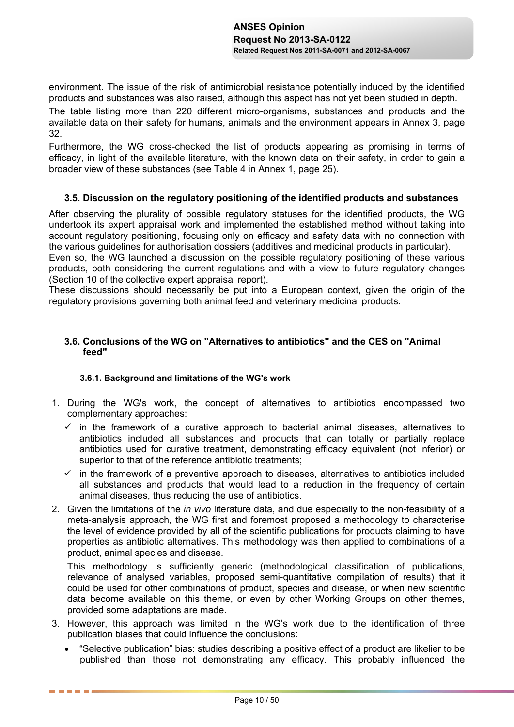environment. The issue of the risk of antimicrobial resistance potentially induced by the identified products and substances was also raised, although this aspect has not yet been studied in depth.

The table listing more than 220 different micro-organisms, substances and products and the available data on their safety for humans, animals and the environment appears in Annex 3, page 32.

Furthermore, the WG cross-checked the list of products appearing as promising in terms of efficacy, in light of the available literature, with the known data on their safety, in order to gain a broader view of these substances (see Table 4 in Annex 1, page 25).

### 3.5. Discussion on the regulatory positioning of the identified products and substances

After observing the plurality of possible regulatory statuses for the identified products, the WG undertook its expert appraisal work and implemented the established method without taking into account regulatory positioning, focusing only on efficacy and safety data with no connection with the various guidelines for authorisation dossiers (additives and medicinal products in particular).

Even so, the WG launched a discussion on the possible regulatory positioning of these various products, both considering the current regulations and with a view to future regulatory changes (Section 10 of the collective expert appraisal report).

These discussions should necessarily be put into a European context, given the origin of the regulatory provisions governing both animal feed and veterinary medicinal products.

### 3.6. Conclusions of the WG on "Alternatives to antibiotics" and the CES on "Animal feed"

#### 3.6.1. Background and limitations of the WG's work

1. During the WG's work, the concept of alternatives to antibiotics encompassed two complementary approaches:
   - ✓ in the framework of a curative approach to bacterial animal diseases, alternatives to antibiotics included all substances and products that can totally or partially replace antibiotics used for curative treatment, demonstrating efficacy equivalent (not inferior) or superior to that of the reference antibiotic treatments;
   - ✓ in the framework of a preventive approach to diseases, alternatives to antibiotics included all substances and products that would lead to a reduction in the frequency of certain animal diseases, thus reducing the use of antibiotics.
2. Given the limitations of the *in vivo* literature data, and due especially to the non-feasibility of a meta-analysis approach, the WG first and foremost proposed a methodology to characterise the level of evidence provided by all of the scientific publications for products claiming to have properties as antibiotic alternatives. This methodology was then applied to combinations of a product, animal species and disease.

   This methodology is sufficiently generic (methodological classification of publications, relevance of analysed variables, proposed semi-quantitative compilation of results) that it could be used for other combinations of product, species and disease, or when new scientific data become available on this theme, or even by other Working Groups on other themes, provided some adaptations are made.
3. However, this approach was limited in the WG's work due to the identification of three publication biases that could influence the conclusions:
   - "Selective publication" bias: studies describing a positive effect of a product are likelier to be published than those not demonstrating any efficacy. This probably influenced the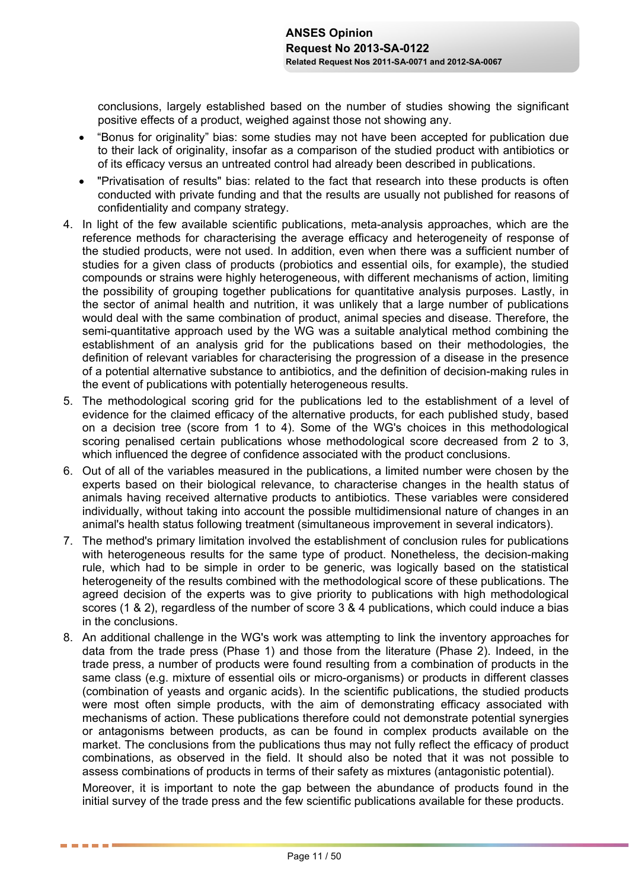conclusions, largely established based on the number of studies showing the significant positive effects of a product, weighed against those not showing any.

- "Bonus for originality" bias: some studies may not have been accepted for publication due to their lack of originality, insofar as a comparison of the studied product with antibiotics or of its efficacy versus an untreated control had already been described in publications.
- "Privatisation of results" bias: related to the fact that research into these products is often conducted with private funding and that the results are usually not published for reasons of confidentiality and company strategy.

4. In light of the few available scientific publications, meta-analysis approaches, which are the reference methods for characterising the average efficacy and heterogeneity of response of the studied products, were not used. In addition, even when there was a sufficient number of studies for a given class of products (probiotics and essential oils, for example), the studied compounds or strains were highly heterogeneous, with different mechanisms of action, limiting the possibility of grouping together publications for quantitative analysis purposes. Lastly, in the sector of animal health and nutrition, it was unlikely that a large number of publications would deal with the same combination of product, animal species and disease. Therefore, the semi-quantitative approach used by the WG was a suitable analytical method combining the establishment of an analysis grid for the publications based on their methodologies, the definition of relevant variables for characterising the progression of a disease in the presence of a potential alternative substance to antibiotics, and the definition of decision-making rules in the event of publications with potentially heterogeneous results.
5. The methodological scoring grid for the publications led to the establishment of a level of evidence for the claimed efficacy of the alternative products, for each published study, based on a decision tree (score from 1 to 4). Some of the WG's choices in this methodological scoring penalised certain publications whose methodological score decreased from 2 to 3, which influenced the degree of confidence associated with the product conclusions.
6. Out of all of the variables measured in the publications, a limited number were chosen by the experts based on their biological relevance, to characterise changes in the health status of animals having received alternative products to antibiotics. These variables were considered individually, without taking into account the possible multidimensional nature of changes in an animal's health status following treatment (simultaneous improvement in several indicators).
7. The method's primary limitation involved the establishment of conclusion rules for publications with heterogeneous results for the same type of product. Nonetheless, the decision-making rule, which had to be simple in order to be generic, was logically based on the statistical heterogeneity of the results combined with the methodological score of these publications. The agreed decision of the experts was to give priority to publications with high methodological scores (1 & 2), regardless of the number of score 3 & 4 publications, which could induce a bias in the conclusions.
8. An additional challenge in the WG's work was attempting to link the inventory approaches for data from the trade press (Phase 1) and those from the literature (Phase 2). Indeed, in the trade press, a number of products were found resulting from a combination of products in the same class (e.g. mixture of essential oils or micro-organisms) or products in different classes (combination of yeasts and organic acids). In the scientific publications, the studied products were most often simple products, with the aim of demonstrating efficacy associated with mechanisms of action. These publications therefore could not demonstrate potential synergies or antagonisms between products, as can be found in complex products available on the market. The conclusions from the publications thus may not fully reflect the efficacy of product combinations, as observed in the field. It should also be noted that it was not possible to assess combinations of products in terms of their safety as mixtures (antagonistic potential).

   Moreover, it is important to note the gap between the abundance of products found in the initial survey of the trade press and the few scientific publications available for these products.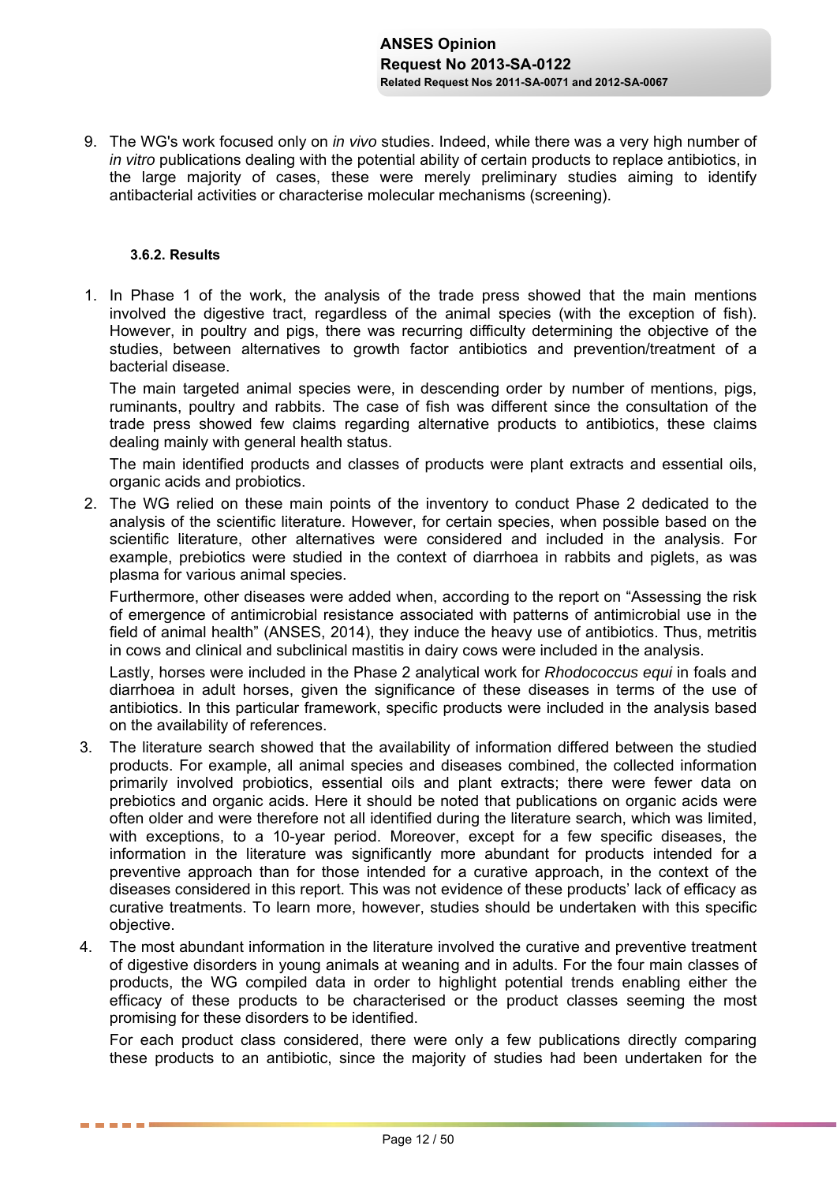9. The WG's work focused only on *in vivo* studies. Indeed, while there was a very high number of *in vitro* publications dealing with the potential ability of certain products to replace antibiotics, in the large majority of cases, these were merely preliminary studies aiming to identify antibacterial activities or characterise molecular mechanisms (screening).

#### 3.6.2. Results

1. In Phase 1 of the work, the analysis of the trade press showed that the main mentions involved the digestive tract, regardless of the animal species (with the exception of fish). However, in poultry and pigs, there was recurring difficulty determining the objective of the studies, between alternatives to growth factor antibiotics and prevention/treatment of a bacterial disease.

   The main targeted animal species were, in descending order by number of mentions, pigs, ruminants, poultry and rabbits. The case of fish was different since the consultation of the trade press showed few claims regarding alternative products to antibiotics, these claims dealing mainly with general health status.

   The main identified products and classes of products were plant extracts and essential oils, organic acids and probiotics.

2. The WG relied on these main points of the inventory to conduct Phase 2 dedicated to the analysis of the scientific literature. However, for certain species, when possible based on the scientific literature, other alternatives were considered and included in the analysis. For example, prebiotics were studied in the context of diarrhoea in rabbits and piglets, as was plasma for various animal species.

   Furthermore, other diseases were added when, according to the report on “Assessing the risk of emergence of antimicrobial resistance associated with patterns of antimicrobial use in the field of animal health” (ANSES, 2014), they induce the heavy use of antibiotics. Thus, metritis in cows and clinical and subclinical mastitis in dairy cows were included in the analysis.

   Lastly, horses were included in the Phase 2 analytical work for *Rhodococcus equi* in foals and diarrhoea in adult horses, given the significance of these diseases in terms of the use of antibiotics. In this particular framework, specific products were included in the analysis based on the availability of references.

3. The literature search showed that the availability of information differed between the studied products. For example, all animal species and diseases combined, the collected information primarily involved probiotics, essential oils and plant extracts; there were fewer data on prebiotics and organic acids. Here it should be noted that publications on organic acids were often older and were therefore not all identified during the literature search, which was limited, with exceptions, to a 10-year period. Moreover, except for a few specific diseases, the information in the literature was significantly more abundant for products intended for a preventive approach than for those intended for a curative approach, in the context of the diseases considered in this report. This was not evidence of these products' lack of efficacy as curative treatments. To learn more, however, studies should be undertaken with this specific objective.

4. The most abundant information in the literature involved the curative and preventive treatment of digestive disorders in young animals at weaning and in adults. For the four main classes of products, the WG compiled data in order to highlight potential trends enabling either the efficacy of these products to be characterised or the product classes seeming the most promising for these disorders to be identified.

   For each product class considered, there were only a few publications directly comparing these products to an antibiotic, since the majority of studies had been undertaken for the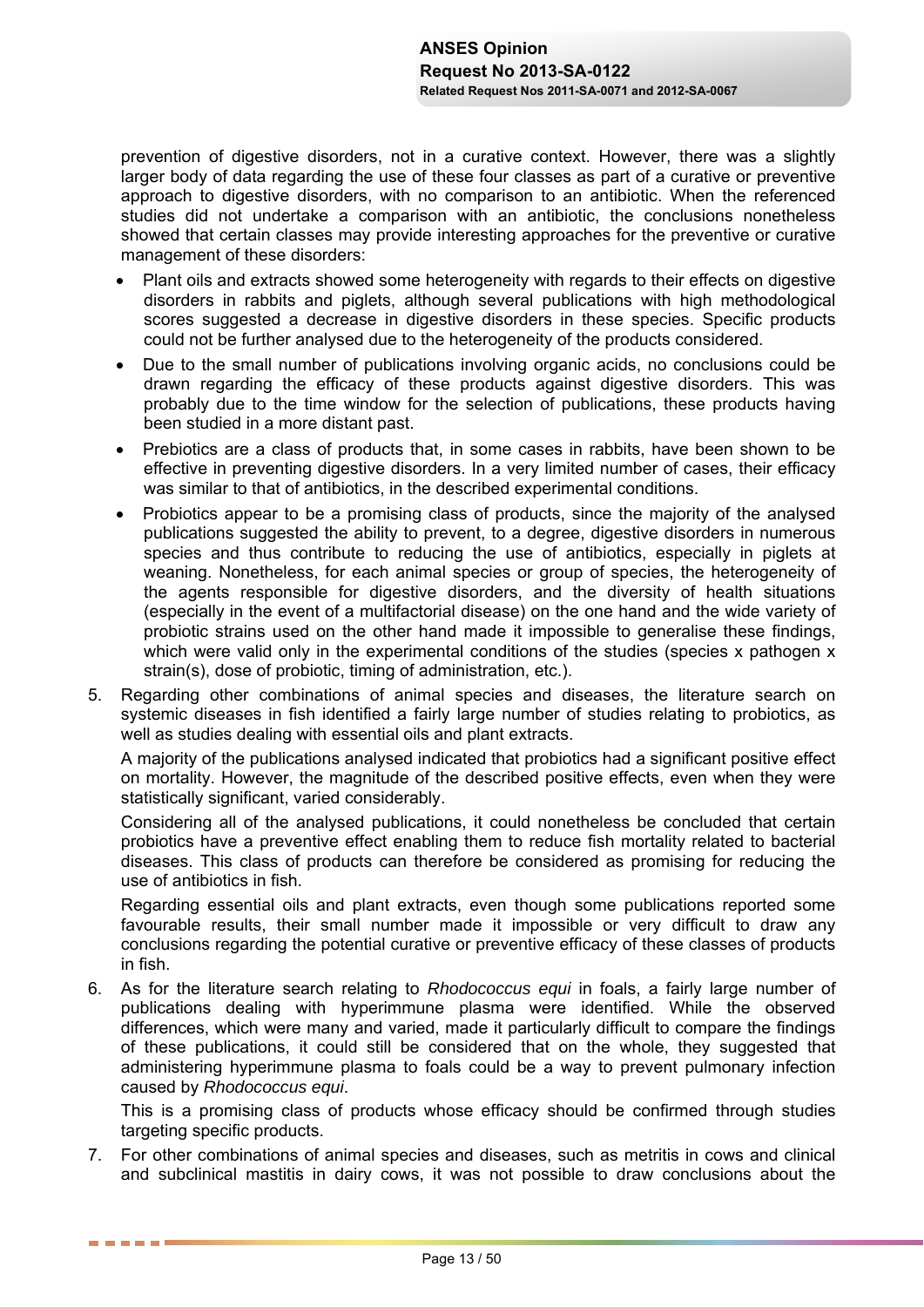prevention of digestive disorders, not in a curative context. However, there was a slightly larger body of data regarding the use of these four classes as part of a curative or preventive approach to digestive disorders, with no comparison to an antibiotic. When the referenced studies did not undertake a comparison with an antibiotic, the conclusions nonetheless showed that certain classes may provide interesting approaches for the preventive or curative management of these disorders:

- Plant oils and extracts showed some heterogeneity with regards to their effects on digestive disorders in rabbits and piglets, although several publications with high methodological scores suggested a decrease in digestive disorders in these species. Specific products could not be further analysed due to the heterogeneity of the products considered.
- Due to the small number of publications involving organic acids, no conclusions could be drawn regarding the efficacy of these products against digestive disorders. This was probably due to the time window for the selection of publications, these products having been studied in a more distant past.
- Prebiotics are a class of products that, in some cases in rabbits, have been shown to be effective in preventing digestive disorders. In a very limited number of cases, their efficacy was similar to that of antibiotics, in the described experimental conditions.
- Probiotics appear to be a promising class of products, since the majority of the analysed publications suggested the ability to prevent, to a degree, digestive disorders in numerous species and thus contribute to reducing the use of antibiotics, especially in piglets at weaning. Nonetheless, for each animal species or group of species, the heterogeneity of the agents responsible for digestive disorders, and the diversity of health situations (especially in the event of a multifactorial disease) on the one hand and the wide variety of probiotic strains used on the other hand made it impossible to generalise these findings, which were valid only in the experimental conditions of the studies (species x pathogen x strain(s), dose of probiotic, timing of administration, etc.).

5. Regarding other combinations of animal species and diseases, the literature search on systemic diseases in fish identified a fairly large number of studies relating to probiotics, as well as studies dealing with essential oils and plant extracts.

   A majority of the publications analysed indicated that probiotics had a significant positive effect on mortality. However, the magnitude of the described positive effects, even when they were statistically significant, varied considerably.

   Considering all of the analysed publications, it could nonetheless be concluded that certain probiotics have a preventive effect enabling them to reduce fish mortality related to bacterial diseases. This class of products can therefore be considered as promising for reducing the use of antibiotics in fish.

   Regarding essential oils and plant extracts, even though some publications reported some favourable results, their small number made it impossible or very difficult to draw any conclusions regarding the potential curative or preventive efficacy of these classes of products in fish.

6. As for the literature search relating to *Rhodococcus equi* in foals, a fairly large number of publications dealing with hyperimmune plasma were identified. While the observed differences, which were many and varied, made it particularly difficult to compare the findings of these publications, it could still be considered that on the whole, they suggested that administering hyperimmune plasma to foals could be a way to prevent pulmonary infection caused by *Rhodococcus equi*.

   This is a promising class of products whose efficacy should be confirmed through studies targeting specific products.

7. For other combinations of animal species and diseases, such as metritis in cows and clinical and subclinical mastitis in dairy cows, it was not possible to draw conclusions about the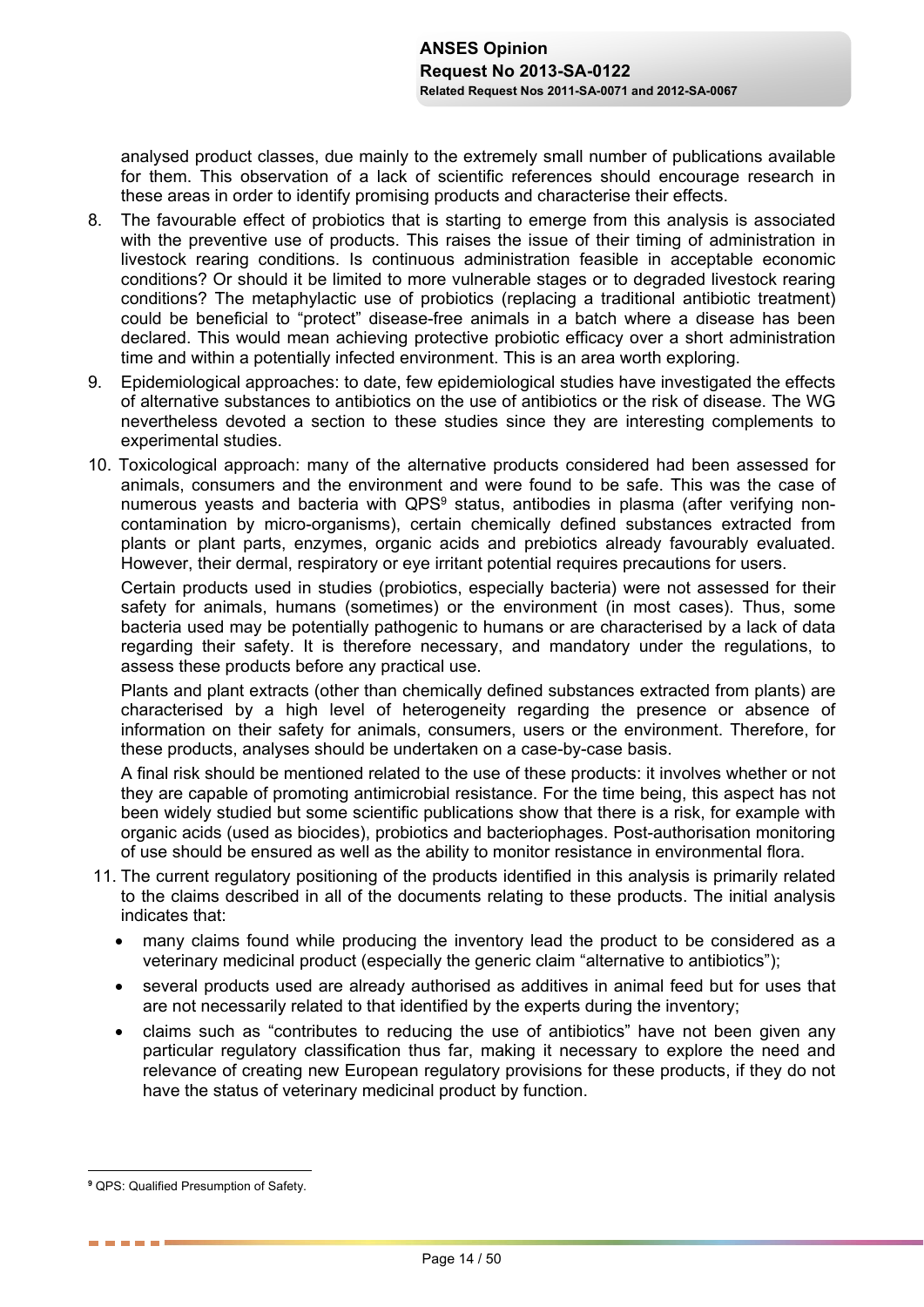analysed product classes, due mainly to the extremely small number of publications available for them. This observation of a lack of scientific references should encourage research in these areas in order to identify promising products and characterise their effects.

8. The favourable effect of probiotics that is starting to emerge from this analysis is associated with the preventive use of products. This raises the issue of their timing of administration in livestock rearing conditions. Is continuous administration feasible in acceptable economic conditions? Or should it be limited to more vulnerable stages or to degraded livestock rearing conditions? The metaphylactic use of probiotics (replacing a traditional antibiotic treatment) could be beneficial to "protect" disease-free animals in a batch where a disease has been declared. This would mean achieving protective probiotic efficacy over a short administration time and within a potentially infected environment. This is an area worth exploring.

9. Epidemiological approaches: to date, few epidemiological studies have investigated the effects of alternative substances to antibiotics on the use of antibiotics or the risk of disease. The WG nevertheless devoted a section to these studies since they are interesting complements to experimental studies.

10. Toxicological approach: many of the alternative products considered had been assessed for animals, consumers and the environment and were found to be safe. This was the case of numerous yeasts and bacteria with QPS[9] status, antibodies in plasma (after verifying non-contamination by micro-organisms), certain chemically defined substances extracted from plants or plant parts, enzymes, organic acids and prebiotics already favourably evaluated. However, their dermal, respiratory or eye irritant potential requires precautions for users.

    Certain products used in studies (probiotics, especially bacteria) were not assessed for their safety for animals, humans (sometimes) or the environment (in most cases). Thus, some bacteria used may be potentially pathogenic to humans or are characterised by a lack of data regarding their safety. It is therefore necessary, and mandatory under the regulations, to assess these products before any practical use.

    Plants and plant extracts (other than chemically defined substances extracted from plants) are characterised by a high level of heterogeneity regarding the presence or absence of information on their safety for animals, consumers, users or the environment. Therefore, for these products, analyses should be undertaken on a case-by-case basis.

    A final risk should be mentioned related to the use of these products: it involves whether or not they are capable of promoting antimicrobial resistance. For the time being, this aspect has not been widely studied but some scientific publications show that there is a risk, for example with organic acids (used as biocides), probiotics and bacteriophages. Post-authorisation monitoring of use should be ensured as well as the ability to monitor resistance in environmental flora.

11. The current regulatory positioning of the products identified in this analysis is primarily related to the claims described in all of the documents relating to these products. The initial analysis indicates that:

    - many claims found while producing the inventory lead the product to be considered as a veterinary medicinal product (especially the generic claim "alternative to antibiotics");
    - several products used are already authorised as additives in animal feed but for uses that are not necessarily related to that identified by the experts during the inventory;
    - claims such as "contributes to reducing the use of antibiotics" have not been given any particular regulatory classification thus far, making it necessary to explore the need and relevance of creating new European regulatory provisions for these products, if they do not have the status of veterinary medicinal product by function.

---

[9] QPS: Qualified Presumption of Safety.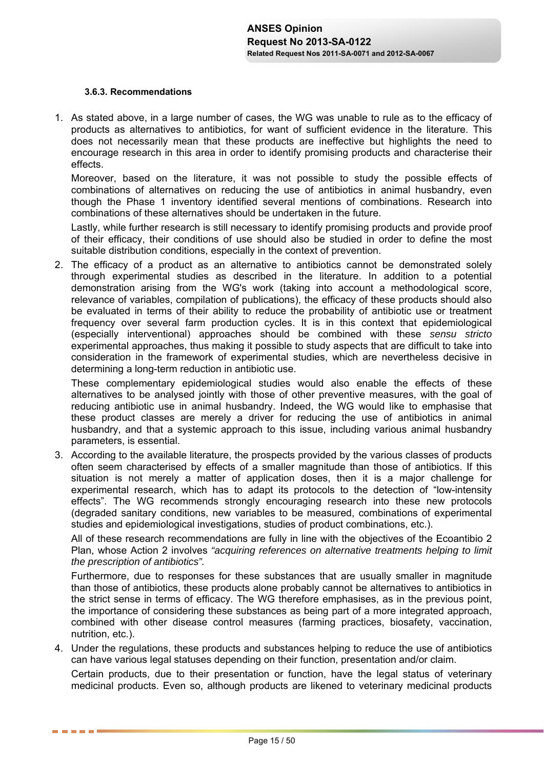### 3.6.3. Recommendations

1. As stated above, in a large number of cases, the WG was unable to rule as to the efficacy of products as alternatives to antibiotics, for want of sufficient evidence in the literature. This does not necessarily mean that these products are ineffective but highlights the need to encourage research in this area in order to identify promising products and characterise their effects.

   Moreover, based on the literature, it was not possible to study the possible effects of combinations of alternatives on reducing the use of antibiotics in animal husbandry, even though the Phase 1 inventory identified several mentions of combinations. Research into combinations of these alternatives should be undertaken in the future.

   Lastly, while further research is still necessary to identify promising products and provide proof of their efficacy, their conditions of use should also be studied in order to define the most suitable distribution conditions, especially in the context of prevention.

2. The efficacy of a product as an alternative to antibiotics cannot be demonstrated solely through experimental studies as described in the literature. In addition to a potential demonstration arising from the WG's work (taking into account a methodological score, relevance of variables, compilation of publications), the efficacy of these products should also be evaluated in terms of their ability to reduce the probability of antibiotic use or treatment frequency over several farm production cycles. It is in this context that epidemiological (especially interventional) approaches should be combined with these *sensu stricto* experimental approaches, thus making it possible to study aspects that are difficult to take into consideration in the framework of experimental studies, which are nevertheless decisive in determining a long-term reduction in antibiotic use.

   These complementary epidemiological studies would also enable the effects of these alternatives to be analysed jointly with those of other preventive measures, with the goal of reducing antibiotic use in animal husbandry. Indeed, the WG would like to emphasise that these product classes are merely a driver for reducing the use of antibiotics in animal husbandry, and that a systemic approach to this issue, including various animal husbandry parameters, is essential.

3. According to the available literature, the prospects provided by the various classes of products often seem characterised by effects of a smaller magnitude than those of antibiotics. If this situation is not merely a matter of application doses, then it is a major challenge for experimental research, which has to adapt its protocols to the detection of "low-intensity effects". The WG recommends strongly encouraging research into these new protocols (degraded sanitary conditions, new variables to be measured, combinations of experimental studies and epidemiological investigations, studies of product combinations, etc.).

   All of these research recommendations are fully in line with the objectives of the Ecoantibio 2 Plan, whose Action 2 involves *"acquiring references on alternative treatments helping to limit the prescription of antibiotics"*.

   Furthermore, due to responses for these substances that are usually smaller in magnitude than those of antibiotics, these products alone probably cannot be alternatives to antibiotics in the strict sense in terms of efficacy. The WG therefore emphasises, as in the previous point, the importance of considering these substances as being part of a more integrated approach, combined with other disease control measures (farming practices, biosafety, vaccination, nutrition, etc.).

4. Under the regulations, these products and substances helping to reduce the use of antibiotics can have various legal statuses depending on their function, presentation and/or claim.

   Certain products, due to their presentation or function, have the legal status of veterinary medicinal products. Even so, although products are likened to veterinary medicinal products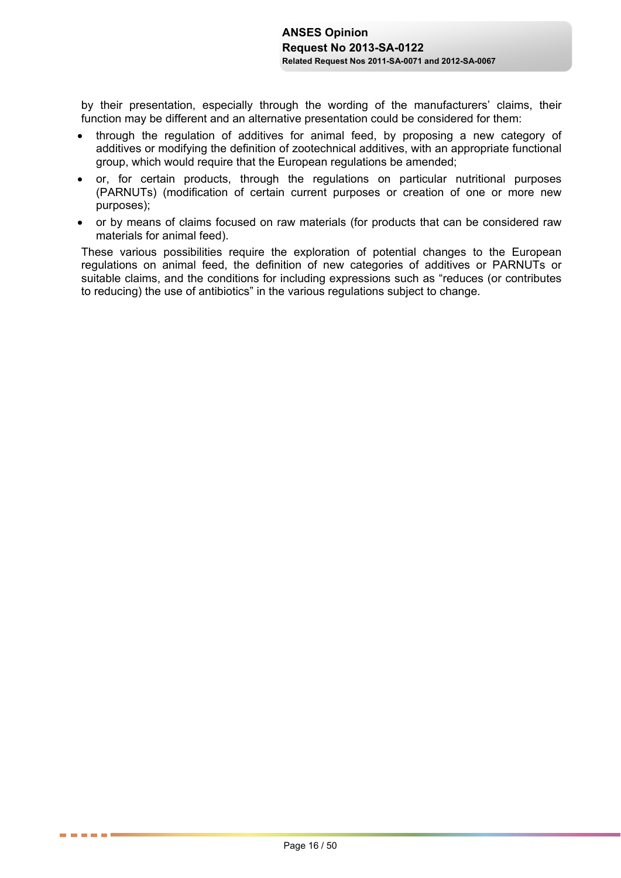by their presentation, especially through the wording of the manufacturers' claims, their function may be different and an alternative presentation could be considered for them:

- through the regulation of additives for animal feed, by proposing a new category of additives or modifying the definition of zootechnical additives, with an appropriate functional group, which would require that the European regulations be amended;
- or, for certain products, through the regulations on particular nutritional purposes (PARNUTs) (modification of certain current purposes or creation of one or more new purposes);
- or by means of claims focused on raw materials (for products that can be considered raw materials for animal feed).

These various possibilities require the exploration of potential changes to the European regulations on animal feed, the definition of new categories of additives or PARNUTs or suitable claims, and the conditions for including expressions such as "reduces (or contributes to reducing) the use of antibiotics" in the various regulations subject to change.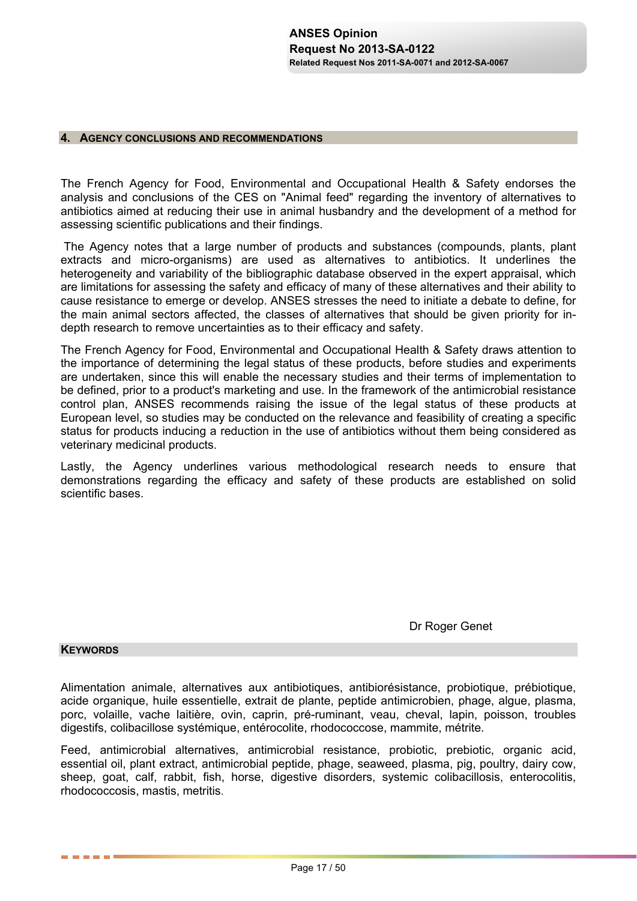## 4. AGENCY CONCLUSIONS AND RECOMMENDATIONS

The French Agency for Food, Environmental and Occupational Health & Safety endorses the analysis and conclusions of the CES on "Animal feed" regarding the inventory of alternatives to antibiotics aimed at reducing their use in animal husbandry and the development of a method for assessing scientific publications and their findings.

The Agency notes that a large number of products and substances (compounds, plants, plant extracts and micro-organisms) are used as alternatives to antibiotics. It underlines the heterogeneity and variability of the bibliographic database observed in the expert appraisal, which are limitations for assessing the safety and efficacy of many of these alternatives and their ability to cause resistance to emerge or develop. ANSES stresses the need to initiate a debate to define, for the main animal sectors affected, the classes of alternatives that should be given priority for in-depth research to remove uncertainties as to their efficacy and safety.

The French Agency for Food, Environmental and Occupational Health & Safety draws attention to the importance of determining the legal status of these products, before studies and experiments are undertaken, since this will enable the necessary studies and their terms of implementation to be defined, prior to a product's marketing and use. In the framework of the antimicrobial resistance control plan, ANSES recommends raising the issue of the legal status of these products at European level, so studies may be conducted on the relevance and feasibility of creating a specific status for products inducing a reduction in the use of antibiotics without them being considered as veterinary medicinal products.

Lastly, the Agency underlines various methodological research needs to ensure that demonstrations regarding the efficacy and safety of these products are established on solid scientific bases.

Dr Roger Genet

## KEYWORDS

Alimentation animale, alternatives aux antibiotiques, antibiorésistance, probiotique, prébiotique, acide organique, huile essentielle, extrait de plante, peptide antimicrobien, phage, algue, plasma, porc, volaille, vache laitière, ovin, caprin, pré-ruminant, veau, cheval, lapin, poisson, troubles digestifs, colibacillose systémique, entérocolite, rhodococcose, mammite, métrite.

Feed, antimicrobial alternatives, antimicrobial resistance, probiotic, prebiotic, organic acid, essential oil, plant extract, antimicrobial peptide, phage, seaweed, plasma, pig, poultry, dairy cow, sheep, goat, calf, rabbit, fish, horse, digestive disorders, systemic colibacillosis, enterocolitis, rhodococcosis, mastis, metritis.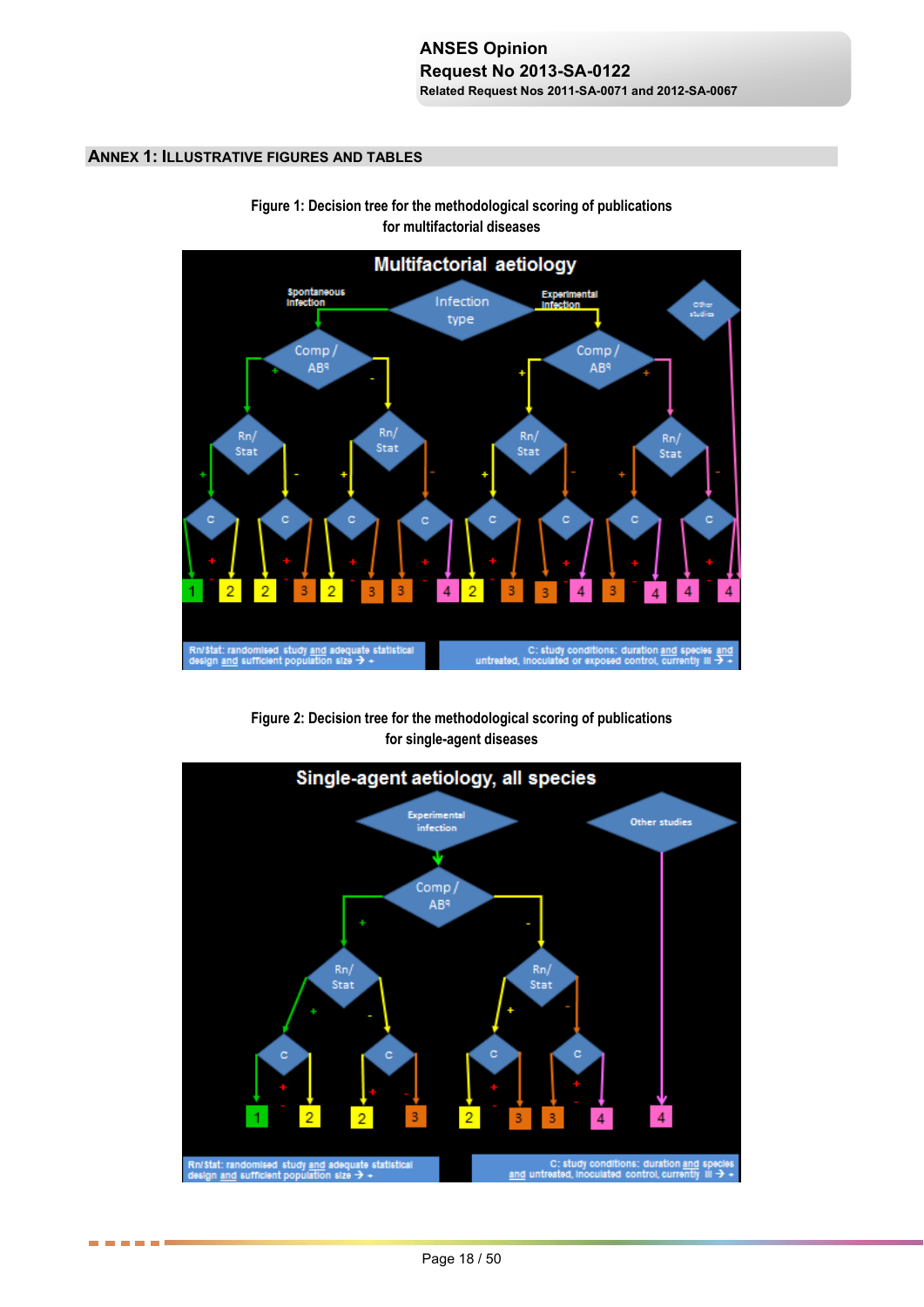## ANNEX 1: ILLUSTRATIVE FIGURES AND TABLES

**Figure 1: Decision tree for the methodological scoring of publications for multifactorial diseases**

**Figure 2: Decision tree for the methodological scoring of publications for single-agent diseases**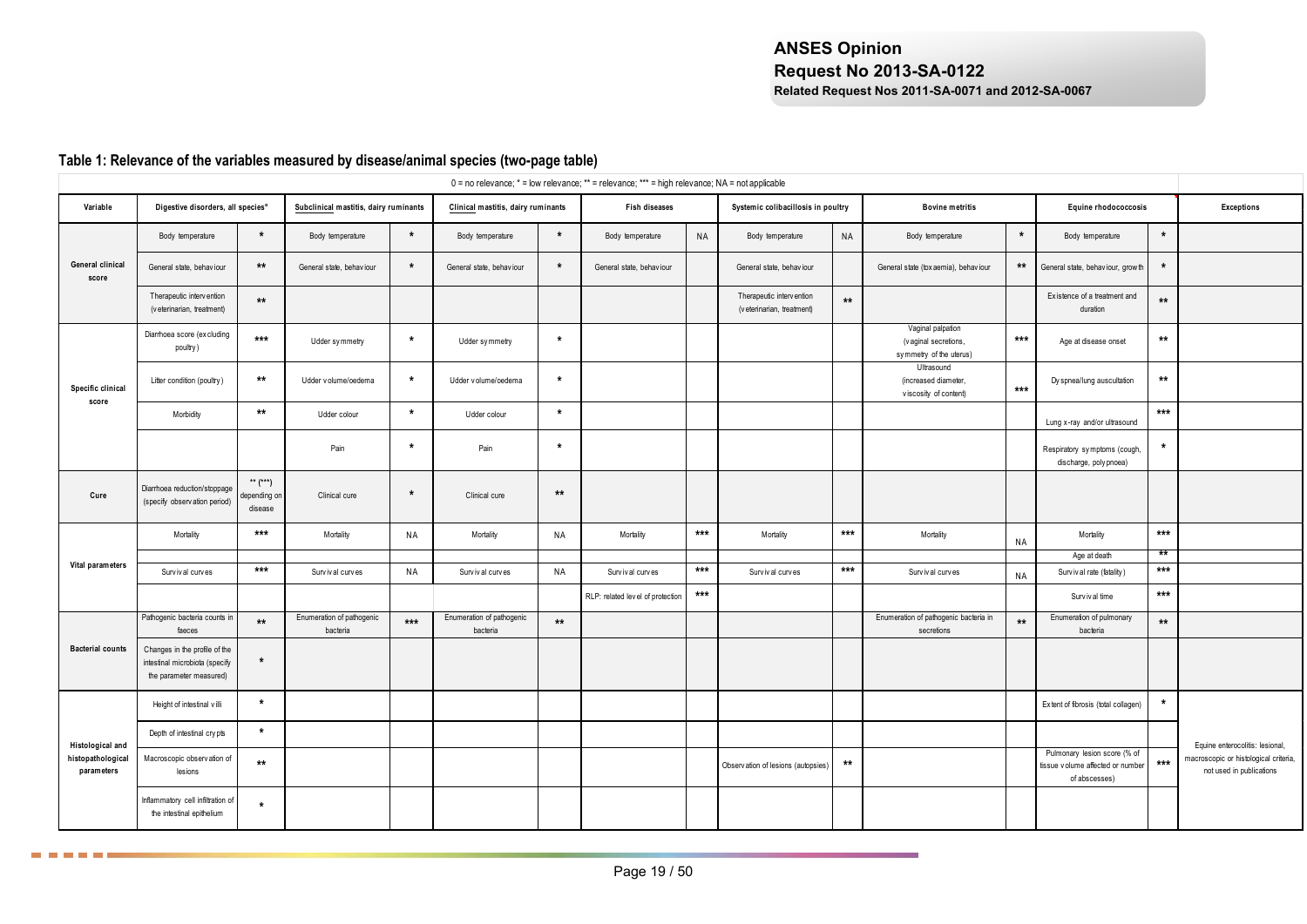## Table 1: Relevance of the variables measured by disease/animal species (two-page table)

0 = no relevance; * = low relevance; ** = relevance; *** = high relevance; NA = not applicable

| Variable | Digestive disorders, all species° | | Subclinical mastitis, dairy ruminants | | Clinical mastitis, dairy ruminants | | Fish diseases | | Systemic colibacillosis in poultry | | Bovine metritis | | Equine rhodococcosis | | Exceptions |
|---|---|---|---|---|---|---|---|---|---|---|---|---|---|---|---|
| General clinical score | Body temperature | * | Body temperature | * | Body temperature | * | Body temperature | NA | Body temperature | NA | Body temperature | * | Body temperature | * | |
| | General state, behaviour | ** | General state, behaviour | * | General state, behaviour | * | General state, behaviour | | General state, behaviour | | General state (toxaemia), behaviour | ** | General state, behaviour, growth | * | |
| | Therapeutic intervention (veterinarian, treatment) | ** | | | | | | | Therapeutic intervention (veterinarian, treatment) | ** | | | Existence of a treatment and duration | ** | |
| Specific clinical score | Diarrhoea score (excluding poultry) | *** | Udder symmetry | * | Udder symmetry | * | | | | | Vaginal palpation (vaginal secretions, symmetry of the uterus) | *** | Age at disease onset | ** | |
| | Litter condition (poultry) | ** | Udder volume/oedema | * | Udder volume/oedema | * | | | | | Ultrasound (increased diameter, viscosity of content) | *** | Dyspnea/lung auscultation | ** | |
| | Morbidity | ** | Udder colour | * | Udder colour | * | | | | | | | Lung x-ray and/or ultrasound | *** | |
| | | | Pain | * | Pain | * | | | | | | | Respiratory symptoms (cough, discharge, polypnoea) | * | |
| Cure | Diarrhoea reduction/stoppage (specify observation period) | ** (***) depending on disease | Clinical cure | * | Clinical cure | ** | | | | | | | | | |
| Vital parameters | Mortality | *** | Mortality | NA | Mortality | NA | Mortality | *** | Mortality | *** | Mortality | NA | Mortality | *** | |
| | | | | | | | | | | | | | Age at death | ** | |
| | Survival curves | *** | Survival curves | NA | Survival curves | NA | Survival curves | *** | Survival curves | *** | Survival curves | NA | Survival rate (fatality) | *** | |
| | | | | | | | RLP: related level of protection | *** | | | | | Survival time | *** | |
| Bacterial counts | Pathogenic bacteria counts in faeces | ** | Enumeration of pathogenic bacteria | *** | Enumeration of pathogenic bacteria | ** | | | | | Enumeration of pathogenic bacteria in secretions | ** | Enumeration of pulmonary bacteria | ** | |
| | Changes in the profile of the intestinal microbiota (specify the parameter measured) | * | | | | | | | | | | | | | |
| Histological and histopathological parameters | Height of intestinal villi | * | | | | | | | | | | | Extent of fibrosis (total collagen) | * | Equine enterocolitis: lesional, macroscopic or histological criteria, not used in publications |
| | Depth of intestinal crypts | * | | | | | | | | | | | | | |
| | Macroscopic observation of lesions | ** | | | | | | | Observation of lesions (autopsies) | ** | | | Pulmonary lesion score (% of tissue volume affected or number of abscesses) | *** | |
| | Inflammatory cell infiltration of the intestinal epithelium | * | | | | | | | | | | | | | |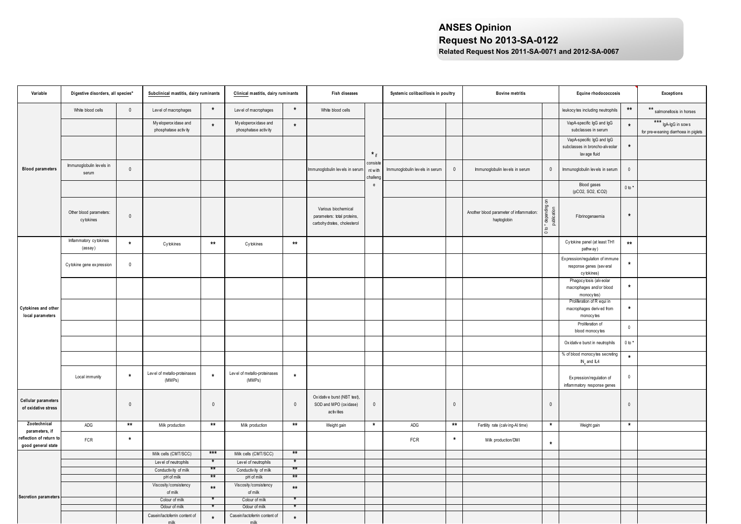| Variable | Digestive disorders, all species* | | Subclinical mastitis, dairy ruminants | | Clinical mastitis, dairy ruminants | | Fish diseases | | Systemic colibacillosis in poultry | | Bovine metritis | | Equine rhodococcosis | | Exceptions |
|---|---|---|---|---|---|---|---|---|---|---|---|---|---|---|---|
| Blood parameters | White blood cells | 0 | Level of macrophages | * | Level of macrophages | * | White blood cells | | | | | | leukocytes including neutrophils | ** | ** salmonellosis in horses |
| | | | Myeloperoxidase and phosphatase activity | * | Myeloperoxidase and phosphatase activity | * | | | | | | | VapA-specific IgG and IgG subclasses in serum | * | *** IgA-IgG in sows for pre-weaning diarrhoea in piglets |
| | | | | | | | | | | | | | VapA-specific IgG and IgG subclasses in broncho-alveolar lavage fluid | * | |
| | Immunoglobulin levels in serum | 0 | | | | | Immunoglobulin levels in serum | * if consistent with challenge | Immunoglobulin levels in serum | 0 | Immunoglobulin levels in serum | 0 | Immunoglobulin levels in serum | 0 | |
| | | | | | | | | | | | | | Blood gases ($pCO_2$, $SO_2$, $tCO_2$) | 0 to * | |
| | Other blood parameters: cytokines | 0 | | | | | Various biochemical parameters: total proteins, carbohydrates, cholesterol | | | | Another blood parameter of inflammation: haptoglobin | 0 to * depending on publication | Fibrinogenaemia | * | |
| Cytokines and other local parameters | Inflammatory cytokines (assay) | * | Cytokines | ** | Cytokines | ** | | | | | | | Cytokine panel (at least TH1 pathway) | ** | |
| | Cytokine gene expression | 0 | | | | | | | | | | | Expression/regulation of immune response genes (several cytokines) | * | |
| | | | | | | | | | | | | | Phagocytosis (alveolar macrophages and/or blood monocytes) | * | |
| | | | | | | | | | | | | | Proliferation of R equi in macrophages derived from monocytes | * | |
| | | | | | | | | | | | | | Proliferation of blood monocytes | 0 | |
| | | | | | | | | | | | | | Oxidative burst in neutrophils | 0 to * | |
| | | | | | | | | | | | | | % of blood monocytes secreting $IN_{\gamma}$ and IL4 | * | |
| | Local immunity | * | Level of metallo-proteinases (MMPs) | * | Level of metallo-proteinases (MMPs) | * | | | | | | | Expression/regulation of inflammatory response genes | 0 | |
| Cellular parameters of oxidative stress | | 0 | | 0 | | 0 | Oxidative burst (NBT test), SOD and MPO (oxidase) activities | 0 | | 0 | | 0 | | 0 | |
| Zootechnical parameters, if reflection of return to good general state | ADG | ** | Milk production | ** | Milk production | ** | Weight gain | * | ADG | ** | Fertility rate (calving-AI time) | * | Weight gain | * | |
| | FCR | * | | | | | | | FCR | * | Milk production/DMI | * | | | |
| Secretion parameters | | | Milk cells (CMT/SCC) | *** | Milk cells (CMT/SCC) | ** | | | | | | | | | |
| | | | Level of neutrophils | * | Level of neutrophils | * | | | | | | | | | |
| | | | Conductivity of milk | ** | Conductivity of milk | ** | | | | | | | | | |
| | | | pH of milk | ** | pH of milk | ** | | | | | | | | | |
| | | | Viscosity/consistency of milk | ** | Viscosity/consistency of milk | ** | | | | | | | | | |
| | | | Colour of milk | * | Colour of milk | * | | | | | | | | | |
| | | | Odour of milk | * | Odour of milk | * | | | | | | | | | |
| | | | Casein/lactoferrin content of milk | * | Casein/lactoferrin content of milk | * | | | | | | | | | |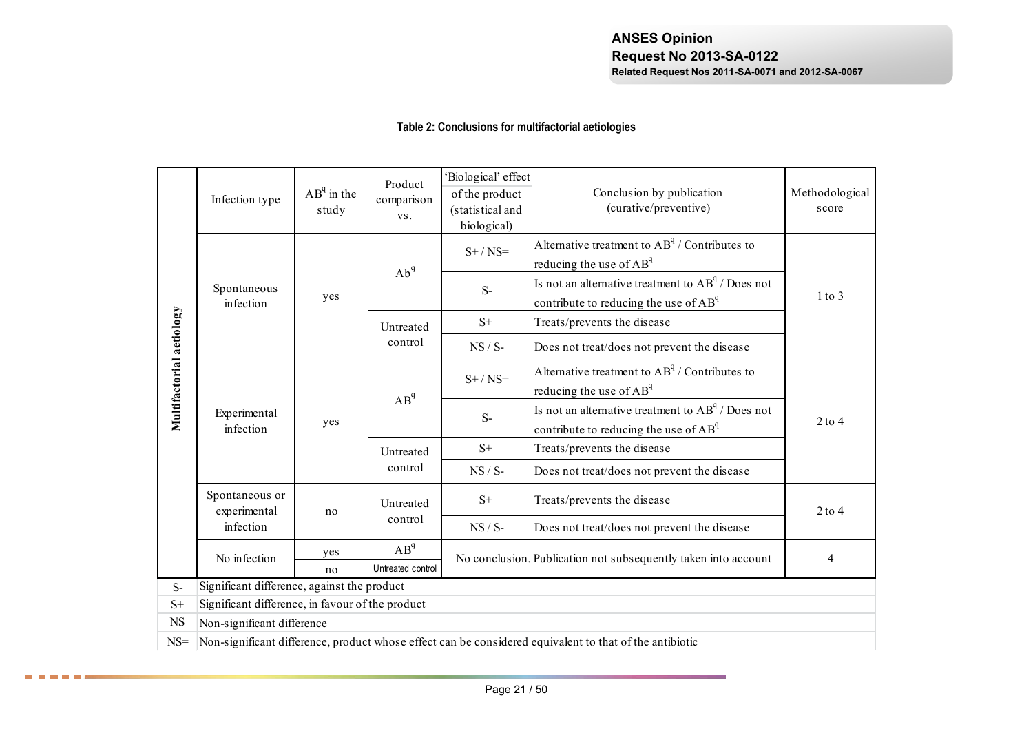**Table 2: Conclusions for multifactorial aetiologies**

| | Infection type | AB[q] in the study | Product comparison vs. | 'Biological' effect of the product (statistical and biological) | Conclusion by publication (curative/preventive) | Methodological score |
|---|---|---|---|---|---|---|
| Multifactorial aetiology | Spontaneous infection | yes | Ab[q] | S+ / NS= | Alternative treatment to AB[q] / Contributes to reducing the use of AB[q] | 1 to 3 |
| | | | | S- | Is not an alternative treatment to AB[q] / Does not contribute to reducing the use of AB[q] | |
| | | | Untreated control | S+ | Treats/prevents the disease | |
| | | | | NS / S- | Does not treat/does not prevent the disease | |
| | Experimental infection | yes | AB[q] | S+ / NS= | Alternative treatment to AB[q] / Contributes to reducing the use of AB[q] | 2 to 4 |
| | | | | S- | Is not an alternative treatment to AB[q] / Does not contribute to reducing the use of AB[q] | |
| | | | Untreated control | S+ | Treats/prevents the disease | |
| | | | | NS / S- | Does not treat/does not prevent the disease | |
| | Spontaneous or experimental infection | no | Untreated control | S+ | Treats/prevents the disease | 2 to 4 |
| | | | | NS / S- | Does not treat/does not prevent the disease | |
| | No infection | yes | AB[q] | No conclusion. Publication not subsequently taken into account | | 4 |
| | | no | Untreated control | | | |

| | |
|---|---|
| S- | Significant difference, against the product |
| S+ | Significant difference, in favour of the product |
| NS | Non-significant difference |
| NS= | Non-significant difference, product whose effect can be considered equivalent to that of the antibiotic |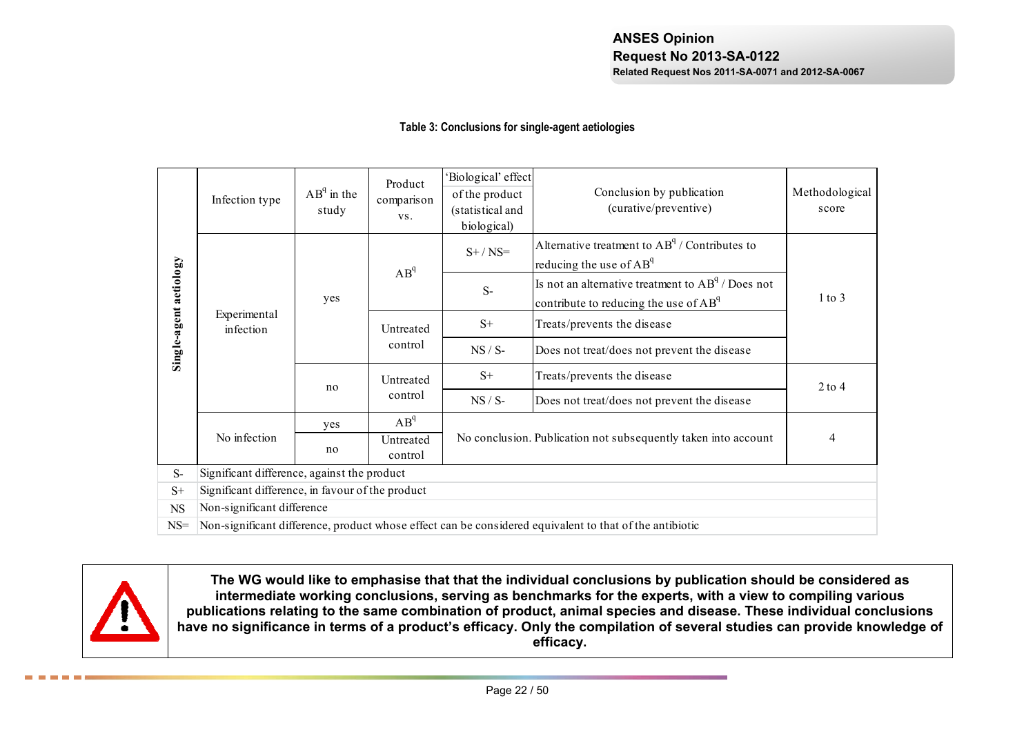**Table 3: Conclusions for single-agent aetiologies**

| | Infection type | AB[q] in the study | Product comparison vs. | 'Biological' effect of the product (statistical and biological) | Conclusion by publication (curative/preventive) | Methodological score |
|---|---|---|---|---|---|---|
| Single-agent aetiology | Experimental infection | yes | AB[q] | S+ / NS= | Alternative treatment to AB[q] / Contributes to reducing the use of AB[q] | 1 to 3 |
| | | | | S- | Is not an alternative treatment to AB[q] / Does not contribute to reducing the use of AB[q] | |
| | | | Untreated control | S+ | Treats/prevents the disease | |
| | | | | NS / S- | Does not treat/does not prevent the disease | |
| | | no | Untreated control | S+ | Treats/prevents the disease | 2 to 4 |
| | | | | NS / S- | Does not treat/does not prevent the disease | |
| | No infection | yes | AB[q] | No conclusion. Publication not subsequently taken into account | | 4 |
| | | no | Untreated control | | | |

| | |
|---|---|
| S- | Significant difference, against the product |
| S+ | Significant difference, in favour of the product |
| NS | Non-significant difference |
| NS= | Non-significant difference, product whose effect can be considered equivalent to that of the antibiotic |

**The WG would like to emphasise that that the individual conclusions by publication should be considered as intermediate working conclusions, serving as benchmarks for the experts, with a view to compiling various publications relating to the same combination of product, animal species and disease. These individual conclusions have no significance in terms of a product's efficacy. Only the compilation of several studies can provide knowledge of efficacy.**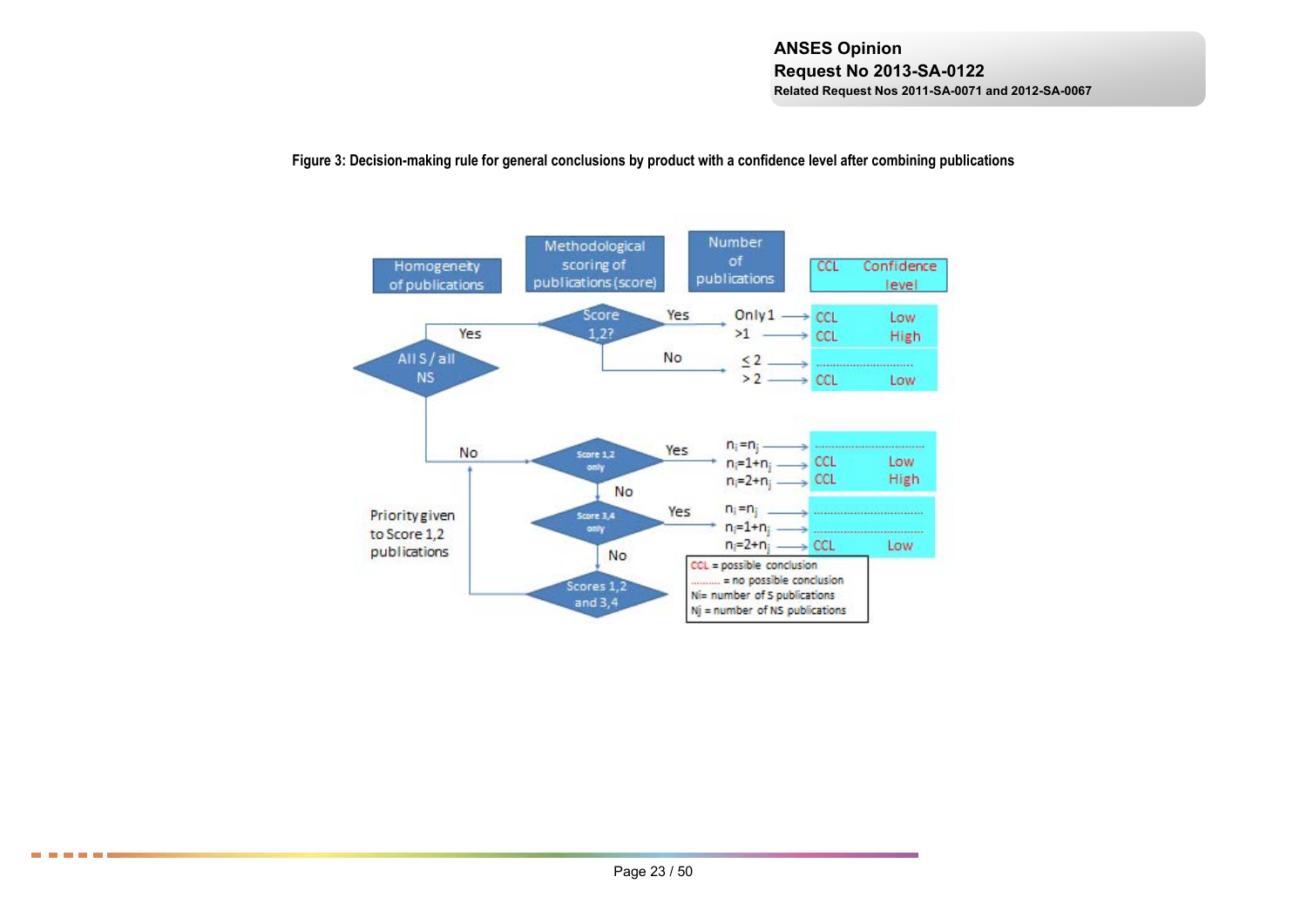**Figure 3: Decision-making rule for general conclusions by product with a confidence level after combining publications**

| Homogeneity of publications | Methodological scoring of publications (score) | Number of publications | CCL | Confidence level |
|---|---|---|---|---|
| All S / all NS: Yes | Score 1,2? Yes | Only 1 | CCL | Low |
| | | >1 | CCL | High |
| | Score 1,2? No | ≤ 2 | .................... | |
| | | > 2 | CCL | Low |
| All S / all NS: No | Score 1,2 only: Yes | $n_i = n_j$ | .................... | |
| | | $n_i = 1 + n_j$ | CCL | Low |
| | | $n_i = 2 + n_j$ | CCL | High |
| | Score 1,2 only: No → Score 3,4 only: Yes | $n_i = n_j$ | .................... | |
| | | $n_i = 1 + n_j$ | .................... | |
| | | $n_i = 2 + n_j$ | CCL | Low |
| | Score 3,4 only: No → Scores 1,2 and 3,4 (Priority given to Score 1,2 publications) | | | |

CCL = possible conclusion
.......... = no possible conclusion
Ni = number of S publications
Nj = number of NS publications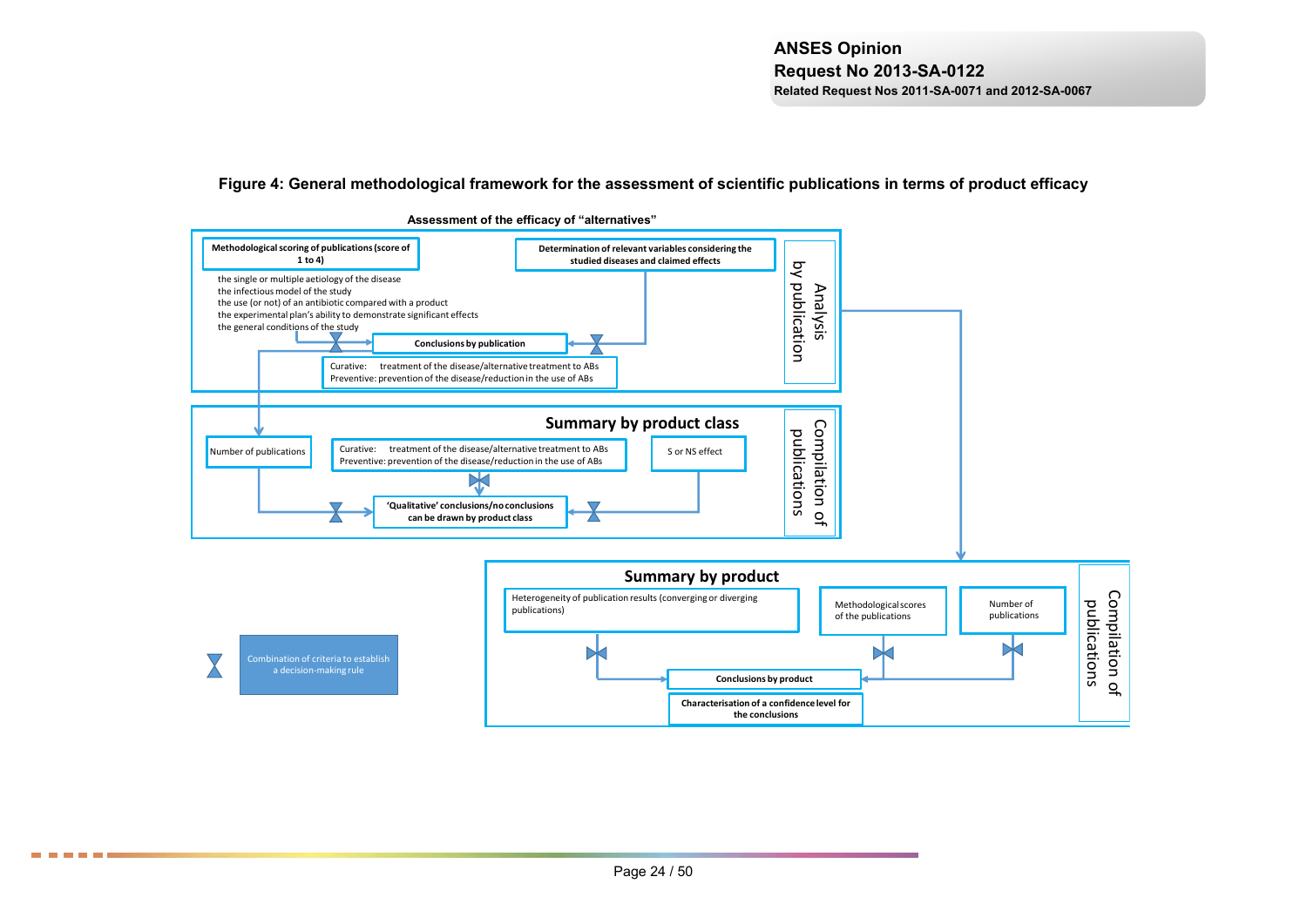**Figure 4: General methodological framework for the assessment of scientific publications in terms of product efficacy**

**Assessment of the efficacy of "alternatives"**

**Analysis by publication**

**Methodological scoring of publications (score of 1 to 4)**

- the single or multiple aetiology of the disease
- the infectious model of the study
- the use (or not) of an antibiotic compared with a product
- the experimental plan's ability to demonstrate significant effects
- the general conditions of the study

**Determination of relevant variables considering the studied diseases and claimed effects**

**Conclusions by publication**

Curative: treatment of the disease/alternative treatment to ABs
Preventive: prevention of the disease/reduction in the use of ABs

**Compilation of publications**

**Summary by product class**

Number of publications

Curative: treatment of the disease/alternative treatment to ABs
Preventive: prevention of the disease/reduction in the use of ABs

S or NS effect

**'Qualitative' conclusions/no conclusions can be drawn by product class**

**Compilation of publications**

**Summary by product**

Heterogeneity of publication results (converging or diverging publications)

Methodological scores of the publications

Number of publications

**Conclusions by product**

**Characterisation of a confidence level for the conclusions**

Combination of criteria to establish a decision-making rule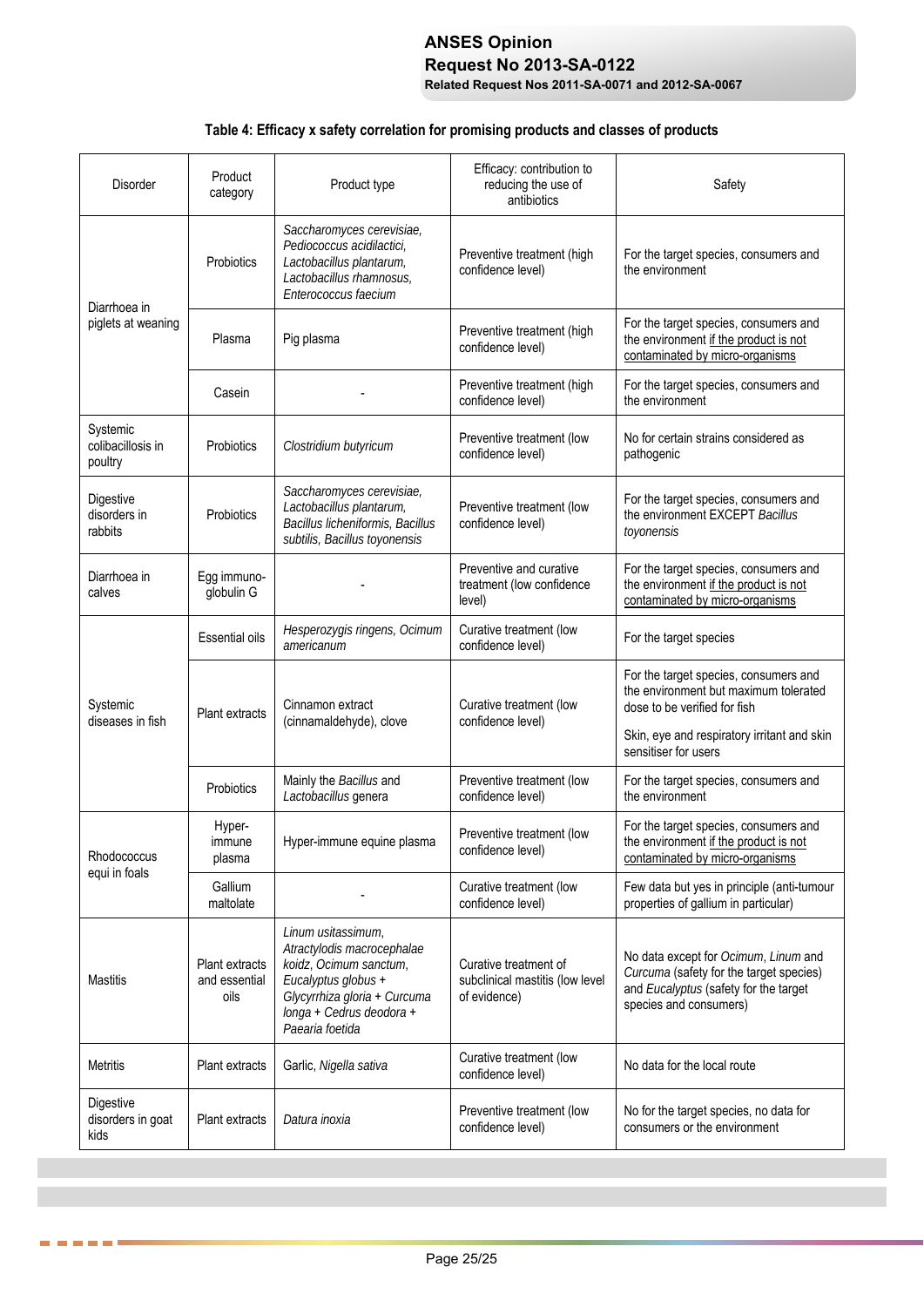**Table 4: Efficacy x safety correlation for promising products and classes of products**

| Disorder | Product category | Product type | Efficacy: contribution to reducing the use of antibiotics | Safety |
|---|---|---|---|---|
| Diarrhoea in piglets at weaning | Probiotics | *Saccharomyces cerevisiae, Pediococcus acidilactici, Lactobacillus plantarum, Lactobacillus rhamnosus, Enterococcus faecium* | Preventive treatment (high confidence level) | For the target species, consumers and the environment |
| | Plasma | Pig plasma | Preventive treatment (high confidence level) | For the target species, consumers and the environment if the product is not contaminated by micro-organisms |
| | Casein | - | Preventive treatment (high confidence level) | For the target species, consumers and the environment |
| Systemic colibacillosis in poultry | Probiotics | *Clostridium butyricum* | Preventive treatment (low confidence level) | No for certain strains considered as pathogenic |
| Digestive disorders in rabbits | Probiotics | *Saccharomyces cerevisiae, Lactobacillus plantarum, Bacillus licheniformis, Bacillus subtilis, Bacillus toyonensis* | Preventive treatment (low confidence level) | For the target species, consumers and the environment EXCEPT *Bacillus toyonensis* |
| Diarrhoea in calves | Egg immuno-globulin G | - | Preventive and curative treatment (low confidence level) | For the target species, consumers and the environment if the product is not contaminated by micro-organisms |
| Systemic diseases in fish | Essential oils | *Hesperozygis ringens, Ocimum americanum* | Curative treatment (low confidence level) | For the target species |
| | Plant extracts | Cinnamon extract (cinnamaldehyde), clove | Curative treatment (low confidence level) | For the target species, consumers and the environment but maximum tolerated dose to be verified for fish<br>Skin, eye and respiratory irritant and skin sensitiser for users |
| | Probiotics | Mainly the *Bacillus* and *Lactobacillus* genera | Preventive treatment (low confidence level) | For the target species, consumers and the environment |
| Rhodococcus equi in foals | Hyper-immune plasma | Hyper-immune equine plasma | Preventive treatment (low confidence level) | For the target species, consumers and the environment if the product is not contaminated by micro-organisms |
| | Gallium maltolate | - | Curative treatment (low confidence level) | Few data but yes in principle (anti-tumour properties of gallium in particular) |
| Mastitis | Plant extracts and essential oils | *Linum usitassimum, Atractylodis macrocephalae koidz, Ocimum sanctum, Eucalyptus globus + Glycyrrhiza gloria + Curcuma longa + Cedrus deodora + Paearia foetida* | Curative treatment of subclinical mastitis (low level of evidence) | No data except for *Ocimum*, *Linum* and *Curcuma* (safety for the target species) and *Eucalyptus* (safety for the target species and consumers) |
| Metritis | Plant extracts | Garlic, *Nigella sativa* | Curative treatment (low confidence level) | No data for the local route |
| Digestive disorders in goat kids | Plant extracts | *Datura inoxia* | Preventive treatment (low confidence level) | No for the target species, no data for consumers or the environment |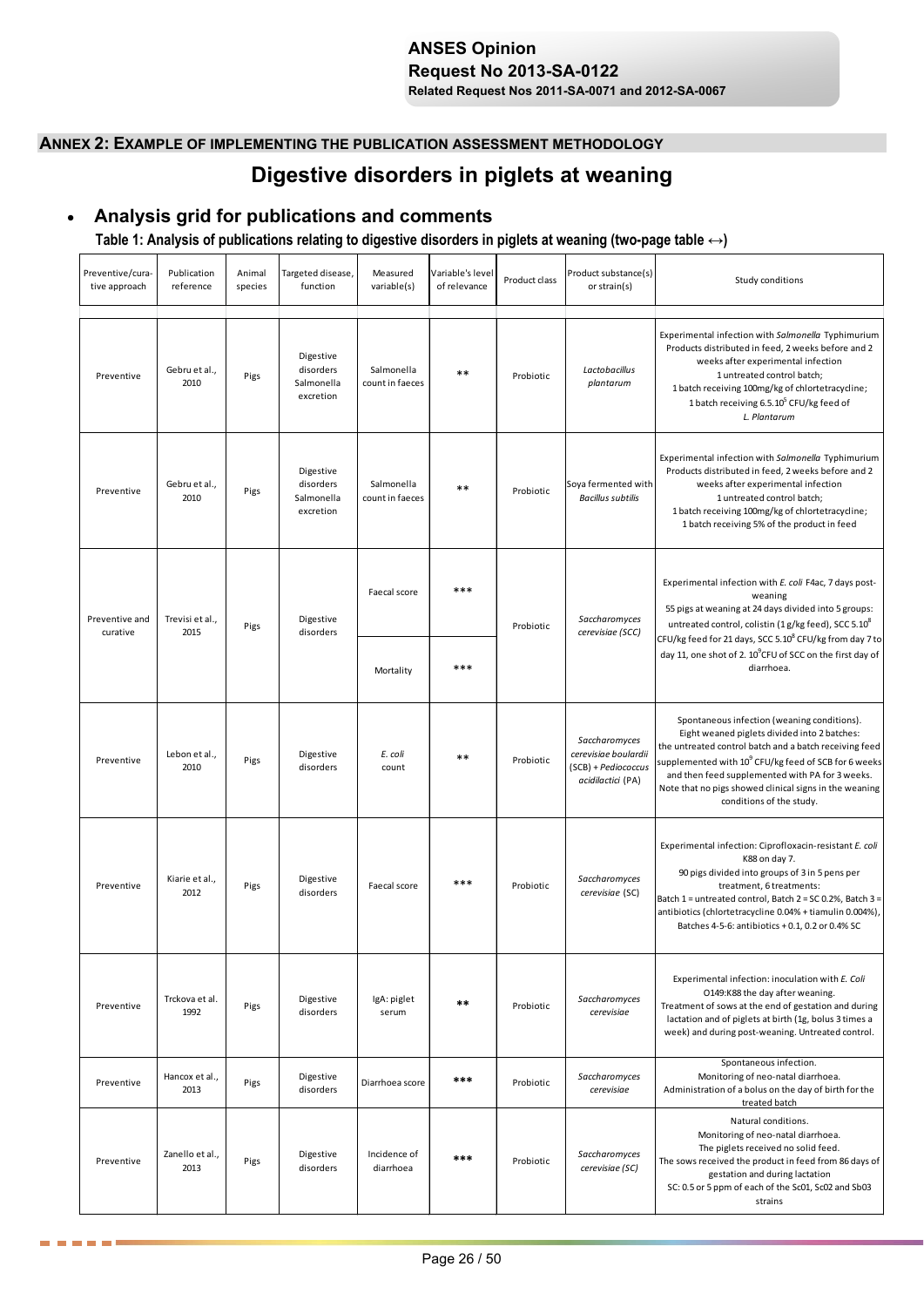## ANNEX 2: EXAMPLE OF IMPLEMENTING THE PUBLICATION ASSESSMENT METHODOLOGY

# Digestive disorders in piglets at weaning

- ## Analysis grid for publications and comments

**Table 1: Analysis of publications relating to digestive disorders in piglets at weaning (two-page table ↔)**

| Preventive/curative approach | Publication reference | Animal species | Targeted disease, function | Measured variable(s) | Variable's level of relevance | Product class | Product substance(s) or strain(s) | Study conditions |
|---|---|---|---|---|---|---|---|---|
| Preventive | Gebru et al., 2010 | Pigs | Digestive disorders Salmonella excretion | Salmonella count in faeces | ** | Probiotic | *Lactobacillus plantarum* | Experimental infection with *Salmonella* Typhimurium Products distributed in feed, 2 weeks before and 2 weeks after experimental infection 1 untreated control batch; 1 batch receiving 100mg/kg of chlortetracycline; 1 batch receiving $6.5.10^5$ CFU/kg feed of *L. Plantarum* |
| Preventive | Gebru et al., 2010 | Pigs | Digestive disorders Salmonella excretion | Salmonella count in faeces | ** | Probiotic | Soya fermented with *Bacillus subtilis* | Experimental infection with *Salmonella* Typhimurium Products distributed in feed, 2 weeks before and 2 weeks after experimental infection 1 untreated control batch; 1 batch receiving 100mg/kg of chlortetracycline; 1 batch receiving 5% of the product in feed |
| Preventive and curative | Trevisi et al., 2015 | Pigs | Digestive disorders | Faecal score | *** | Probiotic | *Saccharomyces cerevisiae (SCC)* | Experimental infection with *E. coli* F4ac, 7 days post-weaning 55 pigs at weaning at 24 days divided into 5 groups: untreated control, colistin (1 g/kg feed), SCC $5.10^8$ CFU/kg feed for 21 days, SCC $5.10^8$ CFU/kg feed from day 7 to day 11, one shot of $2.10^9$ CFU of SCC on the first day of diarrhoea. |
| | | | | Mortality | *** | | | |
| Preventive | Lebon et al., 2010 | Pigs | Digestive disorders | *E. coli* count | ** | Probiotic | *Saccharomyces cerevisiae boulardii* (SCB) + *Pediococcus acidilactici* (PA) | Spontaneous infection (weaning conditions). Eight weaned piglets divided into 2 batches: the untreated control batch and a batch receiving feed supplemented with $10^9$ CFU/kg feed of SCB for 6 weeks and then feed supplemented with PA for 3 weeks. Note that no pigs showed clinical signs in the weaning conditions of the study. |
| Preventive | Kiarie et al., 2012 | Pigs | Digestive disorders | Faecal score | *** | Probiotic | *Saccharomyces cerevisiae* (SC) | Experimental infection: Ciprofloxacin-resistant *E. coli* K88 on day 7. 90 pigs divided into groups of 3 in 5 pens per treatment, 6 treatments: Batch 1 = untreated control, Batch 2 = SC 0.2%, Batch 3 = antibiotics (chlortetracycline 0.04% + tiamulin 0.004%), Batches 4-5-6: antibiotics + 0.1, 0.2 or 0.4% SC |
| Preventive | Trckova et al. 1992 | Pigs | Digestive disorders | IgA: piglet serum | ** | Probiotic | *Saccharomyces cerevisiae* | Experimental infection: inoculation with *E. Coli* O149:K88 the day after weaning. Treatment of sows at the end of gestation and during lactation and of piglets at birth (1g, bolus 3 times a week) and during post-weaning. Untreated control. |
| Preventive | Hancox et al., 2013 | Pigs | Digestive disorders | Diarrhoea score | *** | Probiotic | *Saccharomyces cerevisiae* | Spontaneous infection. Monitoring of neo-natal diarrhoea. Administration of a bolus on the day of birth for the treated batch |
| Preventive | Zanello et al., 2013 | Pigs | Digestive disorders | Incidence of diarrhoea | *** | Probiotic | *Saccharomyces cerevisiae (SC)* | Natural conditions. Monitoring of neo-natal diarrhoea. The piglets received no solid feed. The sows received the product in feed from 86 days of gestation and during lactation SC: 0.5 or 5 ppm of each of the Sc01, Sc02 and Sb03 strains |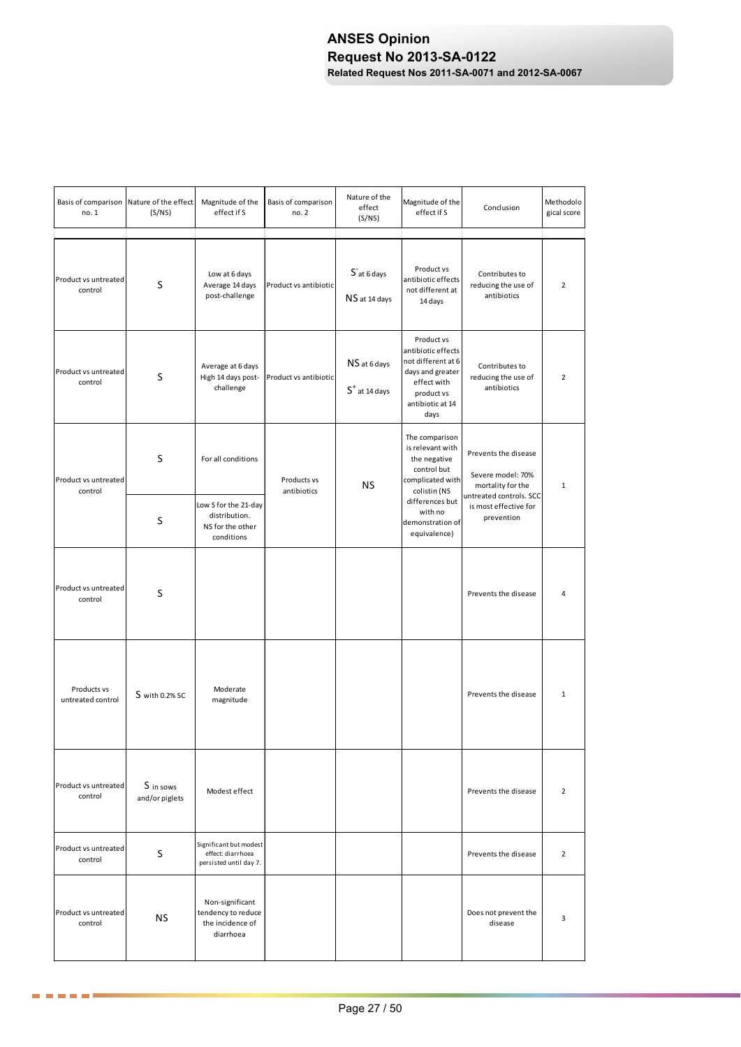| Basis of comparison no. 1 | Nature of the effect (S/NS) | Magnitude of the effect if S | Basis of comparison no. 2 | Nature of the effect (S/NS) | Magnitude of the effect if S | Conclusion | Methodological score |
|---|---|---|---|---|---|---|---|
| Product vs untreated control | S | Low at 6 days Average 14 days post-challenge | Product vs antibiotic | $S^-$ at 6 days NS at 14 days | Product vs antibiotic effects not different at 14 days | Contributes to reducing the use of antibiotics | 2 |
| Product vs untreated control | S | Average at 6 days High 14 days post-challenge | Product vs antibiotic | NS at 6 days $S^+$ at 14 days | Product vs antibiotic effects not different at 6 days and greater effect with product vs antibiotic at 14 days | Contributes to reducing the use of antibiotics | 2 |
| Product vs untreated control | S | For all conditions | Products vs antibiotics | NS | The comparison is relevant with the negative control but complicated with colistin (NS differences but with no demonstration of equivalence) | Prevents the disease Severe model: 70% mortality for the untreated controls. SCC is most effective for prevention | 1 |
| | S | Low S for the 21-day distribution. NS for the other conditions | | | | | |
| Product vs untreated control | S | | | | | Prevents the disease | 4 |
| Products vs untreated control | S with 0.2% SC | Moderate magnitude | | | | Prevents the disease | 1 |
| Product vs untreated control | S in sows and/or piglets | Modest effect | | | | Prevents the disease | 2 |
| Product vs untreated control | S | Significant but modest effect: diarrhoea persisted until day 7. | | | | Prevents the disease | 2 |
| Product vs untreated control | NS | Non-significant tendency to reduce the incidence of diarrhoea | | | | Does not prevent the disease | 3 |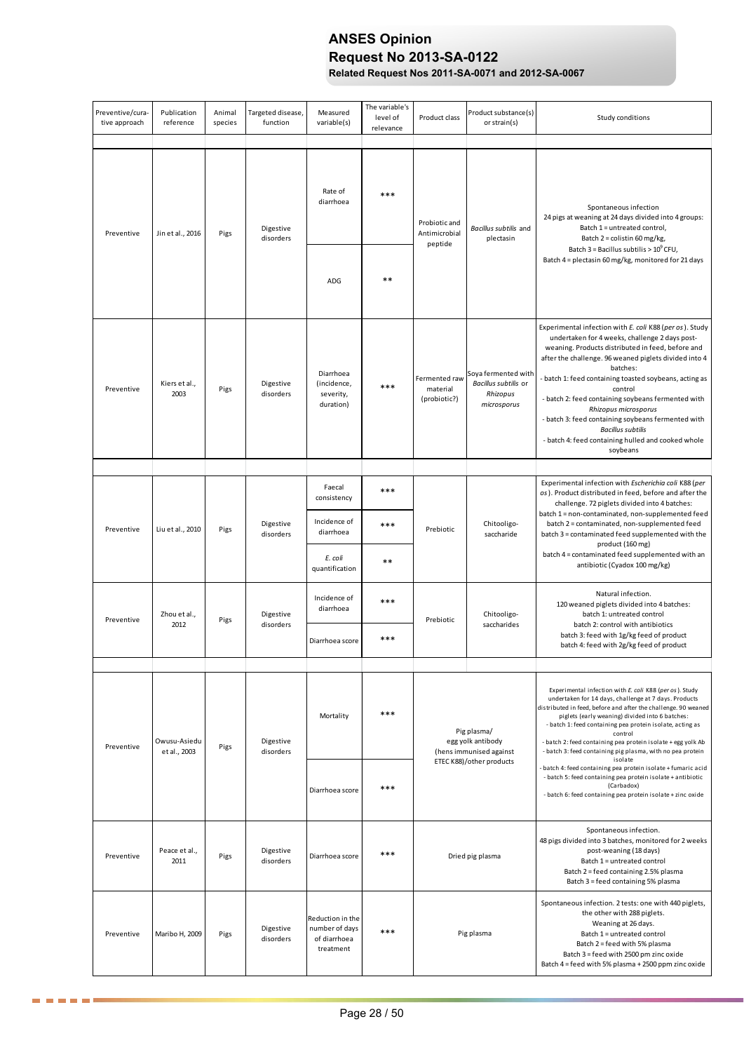| Preventive/curative approach | Publication reference | Animal species | Targeted disease, function | Measured variable(s) | The variable's level of relevance | Product class | Product substance(s) or strain(s) | Study conditions |
|---|---|---|---|---|---|---|---|---|
| Preventive | Jin et al., 2016 | Pigs | Digestive disorders | Rate of diarrhoea | *** | Probiotic and Antimicrobial peptide | *Bacillus subtilis* and plectasin | Spontaneous infection<br>24 pigs at weaning at 24 days divided into 4 groups:<br>Batch 1 = untreated control,<br>Batch 2 = colistin 60 mg/kg,<br>Batch 3 = Bacillus subtilis > $10^9$ CFU,<br>Batch 4 = plectasin 60 mg/kg, monitored for 21 days |
| | | | | ADG | ** | | | |
| Preventive | Kiers et al., 2003 | Pigs | Digestive disorders | Diarrhoea (incidence, severity, duration) | *** | Fermented raw material (probiotic?) | Soya fermented with *Bacillus subtilis* or *Rhizopus microsporus* | Experimental infection with *E. coli* K88 (*per os*). Study undertaken for 4 weeks, challenge 2 days post-weaning. Products distributed in feed, before and after the challenge. 96 weaned piglets divided into 4 batches:<br>- batch 1: feed containing toasted soybeans, acting as control<br>- batch 2: feed containing soybeans fermented with *Rhizopus microsporus*<br>- batch 3: feed containing soybeans fermented with *Bacillus subtilis*<br>- batch 4: feed containing hulled and cooked whole soybeans |
| Preventive | Liu et al., 2010 | Pigs | Digestive disorders | Faecal consistency | *** | Prebiotic | Chitooligo-saccharide | Experimental infection with *Escherichia coli* K88 (*per os*). Product distributed in feed, before and after the challenge. 72 piglets divided into 4 batches:<br>batch 1 = non-contaminated, non-supplemented feed<br>batch 2 = contaminated, non-supplemented feed<br>batch 3 = contaminated feed supplemented with the product (160 mg)<br>batch 4 = contaminated feed supplemented with an antibiotic (Cyadox 100 mg/kg) |
| | | | | Incidence of diarrhoea | *** | | | |
| | | | | *E. coli* quantification | ** | | | |
| Preventive | Zhou et al., 2012 | Pigs | Digestive disorders | Incidence of diarrhoea | *** | Prebiotic | Chitooligo-saccharides | Natural infection.<br>120 weaned piglets divided into 4 batches:<br>batch 1: untreated control<br>batch 2: control with antibiotics<br>batch 3: feed with 1g/kg feed of product<br>batch 4: feed with 2g/kg feed of product |
| | | | | Diarrhoea score | *** | | | |
| Preventive | Owusu-Asiedu et al., 2003 | Pigs | Digestive disorders | Mortality | *** | Pig plasma/ egg yolk antibody (hens immunised against ETEC K88)/other products | | Experimental infection with *E. coli* K88 (*per os*). Study undertaken for 14 days, challenge at 7 days. Products distributed in feed, before and after the challenge. 90 weaned piglets (early weaning) divided into 6 batches:<br>- batch 1: feed containing pea protein isolate, acting as control<br>- batch 2: feed containing pea protein isolate + egg yolk Ab<br>- batch 3: feed containing pig plasma, with no pea protein isolate<br>- batch 4: feed containing pea protein isolate + fumaric acid<br>- batch 5: feed containing pea protein isolate + antibiotic (Carbadox)<br>- batch 6: feed containing pea protein isolate + zinc oxide |
| | | | | Diarrhoea score | *** | | | |
| Preventive | Peace et al., 2011 | Pigs | Digestive disorders | Diarrhoea score | *** | Dried pig plasma | | Spontaneous infection.<br>48 pigs divided into 3 batches, monitored for 2 weeks post-weaning (18 days)<br>Batch 1 = untreated control<br>Batch 2 = feed containing 2.5% plasma<br>Batch 3 = feed containing 5% plasma |
| Preventive | Maribo H, 2009 | Pigs | Digestive disorders | Reduction in the number of days of diarrhoea treatment | *** | Pig plasma | | Spontaneous infection. 2 tests: one with 440 piglets, the other with 288 piglets.<br>Weaning at 26 days.<br>Batch 1 = untreated control<br>Batch 2 = feed with 5% plasma<br>Batch 3 = feed with 2500 pm zinc oxide<br>Batch 4 = feed with 5% plasma + 2500 ppm zinc oxide |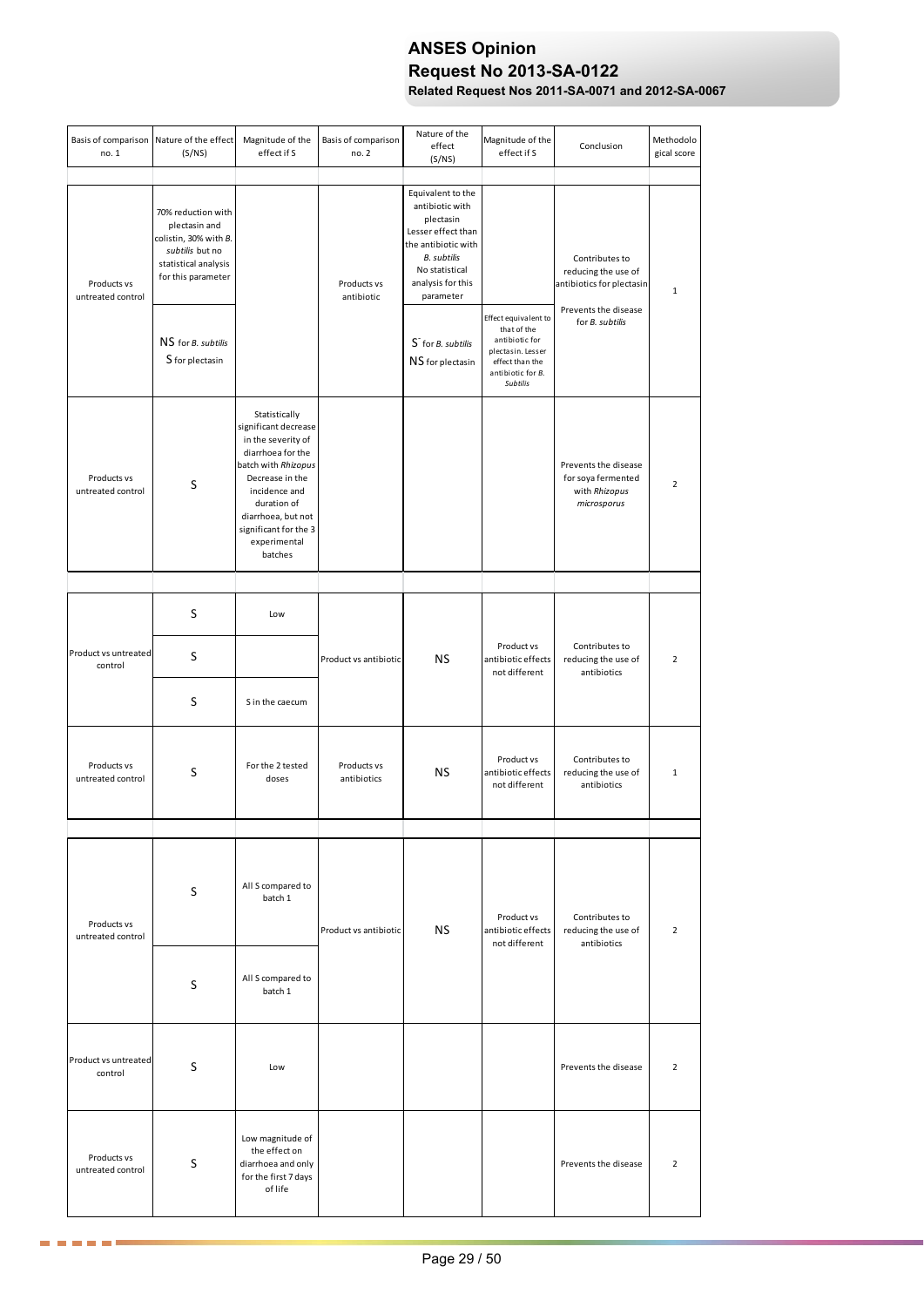| Basis of comparison no. 1 | Nature of the effect (S/NS) | Magnitude of the effect if S | Basis of comparison no. 2 | Nature of the effect (S/NS) | Magnitude of the effect if S | Conclusion | Methodological score |
|---|---|---|---|---|---|---|---|
| | | | | | | | |
| Products vs untreated control | 70% reduction with plectasin and colistin, 30% with *B. subtilis* but no statistical analysis for this parameter | | Products vs antibiotic | Equivalent to the antibiotic with plectasin Lesser effect than the antibiotic with *B. subtilis* No statistical analysis for this parameter | | Contributes to reducing the use of antibiotics for plectasin Prevents the disease for *B. subtilis* | 1 |
| | NS for *B. subtilis* S for plectasin | | | S⁻ for *B. subtilis* NS for plectasin | Effect equivalent to that of the antibiotic for plectasin. Lesser effect than the antibiotic for *B. Subtilis* | | |
| Products vs untreated control | S | Statistically significant decrease in the severity of diarrhoea for the batch with *Rhizopus* Decrease in the incidence and duration of diarrhoea, but not significant for the 3 experimental batches | | | | Prevents the disease for soya fermented with *Rhizopus microsporus* | 2 |
| | | | | | | | |
| Product vs untreated control | S | Low | Product vs antibiotic | NS | Product vs antibiotic effects not different | Contributes to reducing the use of antibiotics | 2 |
| | S | | | | | | |
| | S | S in the caecum | | | | | |
| Products vs untreated control | S | For the 2 tested doses | Products vs antibiotics | NS | Product vs antibiotic effects not different | Contributes to reducing the use of antibiotics | 1 |
| | | | | | | | |
| Products vs untreated control | S | All S compared to batch 1 | Product vs antibiotic | NS | Product vs antibiotic effects not different | Contributes to reducing the use of antibiotics | 2 |
| | S | All S compared to batch 1 | | | | | |
| Product vs untreated control | S | Low | | | | Prevents the disease | 2 |
| Products vs untreated control | S | Low magnitude of the effect on diarrhoea and only for the first 7 days of life | | | | Prevents the disease | 2 |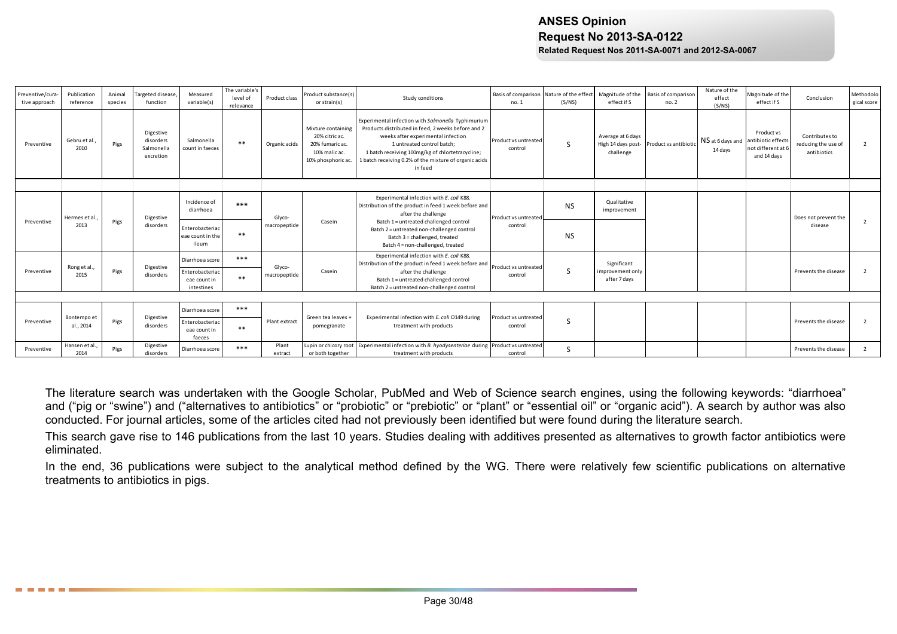| Preventive/curative approach | Publication reference | Animal species | Targeted disease, function | Measured variable(s) | The variable's level of relevance | Product class | Product substance(s) or strain(s) | Study conditions | Basis of comparison no. 1 | Nature of the effect (S/NS) | Magnitude of the effect if S | Basis of comparison no. 2 | Nature of the effect (S/NS) | Magnitude of the effect if S | Conclusion | Methodological score |
|---|---|---|---|---|---|---|---|---|---|---|---|---|---|---|---|---|
| Preventive | Gebru et al., 2010 | Pigs | Digestive disorders Salmonella excretion | Salmonella count in faeces | ** | Organic acids | Mixture containing 20% citric ac. 20% fumaric ac. 10% malic ac. 10% phosphoric ac. | Experimental infection with *Salmonella* Typhimurium Products distributed in feed, 2 weeks before and 2 weeks after experimental infection 1 untreated control batch; 1 batch receiving 100mg/kg of chlortetracycline; 1 batch receiving 0.2% of the mixture of organic acids in feed | Product vs untreated control | S | Average at 6 days High 14 days post-challenge | Product vs antibiotic | NS at 6 days and 14 days | Product vs antibiotic effects not different at 6 and 14 days | Contributes to reducing the use of antibiotics | 2 |
| | | | | | | | | | | | | | | | | |
| Preventive | Hermes et al., 2013 | Pigs | Digestive disorders | Incidence of diarrhoea | *** | Glyco-macropeptide | Casein | Experimental infection with *E. coli* K88. Distribution of the product in feed 1 week before and after the challenge Batch 1 = untreated challenged control Batch 2 = untreated non-challenged control Batch 3 = challenged, treated Batch 4 = non-challenged, treated | Product vs untreated control | NS | Qualitative improvement | | | | Does not prevent the disease | 2 |
| | | | | Enterobacteriaceae count in the ileum | ** | | | | | NS | | | | | | |
| Preventive | Rong et al., 2015 | Pigs | Digestive disorders | Diarrhoea score | *** | Glyco-macropeptide | Casein | Experimental infection with *E. coli* K88. Distribution of the product in feed 1 week before and after the challenge Batch 1 = untreated challenged control Batch 2 = untreated non-challenged control | Product vs untreated control | S | Significant improvement only after 7 days | | | | Prevents the disease | 2 |
| | | | | Enterobacteriaceae count in intestines | ** | | | | | | | | | | | |
| | | | | | | | | | | | | | | | | |
| Preventive | Bontempo et al., 2014 | Pigs | Digestive disorders | Diarrhoea score | *** | Plant extract | Green tea leaves + pomegranate | Experimental infection with *E. coli* O149 during treatment with products | Product vs untreated control | S | | | | | Prevents the disease | 2 |
| | | | | Enterobacteriaceae count in faeces | ** | | | | | | | | | | | |
| Preventive | Hansen et al., 2014 | Pigs | Digestive disorders | Diarrhoea score | *** | Plant extract | Lupin or chicory root or both together | Experimental infection with *B. hyodysenteriae* during treatment with products | Product vs untreated control | S | | | | | Prevents the disease | 2 |

The literature search was undertaken with the Google Scholar, PubMed and Web of Science search engines, using the following keywords: "diarrhoea" and ("pig or "swine") and ("alternatives to antibiotics" or "probiotic" or "prebiotic" or "plant" or "essential oil" or "organic acid"). A search by author was also conducted. For journal articles, some of the articles cited had not previously been identified but were found during the literature search.

This search gave rise to 146 publications from the last 10 years. Studies dealing with additives presented as alternatives to growth factor antibiotics were eliminated.

In the end, 36 publications were subject to the analytical method defined by the WG. There were relatively few scientific publications on alternative treatments to antibiotics in pigs.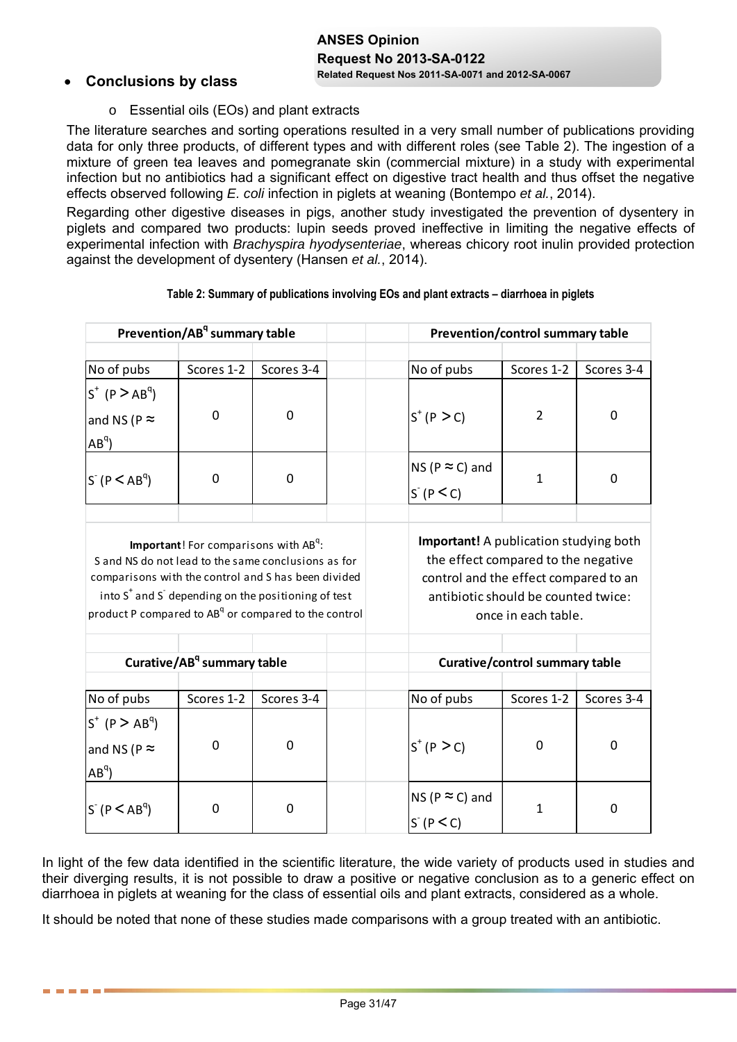- **Conclusions by class**

  - Essential oils (EOs) and plant extracts

The literature searches and sorting operations resulted in a very small number of publications providing data for only three products, of different types and with different roles (see Table 2). The ingestion of a mixture of green tea leaves and pomegranate skin (commercial mixture) in a study with experimental infection but no antibiotics had a significant effect on digestive tract health and thus offset the negative effects observed following *E. coli* infection in piglets at weaning (Bontempo *et al.*, 2014).

Regarding other digestive diseases in pigs, another study investigated the prevention of dysentery in piglets and compared two products: lupin seeds proved ineffective in limiting the negative effects of experimental infection with *Brachyspira hyodysenteriae*, whereas chicory root inulin provided protection against the development of dysentery (Hansen *et al.*, 2014).

**Table 2: Summary of publications involving EOs and plant extracts – diarrhoea in piglets**

**Prevention/AB[q] summary table**

| No of pubs | Scores 1-2 | Scores 3-4 |
|---|---|---|
| $S^+$ ($P > AB^q$) and NS ($P \approx AB^q$) | 0 | 0 |
| $S^-$ ($P < AB^q$) | 0 | 0 |

**Prevention/control summary table**

| No of pubs | Scores 1-2 | Scores 3-4 |
|---|---|---|
| $S^+$ ($P > C$) | 2 | 0 |
| NS ($P \approx C$) and $S^-$ ($P < C$) | 1 | 0 |

**Important**! For comparisons with AB[q]: S and NS do not lead to the same conclusions as for comparisons with the control and S has been divided into $S^+$ and $S^-$ depending on the positioning of test product P compared to AB[q] or compared to the control

**Important!** A publication studying both the effect compared to the negative control and the effect compared to an antibiotic should be counted twice: once in each table.

**Curative/AB[q] summary table**

| No of pubs | Scores 1-2 | Scores 3-4 |
|---|---|---|
| $S^+$ ($P > AB^q$) and NS ($P \approx AB^q$) | 0 | 0 |
| $S^-$ ($P < AB^q$) | 0 | 0 |

**Curative/control summary table**

| No of pubs | Scores 1-2 | Scores 3-4 |
|---|---|---|
| $S^+$ ($P > C$) | 0 | 0 |
| NS ($P \approx C$) and $S^-$ ($P < C$) | 1 | 0 |

In light of the few data identified in the scientific literature, the wide variety of products used in studies and their diverging results, it is not possible to draw a positive or negative conclusion as to a generic effect on diarrhoea in piglets at weaning for the class of essential oils and plant extracts, considered as a whole.

It should be noted that none of these studies made comparisons with a group treated with an antibiotic.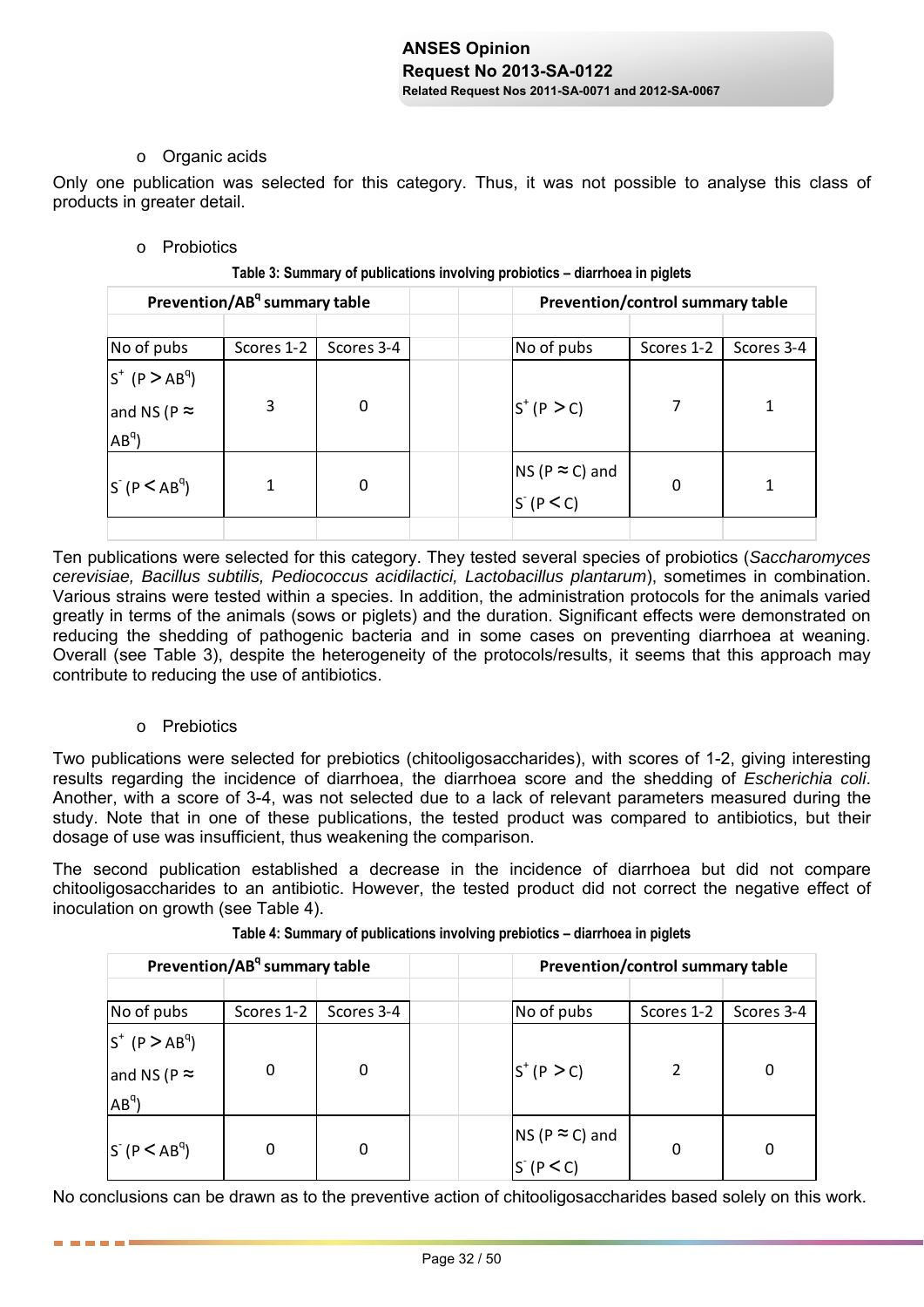- Organic acids

Only one publication was selected for this category. Thus, it was not possible to analyse this class of products in greater detail.

- Probiotics

**Table 3: Summary of publications involving probiotics – diarrhoea in piglets**

| Prevention/AB$^q$ summary table | | | | Prevention/control summary table | | |
|---|---|---|---|---|---|---|
| No of pubs | Scores 1-2 | Scores 3-4 | | No of pubs | Scores 1-2 | Scores 3-4 |
| $S^+$ ($P > AB^q$) and NS ($P \approx AB^q$) | 3 | 0 | | $S^+$ ($P > C$) | 7 | 1 |
| $S^-$ ($P < AB^q$) | 1 | 0 | | NS ($P \approx C$) and $S^-$ ($P < C$) | 0 | 1 |

Ten publications were selected for this category. They tested several species of probiotics (*Saccharomyces cerevisiae, Bacillus subtilis, Pediococcus acidilactici, Lactobacillus plantarum*), sometimes in combination. Various strains were tested within a species. In addition, the administration protocols for the animals varied greatly in terms of the animals (sows or piglets) and the duration. Significant effects were demonstrated on reducing the shedding of pathogenic bacteria and in some cases on preventing diarrhoea at weaning. Overall (see Table 3), despite the heterogeneity of the protocols/results, it seems that this approach may contribute to reducing the use of antibiotics.

- Prebiotics

Two publications were selected for prebiotics (chitooligosaccharides), with scores of 1-2, giving interesting results regarding the incidence of diarrhoea, the diarrhoea score and the shedding of *Escherichia coli*. Another, with a score of 3-4, was not selected due to a lack of relevant parameters measured during the study. Note that in one of these publications, the tested product was compared to antibiotics, but their dosage of use was insufficient, thus weakening the comparison.

The second publication established a decrease in the incidence of diarrhoea but did not compare chitooligosaccharides to an antibiotic. However, the tested product did not correct the negative effect of inoculation on growth (see Table 4).

**Table 4: Summary of publications involving prebiotics – diarrhoea in piglets**

| Prevention/AB$^q$ summary table | | | | Prevention/control summary table | | |
|---|---|---|---|---|---|---|
| No of pubs | Scores 1-2 | Scores 3-4 | | No of pubs | Scores 1-2 | Scores 3-4 |
| $S^+$ ($P > AB^q$) and NS ($P \approx AB^q$) | 0 | 0 | | $S^+$ ($P > C$) | 2 | 0 |
| $S^-$ ($P < AB^q$) | 0 | 0 | | NS ($P \approx C$) and $S^-$ ($P < C$) | 0 | 0 |

No conclusions can be drawn as to the preventive action of chitooligosaccharides based solely on this work.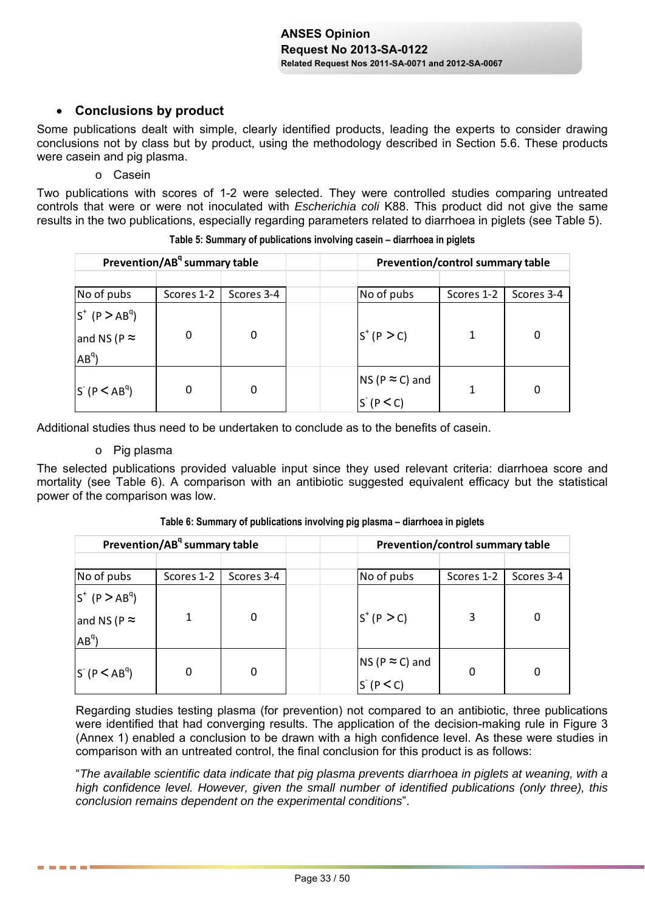- **Conclusions by product**

Some publications dealt with simple, clearly identified products, leading the experts to consider drawing conclusions not by class but by product, using the methodology described in Section 5.6. These products were casein and pig plasma.

- Casein

Two publications with scores of 1-2 were selected. They were controlled studies comparing untreated controls that were or were not inoculated with *Escherichia coli* K88. This product did not give the same results in the two publications, especially regarding parameters related to diarrhoea in piglets (see Table 5).

**Table 5: Summary of publications involving casein – diarrhoea in piglets**

| **Prevention/AB^q summary table** | | | | **Prevention/control summary table** | | |
|---|---|---|---|---|---|---|
| No of pubs | Scores 1-2 | Scores 3-4 | | No of pubs | Scores 1-2 | Scores 3-4 |
| $S^+$ (P > $AB^q$) and NS (P ≈ $AB^q$) | 0 | 0 | | $S^+$ (P > C) | 1 | 0 |
| $S^-$ (P < $AB^q$) | 0 | 0 | | NS (P ≈ C) and $S^-$ (P < C) | 1 | 0 |

Additional studies thus need to be undertaken to conclude as to the benefits of casein.

- Pig plasma

The selected publications provided valuable input since they used relevant criteria: diarrhoea score and mortality (see Table 6). A comparison with an antibiotic suggested equivalent efficacy but the statistical power of the comparison was low.

**Table 6: Summary of publications involving pig plasma – diarrhoea in piglets**

| **Prevention/AB^q summary table** | | | | **Prevention/control summary table** | | |
|---|---|---|---|---|---|---|
| No of pubs | Scores 1-2 | Scores 3-4 | | No of pubs | Scores 1-2 | Scores 3-4 |
| $S^+$ (P > $AB^q$) and NS (P ≈ $AB^q$) | 1 | 0 | | $S^+$ (P > C) | 3 | 0 |
| $S^-$ (P < $AB^q$) | 0 | 0 | | NS (P ≈ C) and $S^-$ (P < C) | 0 | 0 |

Regarding studies testing plasma (for prevention) not compared to an antibiotic, three publications were identified that had converging results. The application of the decision-making rule in Figure 3 (Annex 1) enabled a conclusion to be drawn with a high confidence level. As these were studies in comparison with an untreated control, the final conclusion for this product is as follows:

"*The available scientific data indicate that pig plasma prevents diarrhoea in piglets at weaning, with a high confidence level. However, given the small number of identified publications (only three), this conclusion remains dependent on the experimental conditions*".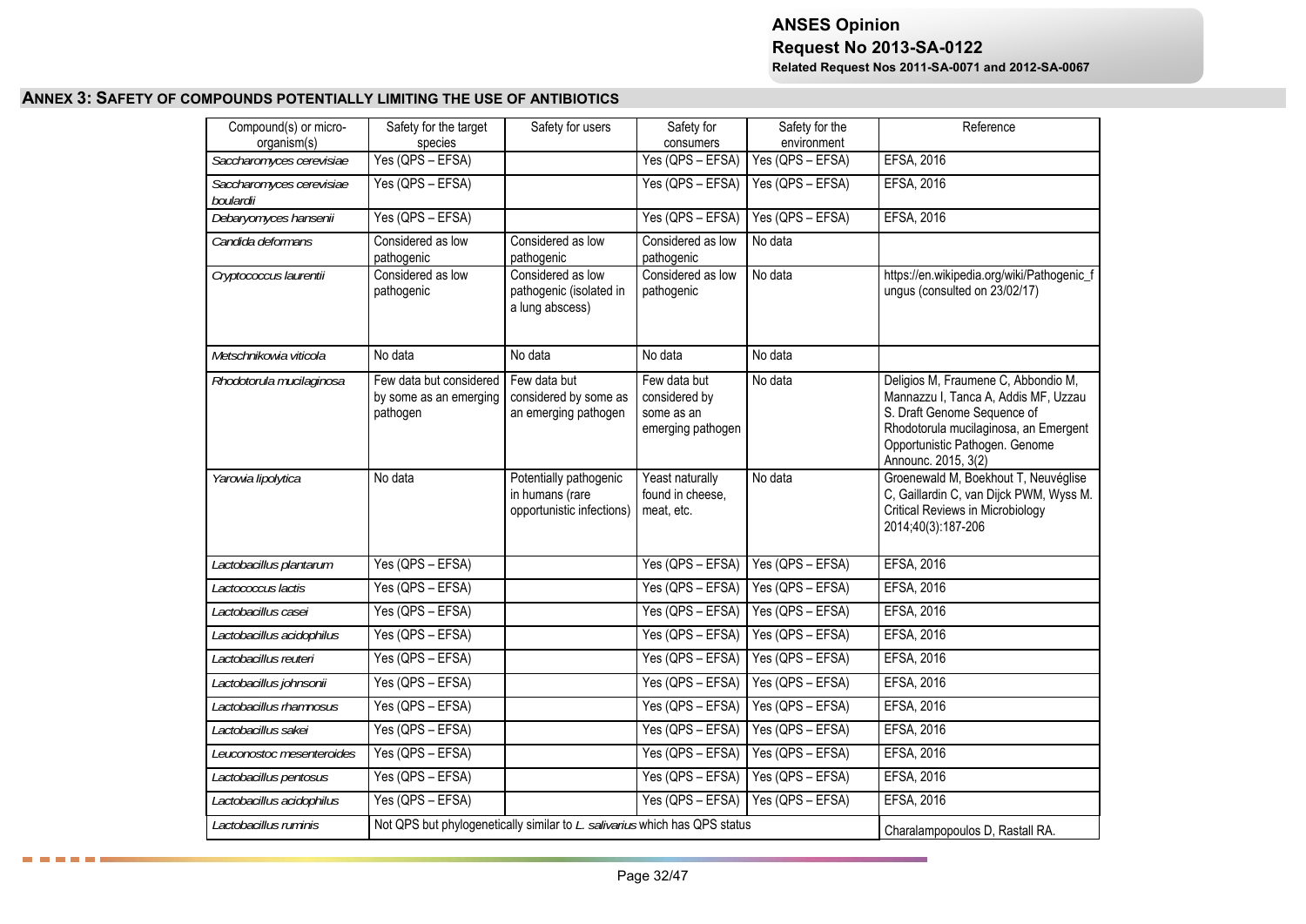## ANNEX 3: SAFETY OF COMPOUNDS POTENTIALLY LIMITING THE USE OF ANTIBIOTICS

| Compound(s) or micro-organism(s) | Safety for the target species | Safety for users | Safety for consumers | Safety for the environment | Reference |
|---|---|---|---|---|---|
| *Saccharomyces cerevisiae* | Yes (QPS – EFSA) | | Yes (QPS – EFSA) | Yes (QPS – EFSA) | EFSA, 2016 |
| *Saccharomyces cerevisiae boulardii* | Yes (QPS – EFSA) | | Yes (QPS – EFSA) | Yes (QPS – EFSA) | EFSA, 2016 |
| *Debaryomyces hansenii* | Yes (QPS – EFSA) | | Yes (QPS – EFSA) | Yes (QPS – EFSA) | EFSA, 2016 |
| *Candida deformans* | Considered as low pathogenic | Considered as low pathogenic | Considered as low pathogenic | No data | |
| *Cryptococcus laurentii* | Considered as low pathogenic | Considered as low pathogenic (isolated in a lung abscess) | Considered as low pathogenic | No data | https://en.wikipedia.org/wiki/Pathogenic_fungus (consulted on 23/02/17) |
| *Metschnikowia viticola* | No data | No data | No data | No data | |
| *Rhodotorula mucilaginosa* | Few data but considered by some as an emerging pathogen | Few data but considered by some as an emerging pathogen | Few data but considered by some as an emerging pathogen | No data | Deligios M, Fraumene C, Abbondio M, Mannazzu I, Tanca A, Addis MF, Uzzau S. Draft Genome Sequence of Rhodotorula mucilaginosa, an Emergent Opportunistic Pathogen. Genome Announc. 2015, 3(2) |
| *Yarowia lipolytica* | No data | Potentially pathogenic in humans (rare opportunistic infections) | Yeast naturally found in cheese, meat, etc. | No data | Groenewald M, Boekhout T, Neuvéglise C, Gaillardin C, van Dijck PWM, Wyss M. Critical Reviews in Microbiology 2014;40(3):187-206 |
| *Lactobacillus plantarum* | Yes (QPS – EFSA) | | Yes (QPS – EFSA) | Yes (QPS – EFSA) | EFSA, 2016 |
| *Lactococcus lactis* | Yes (QPS – EFSA) | | Yes (QPS – EFSA) | Yes (QPS – EFSA) | EFSA, 2016 |
| *Lactobacillus casei* | Yes (QPS – EFSA) | | Yes (QPS – EFSA) | Yes (QPS – EFSA) | EFSA, 2016 |
| *Lactobacillus acidophilus* | Yes (QPS – EFSA) | | Yes (QPS – EFSA) | Yes (QPS – EFSA) | EFSA, 2016 |
| *Lactobacillus reuteri* | Yes (QPS – EFSA) | | Yes (QPS – EFSA) | Yes (QPS – EFSA) | EFSA, 2016 |
| *Lactobacillus johnsonii* | Yes (QPS – EFSA) | | Yes (QPS – EFSA) | Yes (QPS – EFSA) | EFSA, 2016 |
| *Lactobacillus rhamnosus* | Yes (QPS – EFSA) | | Yes (QPS – EFSA) | Yes (QPS – EFSA) | EFSA, 2016 |
| *Lactobacillus sakei* | Yes (QPS – EFSA) | | Yes (QPS – EFSA) | Yes (QPS – EFSA) | EFSA, 2016 |
| *Leuconostoc mesenteroides* | Yes (QPS – EFSA) | | Yes (QPS – EFSA) | Yes (QPS – EFSA) | EFSA, 2016 |
| *Lactobacillus pentosus* | Yes (QPS – EFSA) | | Yes (QPS – EFSA) | Yes (QPS – EFSA) | EFSA, 2016 |
| *Lactobacillus acidophilus* | Yes (QPS – EFSA) | | Yes (QPS – EFSA) | Yes (QPS – EFSA) | EFSA, 2016 |
| *Lactobacillus ruminis* | Not QPS but phylogenetically similar to *L. salivarius* which has QPS status | | | | Charalampopoulos D, Rastall RA. |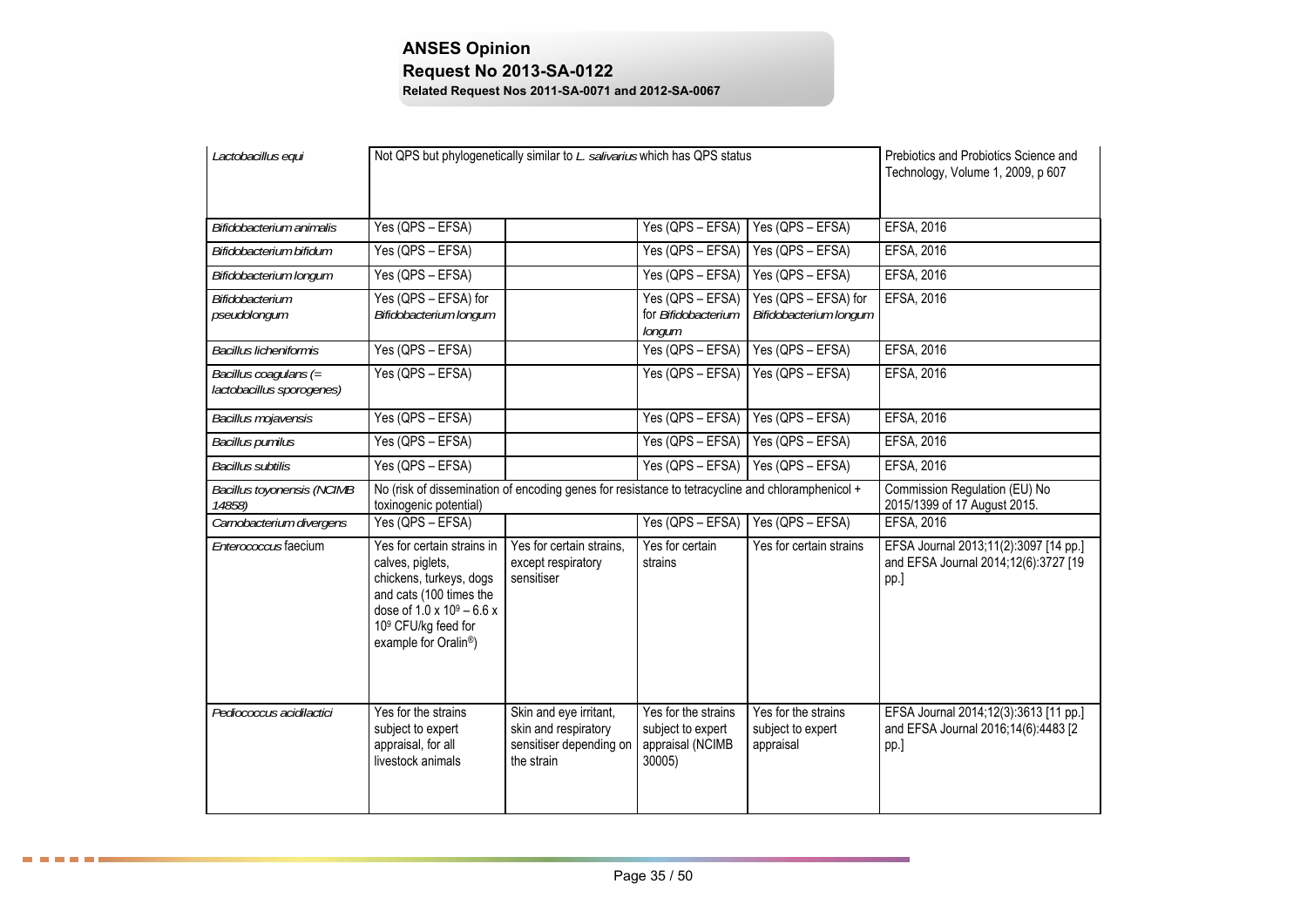| | | | | | |
|---|---|---|---|---|---|
| *Lactobacillus equi* | Not QPS but phylogenetically similar to *L. salivarius* which has QPS status | | | | Prebiotics and Probiotics Science and Technology, Volume 1, 2009, p 607 |
| *Bifidobacterium animalis* | Yes (QPS – EFSA) | | Yes (QPS – EFSA) | Yes (QPS – EFSA) | EFSA, 2016 |
| *Bifidobacterium bifidum* | Yes (QPS – EFSA) | | Yes (QPS – EFSA) | Yes (QPS – EFSA) | EFSA, 2016 |
| *Bifidobacterium longum* | Yes (QPS – EFSA) | | Yes (QPS – EFSA) | Yes (QPS – EFSA) | EFSA, 2016 |
| *Bifidobacterium pseudolongum* | Yes (QPS – EFSA) for *Bifidobacterium longum* | | Yes (QPS – EFSA) for *Bifidobacterium longum* | Yes (QPS – EFSA) for *Bifidobacterium longum* | EFSA, 2016 |
| *Bacillus licheniformis* | Yes (QPS – EFSA) | | Yes (QPS – EFSA) | Yes (QPS – EFSA) | EFSA, 2016 |
| *Bacillus coagulans (= lactobacillus sporogenes)* | Yes (QPS – EFSA) | | Yes (QPS – EFSA) | Yes (QPS – EFSA) | EFSA, 2016 |
| *Bacillus mojavensis* | Yes (QPS – EFSA) | | Yes (QPS – EFSA) | Yes (QPS – EFSA) | EFSA, 2016 |
| *Bacillus pumilus* | Yes (QPS – EFSA) | | Yes (QPS – EFSA) | Yes (QPS – EFSA) | EFSA, 2016 |
| *Bacillus subtilis* | Yes (QPS – EFSA) | | Yes (QPS – EFSA) | Yes (QPS – EFSA) | EFSA, 2016 |
| *Bacillus toyonensis (NCIMB 14858)* | No (risk of dissemination of encoding genes for resistance to tetracycline and chloramphenicol + toxinogenic potential) | | | | Commission Regulation (EU) No 2015/1399 of 17 August 2015. |
| *Carnobacterium divergens* | Yes (QPS – EFSA) | | Yes (QPS – EFSA) | Yes (QPS – EFSA) | EFSA, 2016 |
| *Enterococcus* faecium | Yes for certain strains in calves, piglets, chickens, turkeys, dogs and cats (100 times the dose of $1.0 \times 10^9 – 6.6 \times 10^9$ CFU/kg feed for example for Oralin®) | Yes for certain strains, except respiratory sensitiser | Yes for certain strains | Yes for certain strains | EFSA Journal 2013;11(2):3097 [14 pp.] and EFSA Journal 2014;12(6):3727 [19 pp.] |
| *Pediococcus acidilactici* | Yes for the strains subject to expert appraisal, for all livestock animals | Skin and eye irritant, skin and respiratory sensitiser depending on the strain | Yes for the strains subject to expert appraisal (NCIMB 30005) | Yes for the strains subject to expert appraisal | EFSA Journal 2014;12(3):3613 [11 pp.] and EFSA Journal 2016;14(6):4483 [2 pp.] |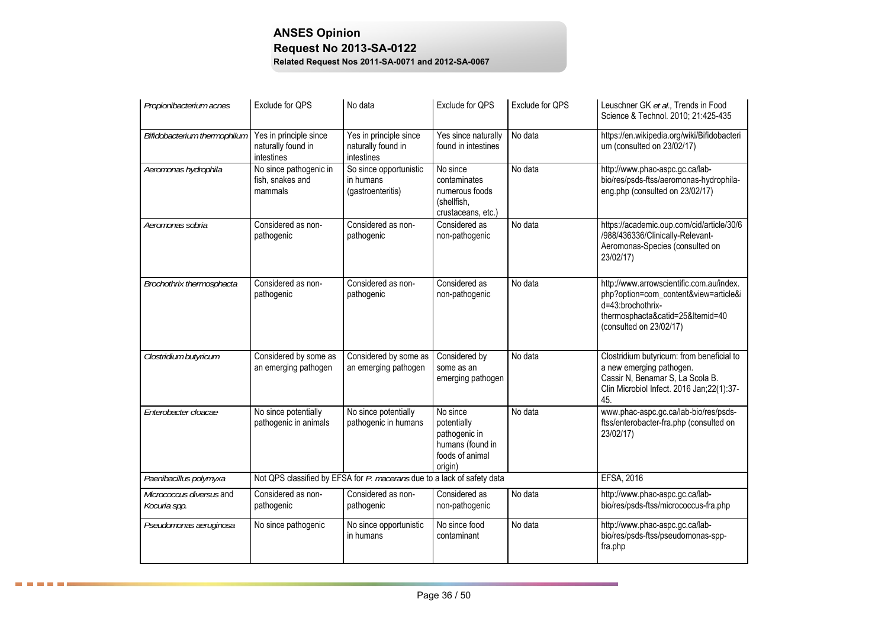| | | | | | |
|---|---|---|---|---|---|
| *Propionibacterium acnes* | Exclude for QPS | No data | Exclude for QPS | Exclude for QPS | Leuschner GK *et al.,* Trends in Food Science & Technol. 2010; 21:425-435 |
| *Bifidobacterium thermophilum* | Yes in principle since naturally found in intestines | Yes in principle since naturally found in intestines | Yes since naturally found in intestines | No data | https://en.wikipedia.org/wiki/Bifidobacterium (consulted on 23/02/17) |
| *Aeromonas hydrophila* | No since pathogenic in fish, snakes and mammals | So since opportunistic in humans (gastroenteritis) | No since contaminates numerous foods (shellfish, crustaceans, etc.) | No data | http://www.phac-aspc.gc.ca/lab-bio/res/psds-ftss/aeromonas-hydrophila-eng.php (consulted on 23/02/17) |
| *Aeromonas sobria* | Considered as non-pathogenic | Considered as non-pathogenic | Considered as non-pathogenic | No data | https://academic.oup.com/cid/article/30/6/988/436336/Clinically-Relevant-Aeromonas-Species (consulted on 23/02/17) |
| *Brochothrix thermosphacta* | Considered as non-pathogenic | Considered as non-pathogenic | Considered as non-pathogenic | No data | http://www.arrowscientific.com.au/index.php?option=com_content&view=article&id=43:brochothrix-thermosphacta&catid=25&Itemid=40 (consulted on 23/02/17) |
| *Clostridium butyricum* | Considered by some as an emerging pathogen | Considered by some as an emerging pathogen | Considered by some as an emerging pathogen | No data | Clostridium butyricum: from beneficial to a new emerging pathogen. Cassir N, Benamar S, La Scola B. Clin Microbiol Infect. 2016 Jan;22(1):37-45. |
| *Enterobacter cloacae* | No since potentially pathogenic in animals | No since potentially pathogenic in humans | No since potentially pathogenic in humans (found in foods of animal origin) | No data | www.phac-aspc.gc.ca/lab-bio/res/psds-ftss/enterobacter-fra.php (consulted on 23/02/17) |
| *Paenibacillus polymyxa* | Not QPS classified by EFSA for *P. macerans* due to a lack of safety data | | | | EFSA, 2016 |
| *Micrococcus diversus* and *Kocuria spp.* | Considered as non-pathogenic | Considered as non-pathogenic | Considered as non-pathogenic | No data | http://www.phac-aspc.gc.ca/lab-bio/res/psds-ftss/micrococcus-fra.php |
| *Pseudomonas aeruginosa* | No since pathogenic | No since opportunistic in humans | No since food contaminant | No data | http://www.phac-aspc.gc.ca/lab-bio/res/psds-ftss/pseudomonas-spp-fra.php |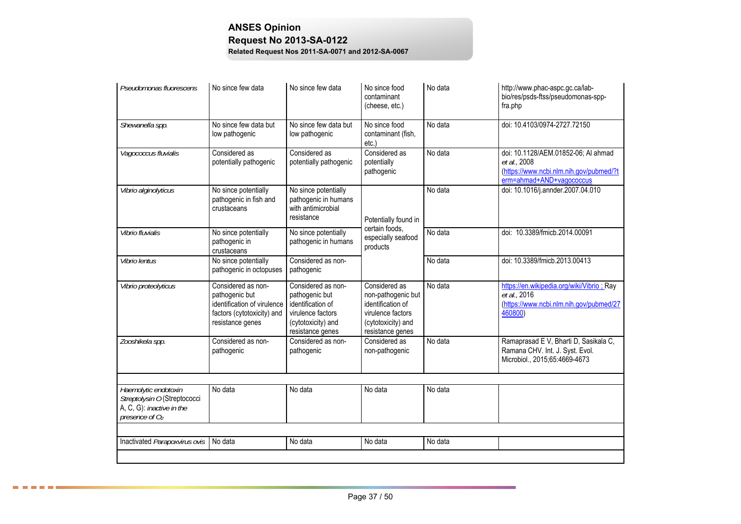| | | | | | |
|---|---|---|---|---|---|
| *Pseudomonas fluorescens* | No since few data | No since few data | No since food contaminant (cheese, etc.) | No data | http://www.phac-aspc.gc.ca/lab-bio/res/psds-ftss/pseudomonas-spp-fra.php |
| *Shewanella spp.* | No since few data but low pathogenic | No since few data but low pathogenic | No since food contaminant (fish, etc.) | No data | doi: 10.4103/0974-2727.72150 |
| *Vagococcus fluvialis* | Considered as potentially pathogenic | Considered as potentially pathogenic | Considered as potentially pathogenic | No data | doi: 10.1128/AEM.01852-06; Al ahmad *et al.*, 2008 (https://www.ncbi.nlm.nih.gov/pubmed/?term=ahmad+AND+vagococcus |
| *Vibrio alginolyticus* | No since potentially pathogenic in fish and crustaceans | No since potentially pathogenic in humans with antimicrobial resistance | Potentially found in certain foods, especially seafood products | No data | doi: 10.1016/j.annder.2007.04.010 |
| *Vibrio fluvialis* | No since potentially pathogenic in crustaceans | No since potentially pathogenic in humans | | No data | doi: 10.3389/fmicb.2014.00091 |
| *Vibrio lentus* | No since potentially pathogenic in octopuses | Considered as non-pathogenic | | No data | doi: 10.3389/fmicb.2013.00413 |
| *Vibrio proteolyticus* | Considered as non-pathogenic but identification of virulence factors (cytotoxicity) and resistance genes | Considered as non-pathogenic but identification of virulence factors (cytotoxicity) and resistance genes | Considered as non-pathogenic but identification of virulence factors (cytotoxicity) and resistance genes | No data | https://en.wikipedia.org/wiki/Vibrio ; Ray *et al.*, 2016 (https://www.ncbi.nlm.nih.gov/pubmed/27460800) |
| *Zooshikela spp.* | Considered as non-pathogenic | Considered as non-pathogenic | Considered as non-pathogenic | No data | Ramaprasad E V, Bharti D, Sasikala C, Ramana CHV. Int. J. Syst. Evol. Microbiol., 2015;65:4669-4673 |
| | | | | | |
| *Haemolytic endotoxin Streptolysin O* (Streptococci A, C, G): *inactive in the presence of $O_2$* | No data | No data | No data | No data | |
| | | | | | |
| Inactivated *Parapoxvirus ovis* | No data | No data | No data | No data | |
| | | | | | |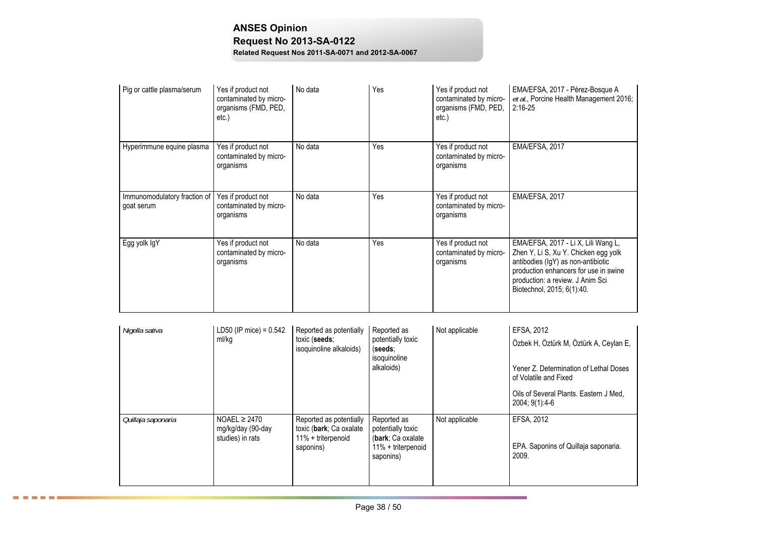| | | | | | |
|---|---|---|---|---|---|
| Pig or cattle plasma/serum | Yes if product not contaminated by micro-organisms (FMD, PED, etc.) | No data | Yes | Yes if product not contaminated by micro-organisms (FMD, PED, etc.) | EMA/EFSA, 2017 - Pérez-Bosque A *et al.*, Porcine Health Management 2016; 2:16-25 |
| Hyperimmune equine plasma | Yes if product not contaminated by micro-organisms | No data | Yes | Yes if product not contaminated by micro-organisms | EMA/EFSA, 2017 |
| Immunomodulatory fraction of goat serum | Yes if product not contaminated by micro-organisms | No data | Yes | Yes if product not contaminated by micro-organisms | EMA/EFSA, 2017 |
| Egg yolk IgY | Yes if product not contaminated by micro-organisms | No data | Yes | Yes if product not contaminated by micro-organisms | EMA/EFSA, 2017 - Li X, Lili Wang L, Zhen Y, Li S, Xu Y. Chicken egg yolk antibodies (IgY) as non-antibiotic production enhancers for use in swine production: a review. J Anim Sci Biotechnol, 2015; 6(1):40. |

| | | | | | |
|---|---|---|---|---|---|
| *Nigella sativa* | LD50 (IP mice) = 0.542 ml/kg | Reported as potentially toxic (**seeds**; isoquinoline alkaloids) | Reported as potentially toxic (**seeds**; isoquinoline alkaloids) | Not applicable | EFSA, 2012<br>Özbek H, Öztürk M, Öztürk A, Ceylan E,<br>Yener Z. Determination of Lethal Doses of Volatile and Fixed<br>Oils of Several Plants. Eastern J Med, 2004; 9(1):4-6 |
| *Quillaja saponaria* | NOAEL ≥ 2470 mg/kg/day (90-day studies) in rats | Reported as potentially toxic (**bark**; Ca oxalate 11% + triterpenoid saponins) | Reported as potentially toxic (**bark**; Ca oxalate 11% + triterpenoid saponins) | Not applicable | EFSA, 2012<br>EPA. Saponins of Quillaja saponaria. 2009. |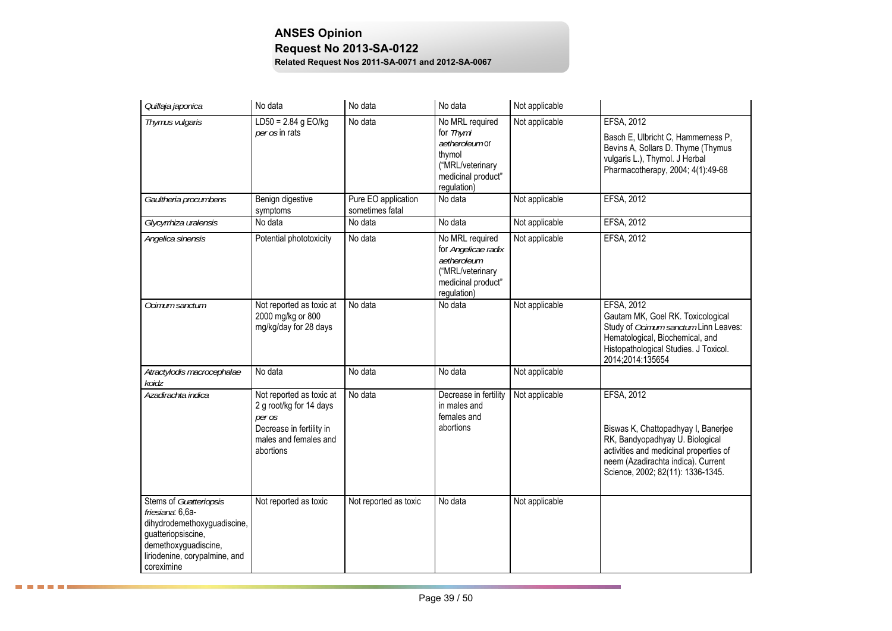| | | | | | |
|---|---|---|---|---|---|
| *Quillaja japonica* | No data | No data | No data | Not applicable | |
| *Thymus vulgaris* | LD50 = 2.84 g EO/kg *per os* in rats | No data | No MRL required for *Thymi aetheroleum* or thymol ("MRL/veterinary medicinal product" regulation) | Not applicable | EFSA, 2012<br>Basch E, Ulbricht C, Hammerness P, Bevins A, Sollars D. Thyme (Thymus vulgaris L.), Thymol. J Herbal Pharmacotherapy, 2004; 4(1):49-68 |
| *Gaultheria procumbens* | Benign digestive symptoms | Pure EO application sometimes fatal | No data | Not applicable | EFSA, 2012 |
| *Glycyrrhiza uralensis* | No data | No data | No data | Not applicable | EFSA, 2012 |
| *Angelica sinensis* | Potential phototoxicity | No data | No MRL required for *Angelicae radix aetheroleum* ("MRL/veterinary medicinal product" regulation) | Not applicable | EFSA, 2012 |
| *Ocimum sanctum* | Not reported as toxic at 2000 mg/kg or 800 mg/kg/day for 28 days | No data | No data | Not applicable | EFSA, 2012<br>Gautam MK, Goel RK. Toxicological Study of *Ocimum sanctum* Linn Leaves: Hematological, Biochemical, and Histopathological Studies. J Toxicol. 2014;2014:135654 |
| *Atractylodis macrocephalae koidz* | No data | No data | No data | Not applicable | |
| *Azadirachta indica* | Not reported as toxic at 2 g root/kg for 14 days *per os*<br>Decrease in fertility in males and females and abortions | No data | Decrease in fertility in males and females and abortions | Not applicable | EFSA, 2012<br>Biswas K, Chattopadhyay I, Banerjee RK, Bandyopadhyay U. Biological activities and medicinal properties of neem (Azadirachta indica). Current Science, 2002; 82(11): 1336-1345. |
| Stems of *Guatteriopsis friesiana*: 6,6a-dihydrodemethoxyguadiscine, guatteriopsiscine, demethoxyguadiscine, liriodenine, corypalmine, and coreximine | Not reported as toxic | Not reported as toxic | No data | Not applicable | |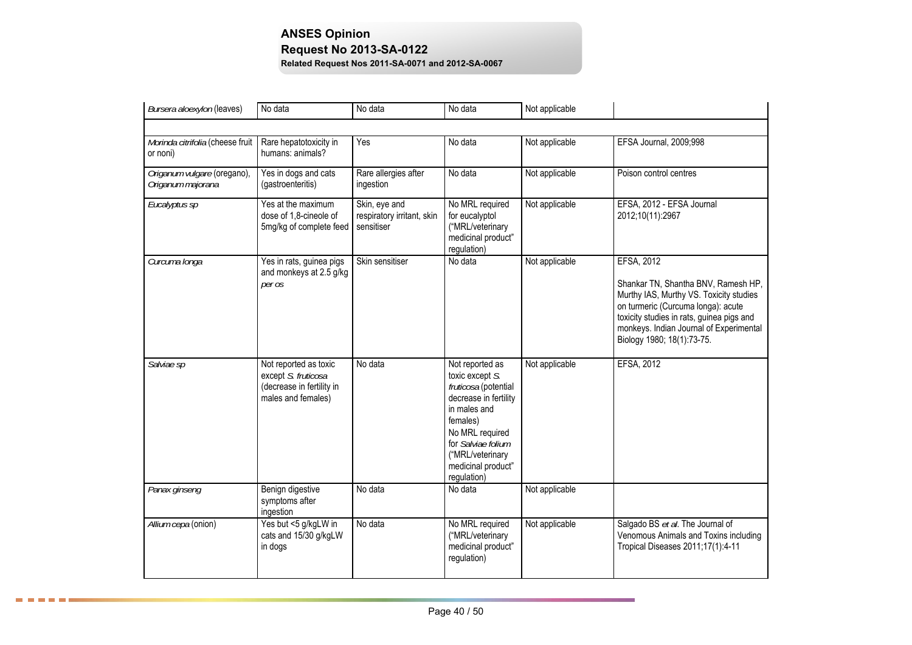| | | | | | |
|---|---|---|---|---|---|
| *Bursera aloexylon* (leaves) | No data | No data | No data | Not applicable | |
| | | | | | |
| *Morinda citrifolia* (cheese fruit or noni) | Rare hepatotoxicity in humans: animals? | Yes | No data | Not applicable | EFSA Journal, 2009;998 |
| *Origanum vulgare* (oregano), *Origanum majorana* | Yes in dogs and cats (gastroenteritis) | Rare allergies after ingestion | No data | Not applicable | Poison control centres |
| *Eucalyptus sp* | Yes at the maximum dose of 1,8-cineole of 5mg/kg of complete feed | Skin, eye and respiratory irritant, skin sensitiser | No MRL required for eucalyptol ("MRL/veterinary medicinal product" regulation) | Not applicable | EFSA, 2012 - EFSA Journal 2012;10(11):2967 |
| *Curcuma longa* | Yes in rats, guinea pigs and monkeys at 2.5 g/kg *per os* | Skin sensitiser | No data | Not applicable | EFSA, 2012<br><br>Shankar TN, Shantha BNV, Ramesh HP, Murthy IAS, Murthy VS. Toxicity studies on turmeric (Curcuma longa): acute toxicity studies in rats, guinea pigs and monkeys. Indian Journal of Experimental Biology 1980; 18(1):73-75. |
| *Salviae sp* | Not reported as toxic except *S. fruticosa* (decrease in fertility in males and females) | No data | Not reported as toxic except *S. fruticosa* (potential decrease in fertility in males and females)<br>No MRL required for *Salviae folium* ("MRL/veterinary medicinal product" regulation) | Not applicable | EFSA, 2012 |
| *Panax ginseng* | Benign digestive symptoms after ingestion | No data | No data | Not applicable | |
| *Allium cepa* (onion) | Yes but <5 g/kgLW in cats and 15/30 g/kgLW in dogs | No data | No MRL required ("MRL/veterinary medicinal product" regulation) | Not applicable | Salgado BS *et al*. The Journal of Venomous Animals and Toxins including Tropical Diseases 2011;17(1):4-11 |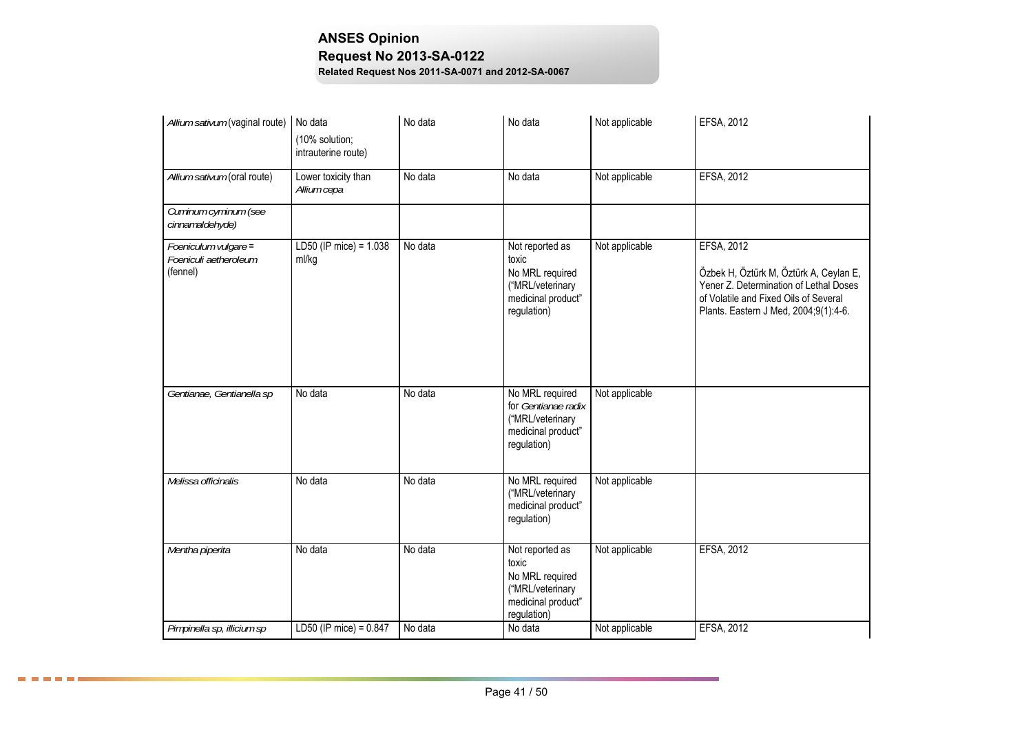| *Allium sativum* (vaginal route) | No data<br>(10% solution; intrauterine route) | No data | No data | Not applicable | EFSA, 2012 |
|---|---|---|---|---|---|
| *Allium sativum* (oral route) | Lower toxicity than *Allium cepa* | No data | No data | Not applicable | EFSA, 2012 |
| *Cuminum cyminum (see cinnamaldehyde)* | | | | | |
| *Foeniculum vulgare = Foeniculi aetheroleum* (fennel) | LD50 (IP mice) = 1.038 ml/kg | No data | Not reported as toxic<br>No MRL required ("MRL/veterinary medicinal product" regulation) | Not applicable | EFSA, 2012<br><br>Özbek H, Öztürk M, Öztürk A, Ceylan E, Yener Z. Determination of Lethal Doses of Volatile and Fixed Oils of Several Plants. Eastern J Med, 2004;9(1):4-6. |
| *Gentianae, Gentianella sp* | No data | No data | No MRL required for *Gentianae radix* ("MRL/veterinary medicinal product" regulation) | Not applicable | |
| *Melissa officinalis* | No data | No data | No MRL required ("MRL/veterinary medicinal product" regulation) | Not applicable | |
| *Mentha piperita* | No data | No data | Not reported as toxic<br>No MRL required ("MRL/veterinary medicinal product" regulation) | Not applicable | EFSA, 2012 |
| *Pimpinella sp, illicium sp* | LD50 (IP mice) = 0.847 | No data | No data | Not applicable | EFSA, 2012 |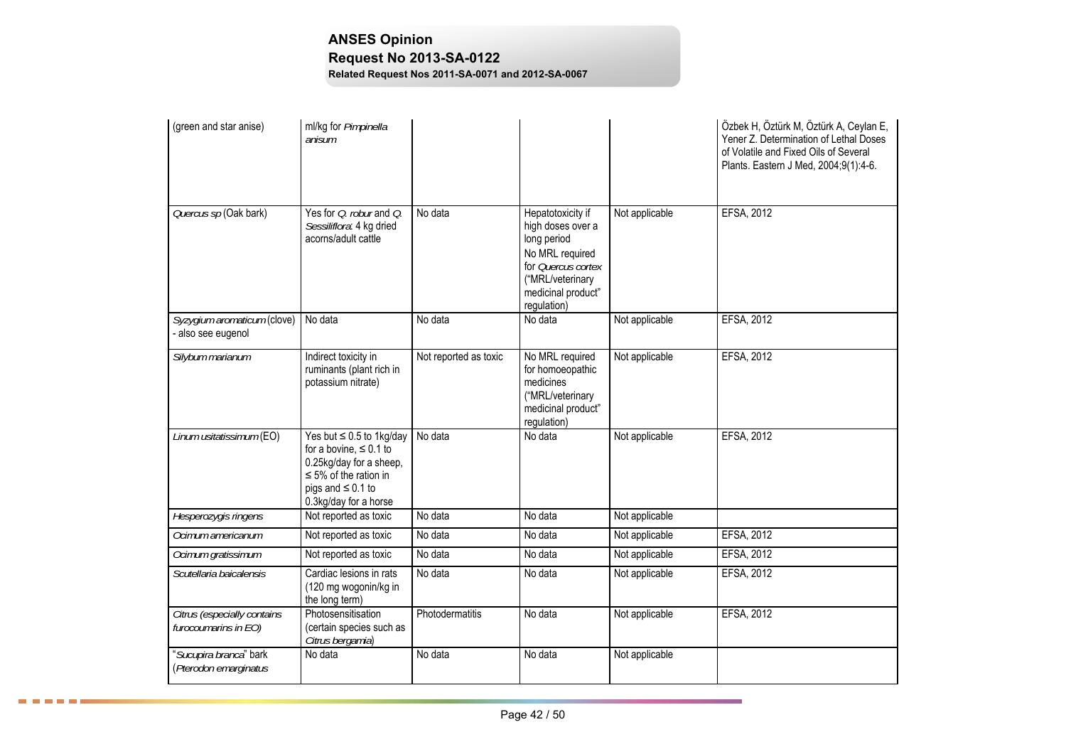| (green and star anise) | ml/kg for *Pimpinella anisum* | | | | Özbek H, Öztürk M, Öztürk A, Ceylan E, Yener Z. Determination of Lethal Doses of Volatile and Fixed Oils of Several Plants. Eastern J Med, 2004;9(1):4-6. |
|---|---|---|---|---|---|
| *Quercus sp* (Oak bark) | Yes for *Q. robur* and *Q. Sessiliflora*: 4 kg dried acorns/adult cattle | No data | Hepatotoxicity if high doses over a long period<br>No MRL required for *Quercus cortex* ("MRL/veterinary medicinal product" regulation) | Not applicable | EFSA, 2012 |
| *Syzygium aromaticum* (clove) - also see eugenol | No data | No data | No data | Not applicable | EFSA, 2012 |
| *Silybum marianum* | Indirect toxicity in ruminants (plant rich in potassium nitrate) | Not reported as toxic | No MRL required for homoeopathic medicines ("MRL/veterinary medicinal product" regulation) | Not applicable | EFSA, 2012 |
| *Linum usitatissimum* (EO) | Yes but ≤ 0.5 to 1kg/day for a bovine, ≤ 0.1 to 0.25kg/day for a sheep, ≤ 5% of the ration in pigs and ≤ 0.1 to 0.3kg/day for a horse | No data | No data | Not applicable | EFSA, 2012 |
| *Hesperozygis ringens* | Not reported as toxic | No data | No data | Not applicable | |
| *Ocimum americanum* | Not reported as toxic | No data | No data | Not applicable | EFSA, 2012 |
| *Ocimum gratissimum* | Not reported as toxic | No data | No data | Not applicable | EFSA, 2012 |
| *Scutellaria baicalensis* | Cardiac lesions in rats (120 mg wogonin/kg in the long term) | No data | No data | Not applicable | EFSA, 2012 |
| *Citrus (especially contains furocoumarins in EO)* | Photosensitisation (certain species such as *Citrus bergamia*) | Photodermatitis | No data | Not applicable | EFSA, 2012 |
| "*Sucupira branca*" bark (*Pterodon emarginatus* | No data | No data | No data | Not applicable | |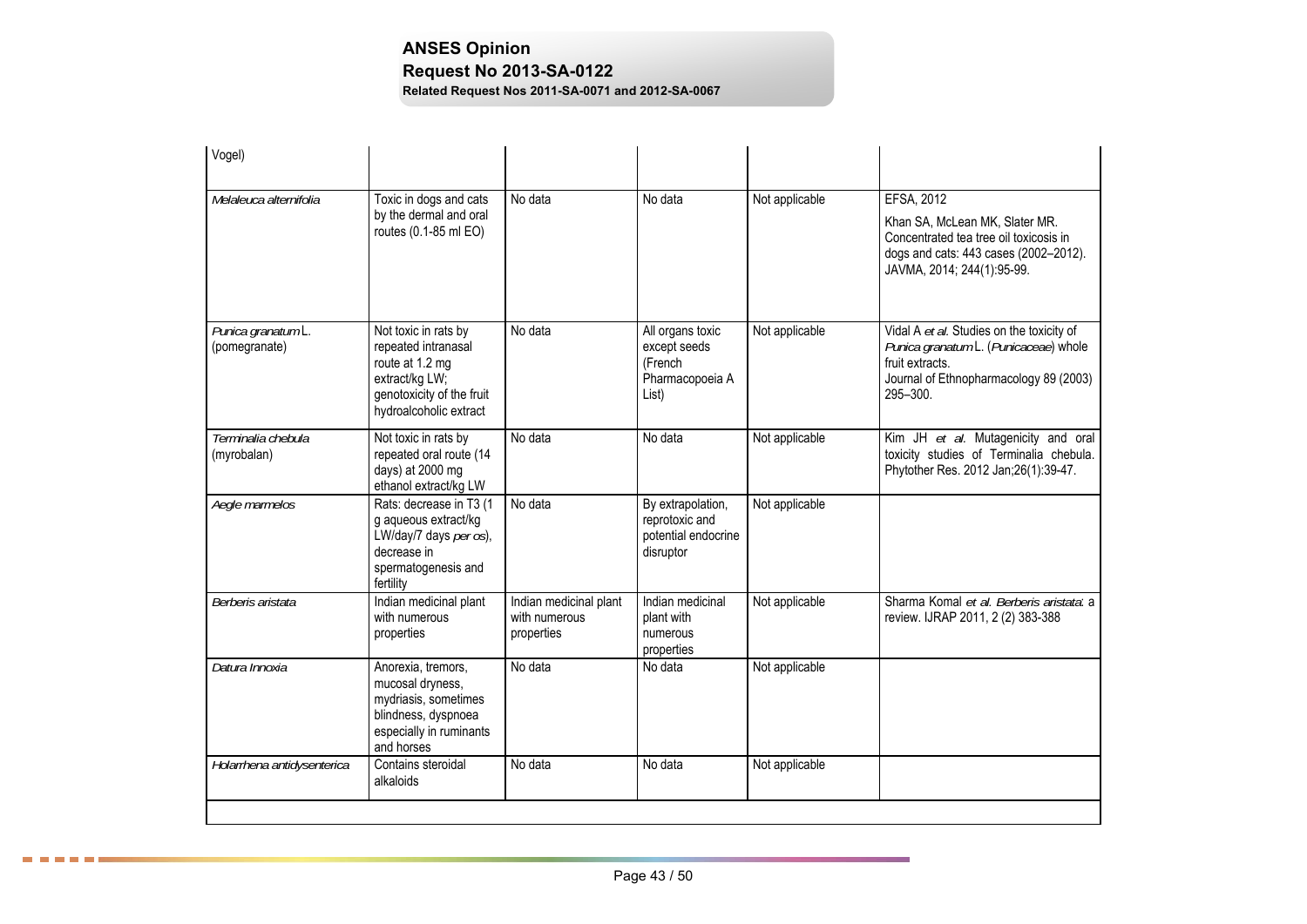| | | | | | |
|---|---|---|---|---|---|
| Vogel) | | | | | |
| *Melaleuca alternifolia* | Toxic in dogs and cats by the dermal and oral routes (0.1-85 ml EO) | No data | No data | Not applicable | EFSA, 2012<br><br>Khan SA, McLean MK, Slater MR. Concentrated tea tree oil toxicosis in dogs and cats: 443 cases (2002–2012). JAVMA, 2014; 244(1):95-99. |
| *Punica granatum* L. (pomegranate) | Not toxic in rats by repeated intranasal route at 1.2 mg extract/kg LW; genotoxicity of the fruit hydroalcoholic extract | No data | All organs toxic except seeds (French Pharmacopoeia A List) | Not applicable | Vidal A *et al.* Studies on the toxicity of *Punica granatum* L. (*Punicaceae*) whole fruit extracts. Journal of Ethnopharmacology 89 (2003) 295–300. |
| *Terminalia chebula* (myrobalan) | Not toxic in rats by repeated oral route (14 days) at 2000 mg ethanol extract/kg LW | No data | No data | Not applicable | Kim JH *et al.* Mutagenicity and oral toxicity studies of Terminalia chebula. Phytother Res. 2012 Jan;26(1):39-47. |
| *Aegle marmelos* | Rats: decrease in T3 (1 g aqueous extract/kg LW/day/7 days *per os*), decrease in spermatogenesis and fertility | No data | By extrapolation, reprotoxic and potential endocrine disruptor | Not applicable | |
| *Berberis aristata* | Indian medicinal plant with numerous properties | Indian medicinal plant with numerous properties | Indian medicinal plant with numerous properties | Not applicable | Sharma Komal *et al. Berberis aristata*: a review. IJRAP 2011, 2 (2) 383-388 |
| *Datura Innoxia* | Anorexia, tremors, mucosal dryness, mydriasis, sometimes blindness, dyspnoea especially in ruminants and horses | No data | No data | Not applicable | |
| *Holarrhena antidysenterica* | Contains steroidal alkaloids | No data | No data | Not applicable | |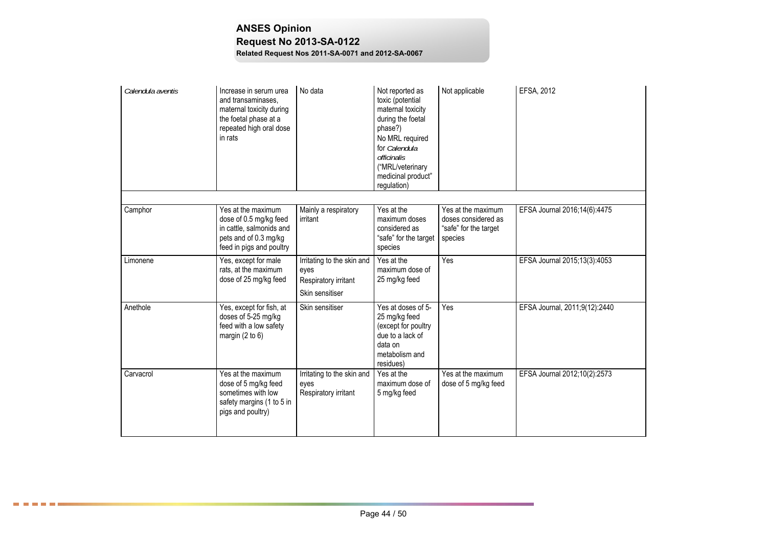| | | | | | |
|---|---|---|---|---|---|
| *Calendula aventis* | Increase in serum urea and transaminases, maternal toxicity during the foetal phase at a repeated high oral dose in rats | No data | Not reported as toxic (potential maternal toxicity during the foetal phase?) No MRL required for *Calendula officinalis* ("MRL/veterinary medicinal product" regulation) | Not applicable | EFSA, 2012 |
| | | | | | |
| Camphor | Yes at the maximum dose of 0.5 mg/kg feed in cattle, salmonids and pets and of 0.3 mg/kg feed in pigs and poultry | Mainly a respiratory irritant | Yes at the maximum doses considered as "safe" for the target species | Yes at the maximum doses considered as "safe" for the target species | EFSA Journal 2016;14(6):4475 |
| Limonene | Yes, except for male rats, at the maximum dose of 25 mg/kg feed | Irritating to the skin and eyes<br>Respiratory irritant<br>Skin sensitiser | Yes at the maximum dose of 25 mg/kg feed | Yes | EFSA Journal 2015;13(3):4053 |
| Anethole | Yes, except for fish, at doses of 5-25 mg/kg feed with a low safety margin (2 to 6) | Skin sensitiser | Yes at doses of 5-25 mg/kg feed (except for poultry due to a lack of data on metabolism and residues) | Yes | EFSA Journal, 2011;9(12):2440 |
| Carvacrol | Yes at the maximum dose of 5 mg/kg feed sometimes with low safety margins (1 to 5 in pigs and poultry) | Irritating to the skin and eyes<br>Respiratory irritant | Yes at the maximum dose of 5 mg/kg feed | Yes at the maximum dose of 5 mg/kg feed | EFSA Journal 2012;10(2):2573 |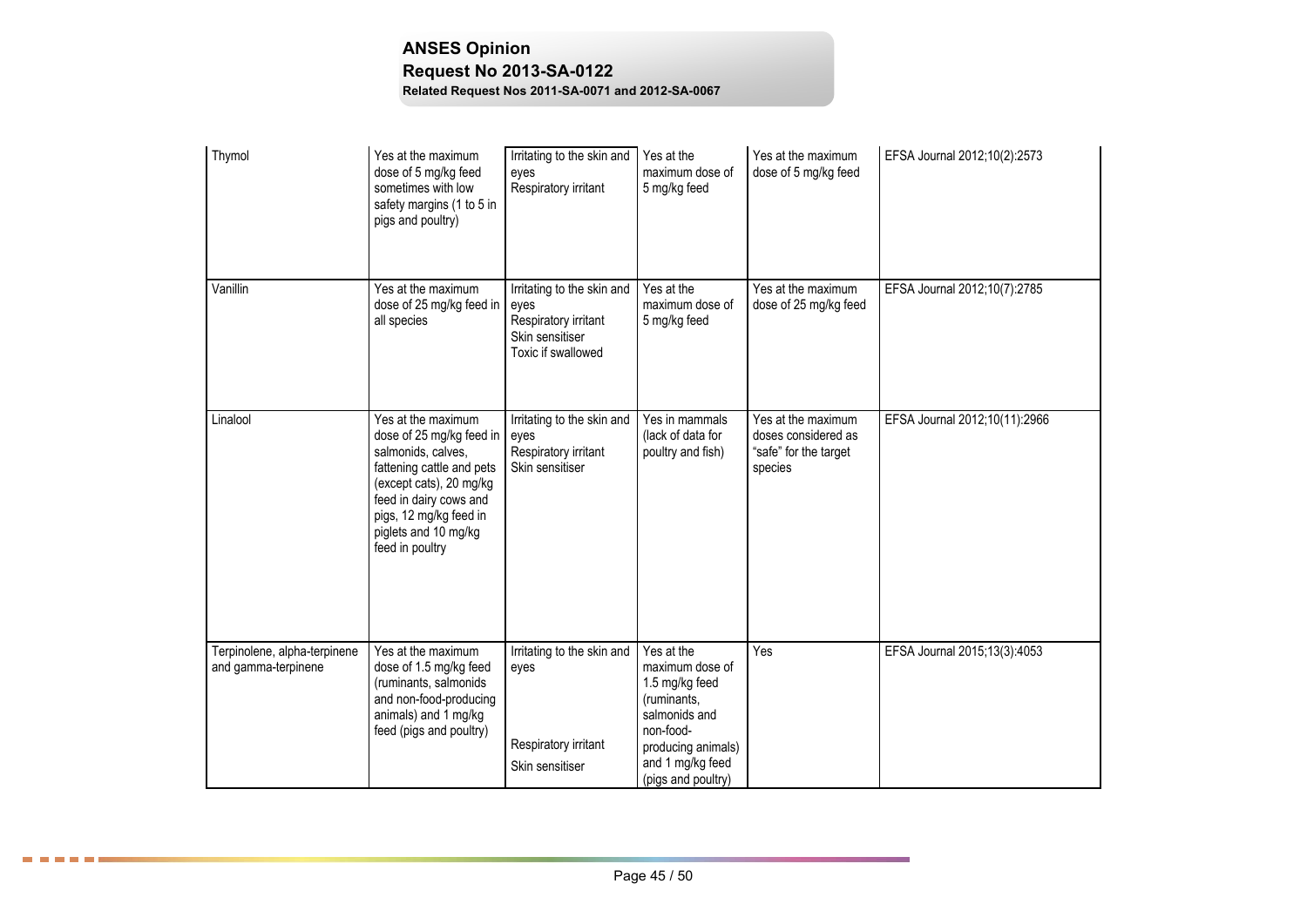| Thymol | Yes at the maximum dose of 5 mg/kg feed sometimes with low safety margins (1 to 5 in pigs and poultry) | Irritating to the skin and eyes<br>Respiratory irritant | Yes at the maximum dose of 5 mg/kg feed | Yes at the maximum dose of 5 mg/kg feed | EFSA Journal 2012;10(2):2573 |
|---|---|---|---|---|---|
| Vanillin | Yes at the maximum dose of 25 mg/kg feed in all species | Irritating to the skin and eyes<br>Respiratory irritant<br>Skin sensitiser<br>Toxic if swallowed | Yes at the maximum dose of 5 mg/kg feed | Yes at the maximum dose of 25 mg/kg feed | EFSA Journal 2012;10(7):2785 |
| Linalool | Yes at the maximum dose of 25 mg/kg feed in salmonids, calves, fattening cattle and pets (except cats), 20 mg/kg feed in dairy cows and pigs, 12 mg/kg feed in piglets and 10 mg/kg feed in poultry | Irritating to the skin and eyes<br>Respiratory irritant<br>Skin sensitiser | Yes in mammals (lack of data for poultry and fish) | Yes at the maximum doses considered as "safe" for the target species | EFSA Journal 2012;10(11):2966 |
| Terpinolene, alpha-terpinene and gamma-terpinene | Yes at the maximum dose of 1.5 mg/kg feed (ruminants, salmonids and non-food-producing animals) and 1 mg/kg feed (pigs and poultry) | Irritating to the skin and eyes<br>Respiratory irritant<br>Skin sensitiser | Yes at the maximum dose of 1.5 mg/kg feed (ruminants, salmonids and non-food-producing animals) and 1 mg/kg feed (pigs and poultry) | Yes | EFSA Journal 2015;13(3):4053 |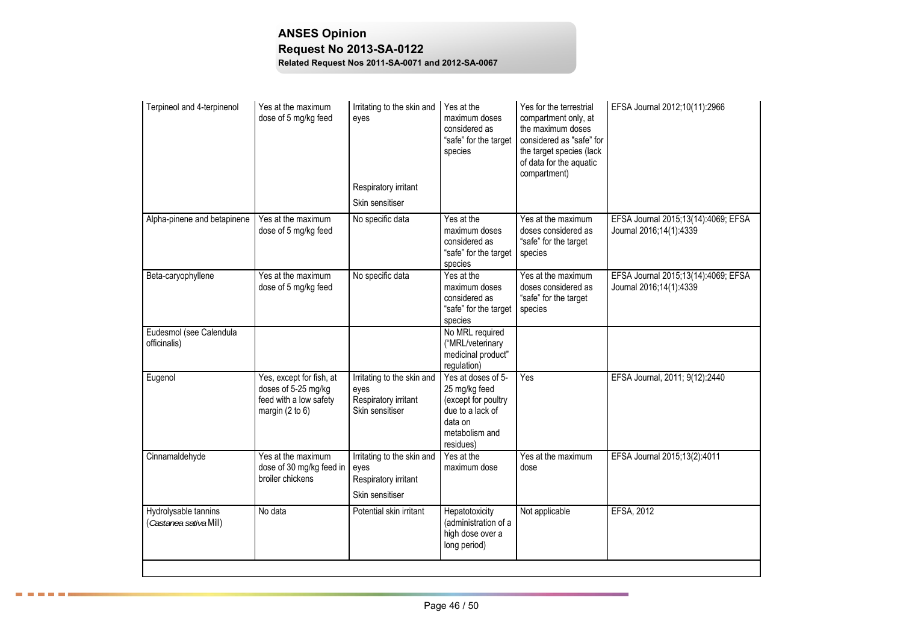| | | | | | |
|---|---|---|---|---|---|
| Terpineol and 4-terpinenol | Yes at the maximum dose of 5 mg/kg feed | Irritating to the skin and eyes<br><br>Respiratory irritant<br><br>Skin sensitiser | Yes at the maximum doses considered as "safe" for the target species | Yes for the terrestrial compartment only, at the maximum doses considered as "safe" for the target species (lack of data for the aquatic compartment) | EFSA Journal 2012;10(11):2966 |
| Alpha-pinene and betapinene | Yes at the maximum dose of 5 mg/kg feed | No specific data | Yes at the maximum doses considered as "safe" for the target species | Yes at the maximum doses considered as "safe" for the target species | EFSA Journal 2015;13(14):4069; EFSA Journal 2016;14(1):4339 |
| Beta-caryophyllene | Yes at the maximum dose of 5 mg/kg feed | No specific data | Yes at the maximum doses considered as "safe" for the target species | Yes at the maximum doses considered as "safe" for the target species | EFSA Journal 2015;13(14):4069; EFSA Journal 2016;14(1):4339 |
| Eudesmol (see Calendula officinalis) | | | No MRL required ("MRL/veterinary medicinal product" regulation) | | |
| Eugenol | Yes, except for fish, at doses of 5-25 mg/kg feed with a low safety margin (2 to 6) | Irritating to the skin and eyes<br>Respiratory irritant<br>Skin sensitiser | Yes at doses of 5-25 mg/kg feed (except for poultry due to a lack of data on metabolism and residues) | Yes | EFSA Journal, 2011; 9(12):2440 |
| Cinnamaldehyde | Yes at the maximum dose of 30 mg/kg feed in broiler chickens | Irritating to the skin and eyes<br>Respiratory irritant<br><br>Skin sensitiser | Yes at the maximum dose | Yes at the maximum dose | EFSA Journal 2015;13(2):4011 |
| Hydrolysable tannins (*Castanea sativa* Mill) | No data | Potential skin irritant | Hepatotoxicity (administration of a high dose over a long period) | Not applicable | EFSA, 2012 |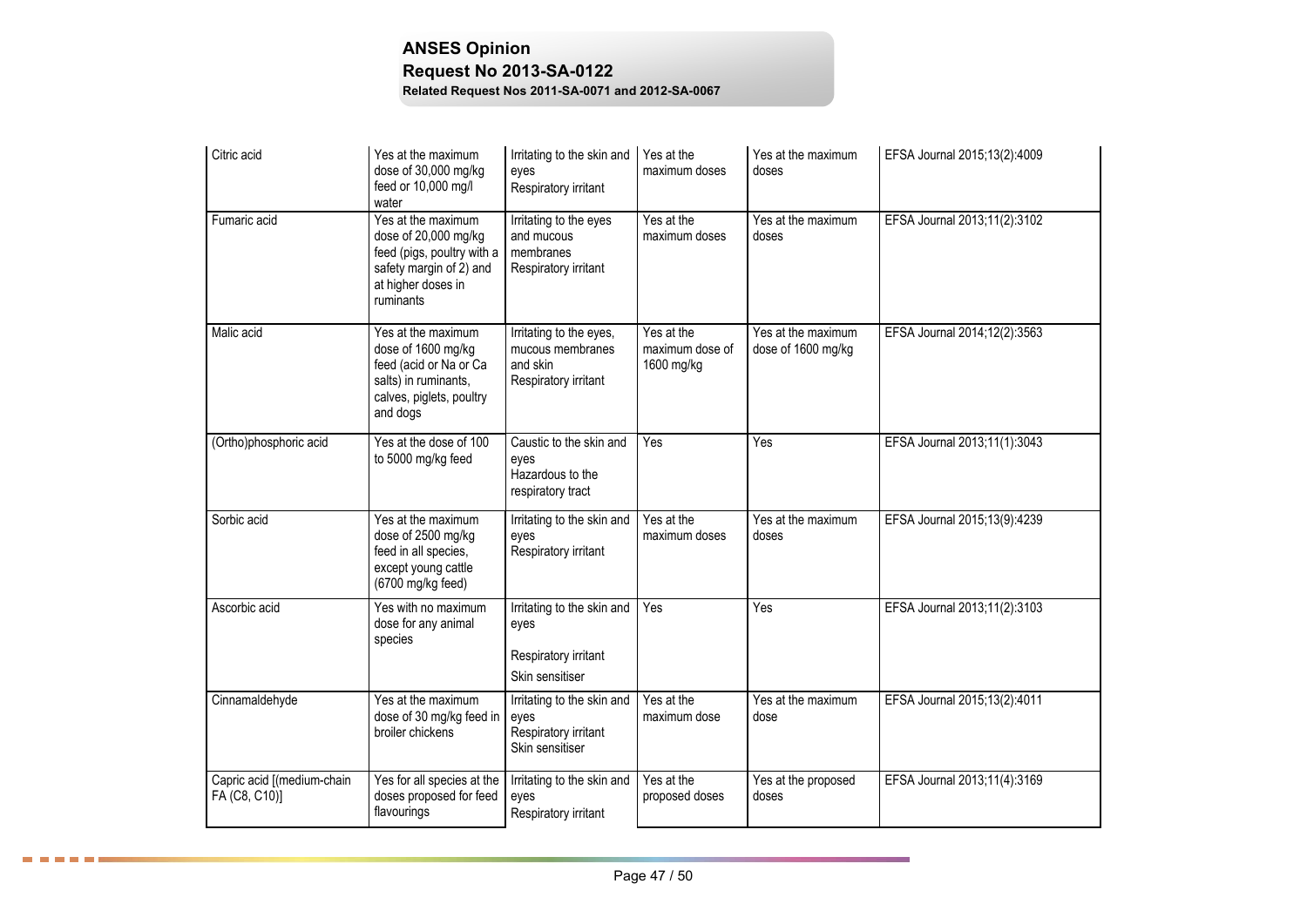| Citric acid | Yes at the maximum dose of 30,000 mg/kg feed or 10,000 mg/l water | Irritating to the skin and eyes<br>Respiratory irritant | Yes at the maximum doses | Yes at the maximum doses | EFSA Journal 2015;13(2):4009 |
|---|---|---|---|---|---|
| Fumaric acid | Yes at the maximum dose of 20,000 mg/kg feed (pigs, poultry with a safety margin of 2) and at higher doses in ruminants | Irritating to the eyes and mucous membranes<br>Respiratory irritant | Yes at the maximum doses | Yes at the maximum doses | EFSA Journal 2013;11(2):3102 |
| Malic acid | Yes at the maximum dose of 1600 mg/kg feed (acid or Na or Ca salts) in ruminants, calves, piglets, poultry and dogs | Irritating to the eyes, mucous membranes and skin<br>Respiratory irritant | Yes at the maximum dose of 1600 mg/kg | Yes at the maximum dose of 1600 mg/kg | EFSA Journal 2014;12(2):3563 |
| (Ortho)phosphoric acid | Yes at the dose of 100 to 5000 mg/kg feed | Caustic to the skin and eyes<br>Hazardous to the respiratory tract | Yes | Yes | EFSA Journal 2013;11(1):3043 |
| Sorbic acid | Yes at the maximum dose of 2500 mg/kg feed in all species, except young cattle (6700 mg/kg feed) | Irritating to the skin and eyes<br>Respiratory irritant | Yes at the maximum doses | Yes at the maximum doses | EFSA Journal 2015;13(9):4239 |
| Ascorbic acid | Yes with no maximum dose for any animal species | Irritating to the skin and eyes<br>Respiratory irritant<br>Skin sensitiser | Yes | Yes | EFSA Journal 2013;11(2):3103 |
| Cinnamaldehyde | Yes at the maximum dose of 30 mg/kg feed in broiler chickens | Irritating to the skin and eyes<br>Respiratory irritant<br>Skin sensitiser | Yes at the maximum dose | Yes at the maximum dose | EFSA Journal 2015;13(2):4011 |
| Capric acid [(medium-chain FA (C8, C10)] | Yes for all species at the doses proposed for feed flavourings | Irritating to the skin and eyes<br>Respiratory irritant | Yes at the proposed doses | Yes at the proposed doses | EFSA Journal 2013;11(4):3169 |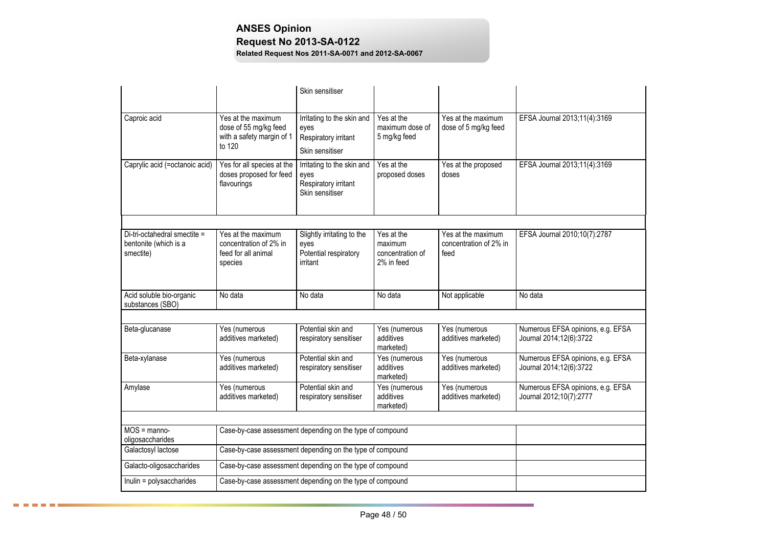| | | | | | |
|---|---|---|---|---|---|
| | | Skin sensitiser | | | |
| Caproic acid | Yes at the maximum dose of 55 mg/kg feed with a safety margin of 1 to 120 | Irritating to the skin and eyes<br>Respiratory irritant<br>Skin sensitiser | Yes at the maximum dose of 5 mg/kg feed | Yes at the maximum dose of 5 mg/kg feed | EFSA Journal 2013;11(4):3169 |
| Caprylic acid (=octanoic acid) | Yes for all species at the doses proposed for feed flavourings | Irritating to the skin and eyes<br>Respiratory irritant<br>Skin sensitiser | Yes at the proposed doses | Yes at the proposed doses | EFSA Journal 2013;11(4):3169 |
| | | | | | |
| Di-tri-octahedral smectite = bentonite (which is a smectite) | Yes at the maximum concentration of 2% in feed for all animal species | Slightly irritating to the eyes<br>Potential respiratory irritant | Yes at the maximum concentration of 2% in feed | Yes at the maximum concentration of 2% in feed | EFSA Journal 2010;10(7):2787 |
| Acid soluble bio-organic substances (SBO) | No data | No data | No data | Not applicable | No data |
| | | | | | |
| Beta-glucanase | Yes (numerous additives marketed) | Potential skin and respiratory sensitiser | Yes (numerous additives marketed) | Yes (numerous additives marketed) | Numerous EFSA opinions, e.g. EFSA Journal 2014;12(6):3722 |
| Beta-xylanase | Yes (numerous additives marketed) | Potential skin and respiratory sensitiser | Yes (numerous additives marketed) | Yes (numerous additives marketed) | Numerous EFSA opinions, e.g. EFSA Journal 2014;12(6):3722 |
| Amylase | Yes (numerous additives marketed) | Potential skin and respiratory sensitiser | Yes (numerous additives marketed) | Yes (numerous additives marketed) | Numerous EFSA opinions, e.g. EFSA Journal 2012;10(7):2777 |
| | | | | | |
| MOS = manno-oligosaccharides | Case-by-case assessment depending on the type of compound | | | | |
| Galactosyl lactose | Case-by-case assessment depending on the type of compound | | | | |
| Galacto-oligosaccharides | Case-by-case assessment depending on the type of compound | | | | |
| Inulin = polysaccharides | Case-by-case assessment depending on the type of compound | | | | |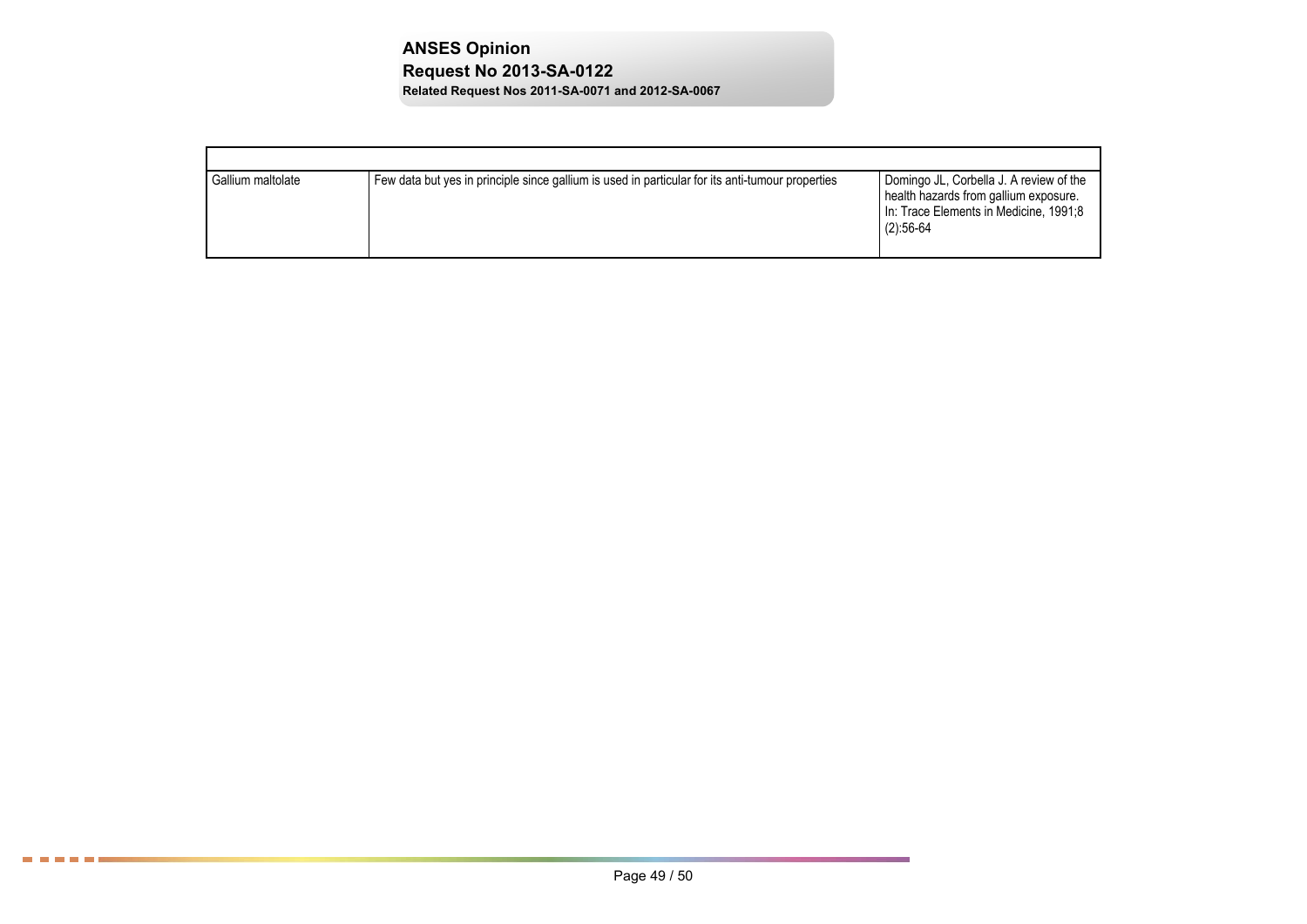| | | |
|---|---|---|
| Gallium maltolate | Few data but yes in principle since gallium is used in particular for its anti-tumour properties | Domingo JL, Corbella J. A review of the health hazards from gallium exposure. In: Trace Elements in Medicine, 1991;8 (2):56-64 |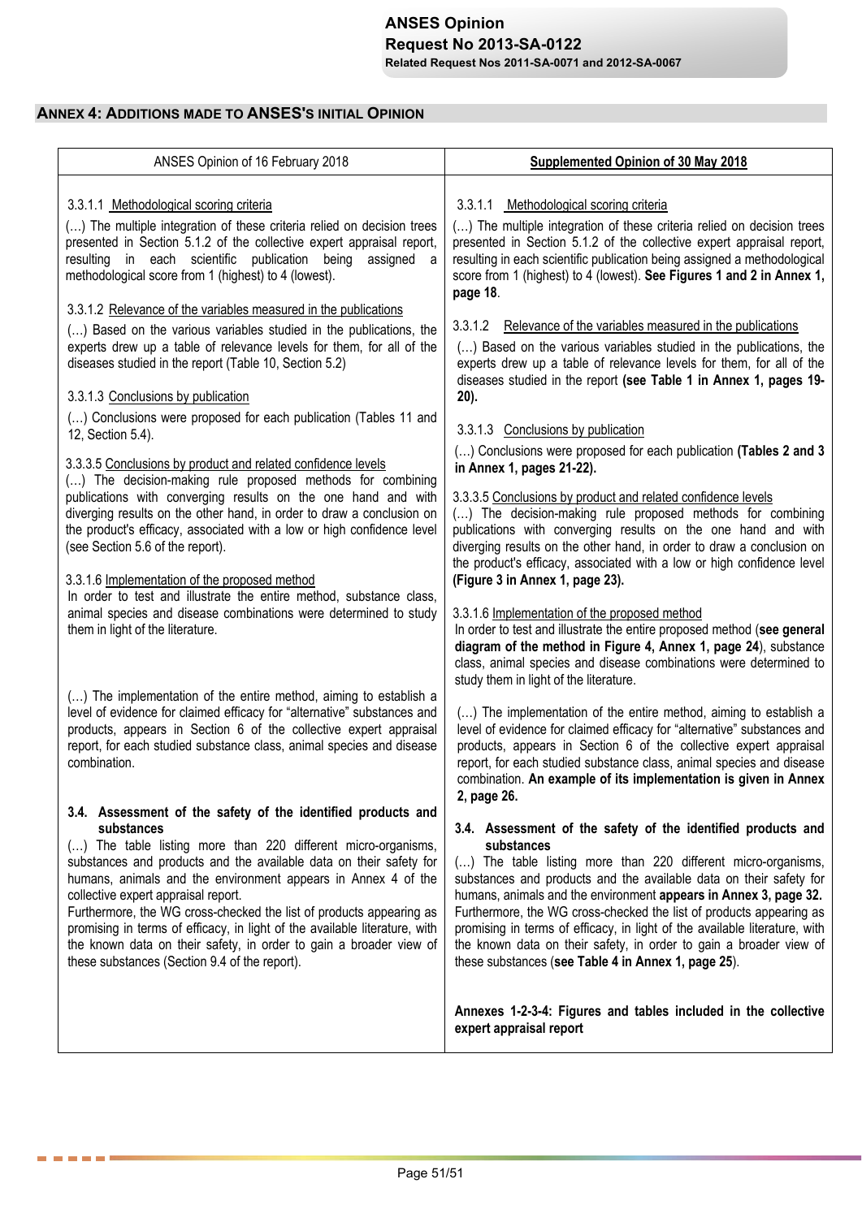## ANNEX 4: ADDITIONS MADE TO ANSES'S INITIAL OPINION

| ANSES Opinion of 16 February 2018 | **Supplemented Opinion of 30 May 2018** |
|---|---|
| 3.3.1.1 Methodological scoring criteria<br>(…) The multiple integration of these criteria relied on decision trees presented in Section 5.1.2 of the collective expert appraisal report, resulting in each scientific publication being assigned a methodological score from 1 (highest) to 4 (lowest). | 3.3.1.1 Methodological scoring criteria<br>(…) The multiple integration of these criteria relied on decision trees presented in Section 5.1.2 of the collective expert appraisal report, resulting in each scientific publication being assigned a methodological score from 1 (highest) to 4 (lowest). **See Figures 1 and 2 in Annex 1, page 18**. |
| 3.3.1.2 Relevance of the variables measured in the publications<br>(…) Based on the various variables studied in the publications, the experts drew up a table of relevance levels for them, for all of the diseases studied in the report (Table 10, Section 5.2) | 3.3.1.2 Relevance of the variables measured in the publications<br>(…) Based on the various variables studied in the publications, the experts drew up a table of relevance levels for them, for all of the diseases studied in the report **(see Table 1 in Annex 1, pages 19-20).** |
| 3.3.1.3 Conclusions by publication<br>(…) Conclusions were proposed for each publication (Tables 11 and 12, Section 5.4). | 3.3.1.3 Conclusions by publication<br>(…) Conclusions were proposed for each publication **(Tables 2 and 3 in Annex 1, pages 21-22).** |
| 3.3.3.5 Conclusions by product and related confidence levels<br>(…) The decision-making rule proposed methods for combining publications with converging results on the one hand and with diverging results on the other hand, in order to draw a conclusion on the product's efficacy, associated with a low or high confidence level (see Section 5.6 of the report). | 3.3.3.5 Conclusions by product and related confidence levels<br>(…) The decision-making rule proposed methods for combining publications with converging results on the one hand and with diverging results on the other hand, in order to draw a conclusion on the product's efficacy, associated with a low or high confidence level **(Figure 3 in Annex 1, page 23).** |
| 3.3.1.6 Implementation of the proposed method<br>In order to test and illustrate the entire method, substance class, animal species and disease combinations were determined to study them in light of the literature.<br><br>(…) The implementation of the entire method, aiming to establish a level of evidence for claimed efficacy for "alternative" substances and products, appears in Section 6 of the collective expert appraisal report, for each studied substance class, animal species and disease combination. | 3.3.1.6 Implementation of the proposed method<br>In order to test and illustrate the entire proposed method (**see general diagram of the method in Figure 4, Annex 1, page 24**), substance class, animal species and disease combinations were determined to study them in light of the literature.<br><br>(…) The implementation of the entire method, aiming to establish a level of evidence for claimed efficacy for "alternative" substances and products, appears in Section 6 of the collective expert appraisal report, for each studied substance class, animal species and disease combination. **An example of its implementation is given in Annex 2, page 26.** |
| **3.4. Assessment of the safety of the identified products and substances**<br>(…) The table listing more than 220 different micro-organisms, substances and products and the available data on their safety for humans, animals and the environment appears in Annex 4 of the collective expert appraisal report.<br>Furthermore, the WG cross-checked the list of products appearing as promising in terms of efficacy, in light of the available literature, with the known data on their safety, in order to gain a broader view of these substances (Section 9.4 of the report). | **3.4. Assessment of the safety of the identified products and substances**<br>(…) The table listing more than 220 different micro-organisms, substances and products and the available data on their safety for humans, animals and the environment **appears in Annex 3, page 32.**<br>Furthermore, the WG cross-checked the list of products appearing as promising in terms of efficacy, in light of the available literature, with the known data on their safety, in order to gain a broader view of these substances (**see Table 4 in Annex 1, page 25**).<br><br>**Annexes 1-2-3-4: Figures and tables included in the collective expert appraisal report** |